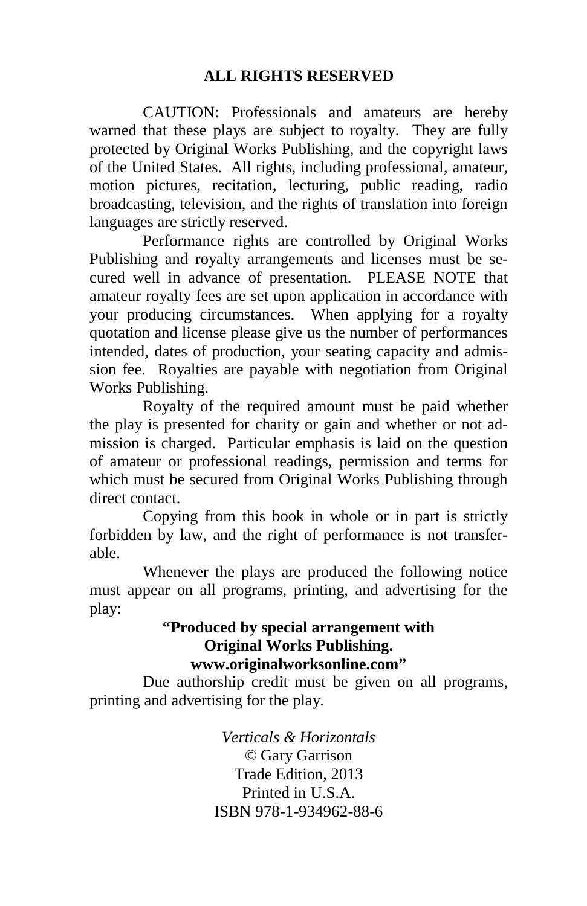## ALL RIGHTS RESERVED

CAUTION: Professionals and amateurs are hereby warned that these plays are subject to royalty. They are fully protected by Original Works Publishing, and the copyright laws of the United States. All rights, including professional, amateur, motion pictures, recitation, lecturing, public reading, radio broadcasting, television, and the rights of translation into foreign languages are strictly reserved.

Performance rights are controlled by Original Works Publishing and royalty arrangements and licenses must be secured well in advance of presentation. PLEASE NOTE that amateur royalty fees are set upon application in accordance with your producing circumstances. When applying for a royalty quotation and license please give us the number of performances intended, dates of production, your seating capacity and admission fee. Royalties are payable with negotiation from Original Works Publishing.

Royalty of the required amount must be paid whether the play is presented for charity or gain and whether or not admission is charged. Particular emphasis is laid on the question of amateur or professional readings, permission and terms for which must be secured from Original Works Publishing through direct contact.

Copying from this book in whole or in part is strictly forbidden by law, and the right of performance is not transferable.

Whenever the plays are produced the following notice must appear on all programs, printing, and advertising for the play:

**"Produced by special arrangement with**
**Original Works Publishing.**
**www.originalworksonline.com"**

Due authorship credit must be given on all programs, printing and advertising for the play.

*Verticals & Horizontals*
© Gary Garrison
Trade Edition, 2013
Printed in U.S.A.
ISBN 978-1-934962-88-6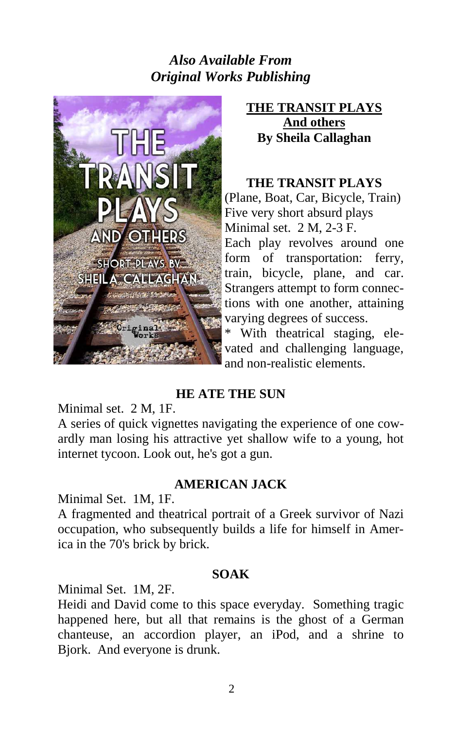## *Also Available From Original Works Publishing*

**THE TRANSIT PLAYS**
**And others**
**By Sheila Callaghan**

**THE TRANSIT PLAYS**

(Plane, Boat, Car, Bicycle, Train)
Five very short absurd plays
Minimal set. 2 M, 2-3 F.

Each play revolves around one form of transportation: ferry, train, bicycle, plane, and car. Strangers attempt to form connections with one another, attaining varying degrees of success.

* With theatrical staging, elevated and challenging language, and non-realistic elements.

**HE ATE THE SUN**

Minimal set. 2 M, 1F.

A series of quick vignettes navigating the experience of one cowardly man losing his attractive yet shallow wife to a young, hot internet tycoon. Look out, he's got a gun.

**AMERICAN JACK**

Minimal Set. 1M, 1F.

A fragmented and theatrical portrait of a Greek survivor of Nazi occupation, who subsequently builds a life for himself in America in the 70's brick by brick.

**SOAK**

Minimal Set. 1M, 2F.

Heidi and David come to this space everyday. Something tragic happened here, but all that remains is the ghost of a German chanteuse, an accordion player, an iPod, and a shrine to Bjork. And everyone is drunk.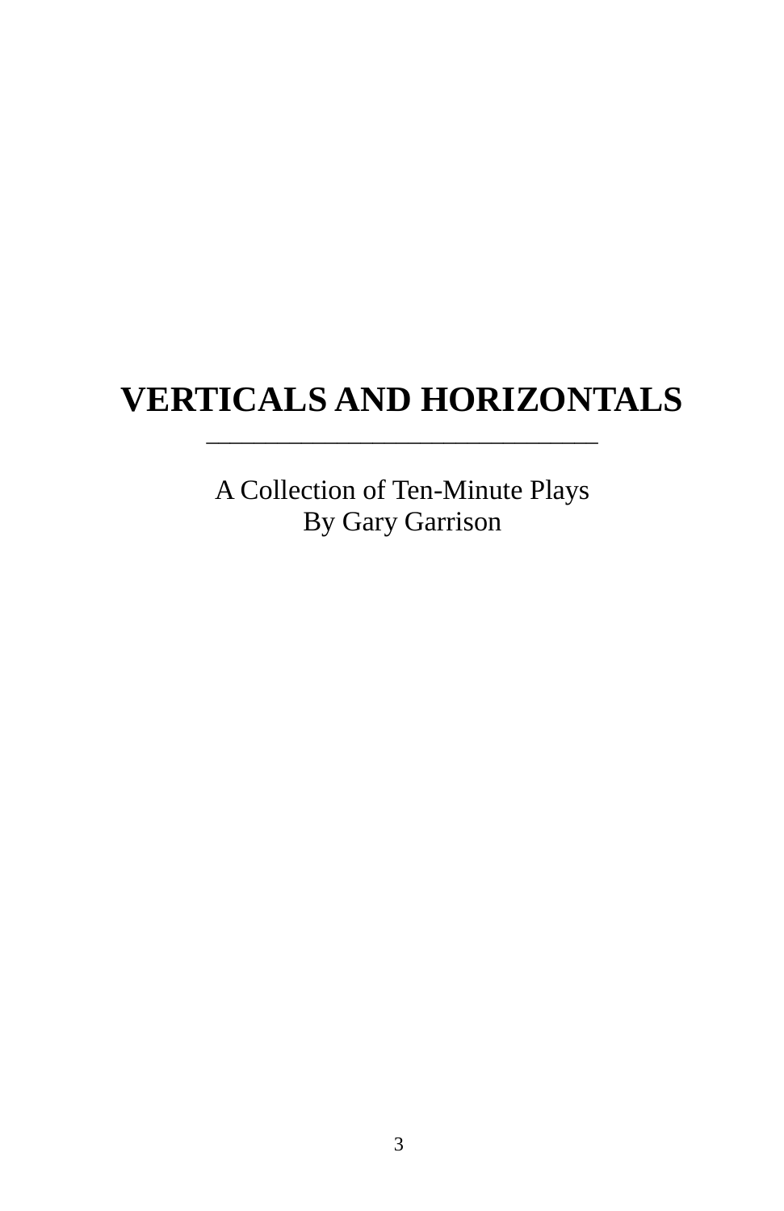# VERTICALS AND HORIZONTALS

---

A Collection of Ten-Minute Plays
By Gary Garrison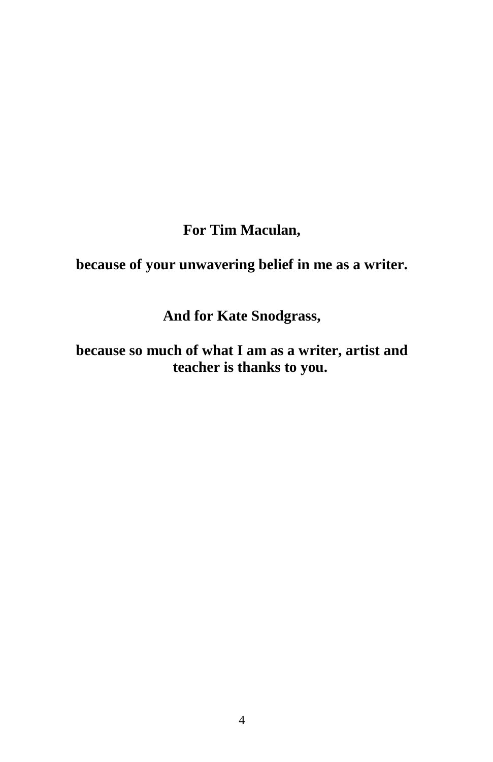**For Tim Maculan,**

**because of your unwavering belief in me as a writer.**

**And for Kate Snodgrass,**

**because so much of what I am as a writer, artist and teacher is thanks to you.**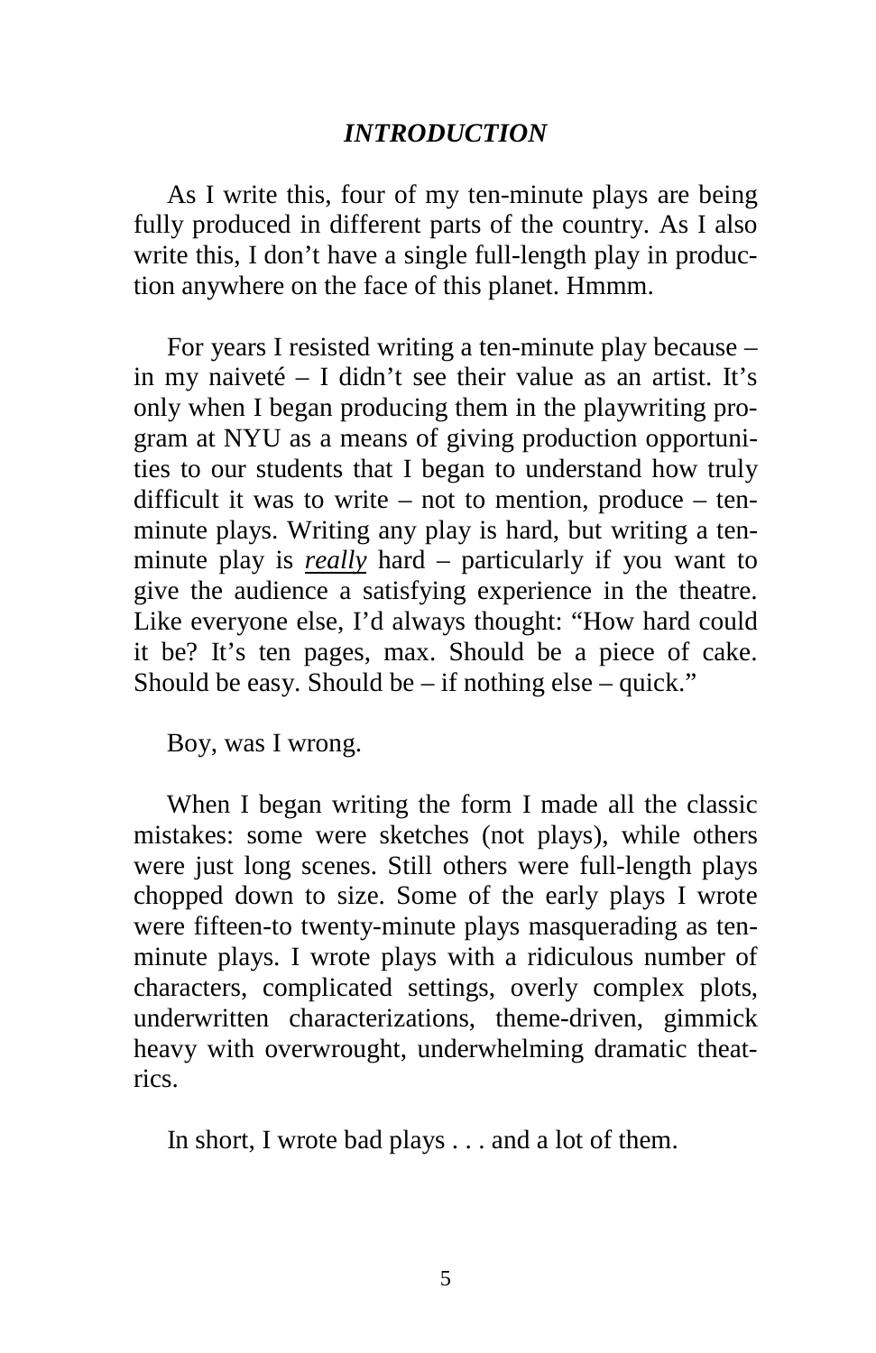# *INTRODUCTION*

As I write this, four of my ten-minute plays are being fully produced in different parts of the country. As I also write this, I don't have a single full-length play in production anywhere on the face of this planet. Hmmm.

For years I resisted writing a ten-minute play because – in my naiveté – I didn't see their value as an artist. It's only when I began producing them in the playwriting program at NYU as a means of giving production opportunities to our students that I began to understand how truly difficult it was to write – not to mention, produce – ten-minute plays. Writing any play is hard, but writing a ten-minute play is ***really*** hard – particularly if you want to give the audience a satisfying experience in the theatre. Like everyone else, I'd always thought: "How hard could it be? It's ten pages, max. Should be a piece of cake. Should be easy. Should be – if nothing else – quick."

Boy, was I wrong.

When I began writing the form I made all the classic mistakes: some were sketches (not plays), while others were just long scenes. Still others were full-length plays chopped down to size. Some of the early plays I wrote were fifteen-to twenty-minute plays masquerading as ten-minute plays. I wrote plays with a ridiculous number of characters, complicated settings, overly complex plots, underwritten characterizations, theme-driven, gimmick heavy with overwrought, underwhelming dramatic theatrics.

In short, I wrote bad plays . . . and a lot of them.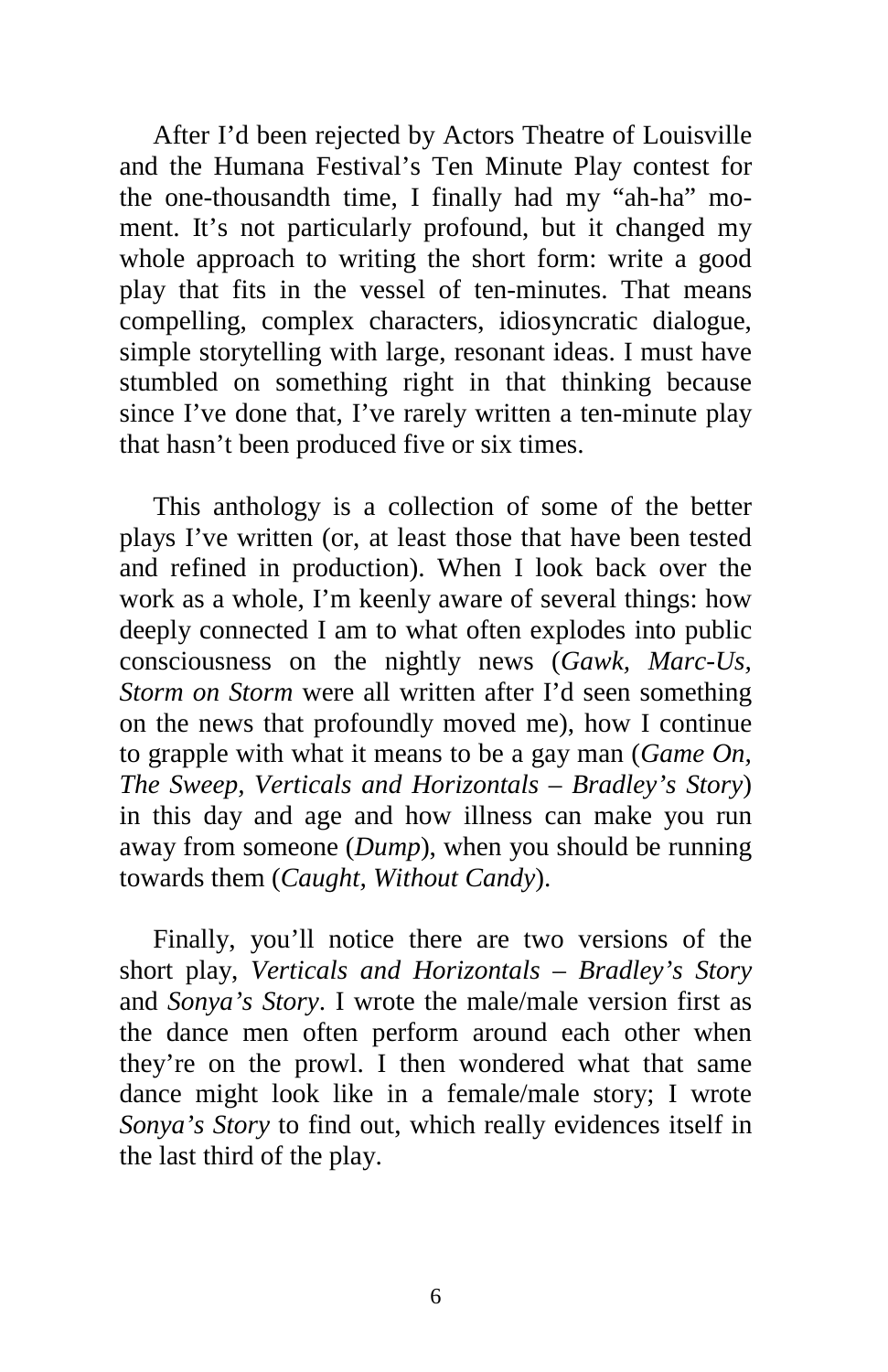After I'd been rejected by Actors Theatre of Louisville and the Humana Festival's Ten Minute Play contest for the one-thousandth time, I finally had my "ah-ha" moment. It's not particularly profound, but it changed my whole approach to writing the short form: write a good play that fits in the vessel of ten-minutes. That means compelling, complex characters, idiosyncratic dialogue, simple storytelling with large, resonant ideas. I must have stumbled on something right in that thinking because since I've done that, I've rarely written a ten-minute play that hasn't been produced five or six times.

This anthology is a collection of some of the better plays I've written (or, at least those that have been tested and refined in production). When I look back over the work as a whole, I'm keenly aware of several things: how deeply connected I am to what often explodes into public consciousness on the nightly news (*Gawk*, *Marc-Us*, *Storm on Storm* were all written after I'd seen something on the news that profoundly moved me), how I continue to grapple with what it means to be a gay man (*Game On*, *The Sweep*, *Verticals and Horizontals – Bradley's Story*) in this day and age and how illness can make you run away from someone (*Dump*), when you should be running towards them (*Caught*, *Without Candy*).

Finally, you'll notice there are two versions of the short play, *Verticals and Horizontals – Bradley's Story* and *Sonya's Story*. I wrote the male/male version first as the dance men often perform around each other when they're on the prowl. I then wondered what that same dance might look like in a female/male story; I wrote *Sonya's Story* to find out, which really evidences itself in the last third of the play.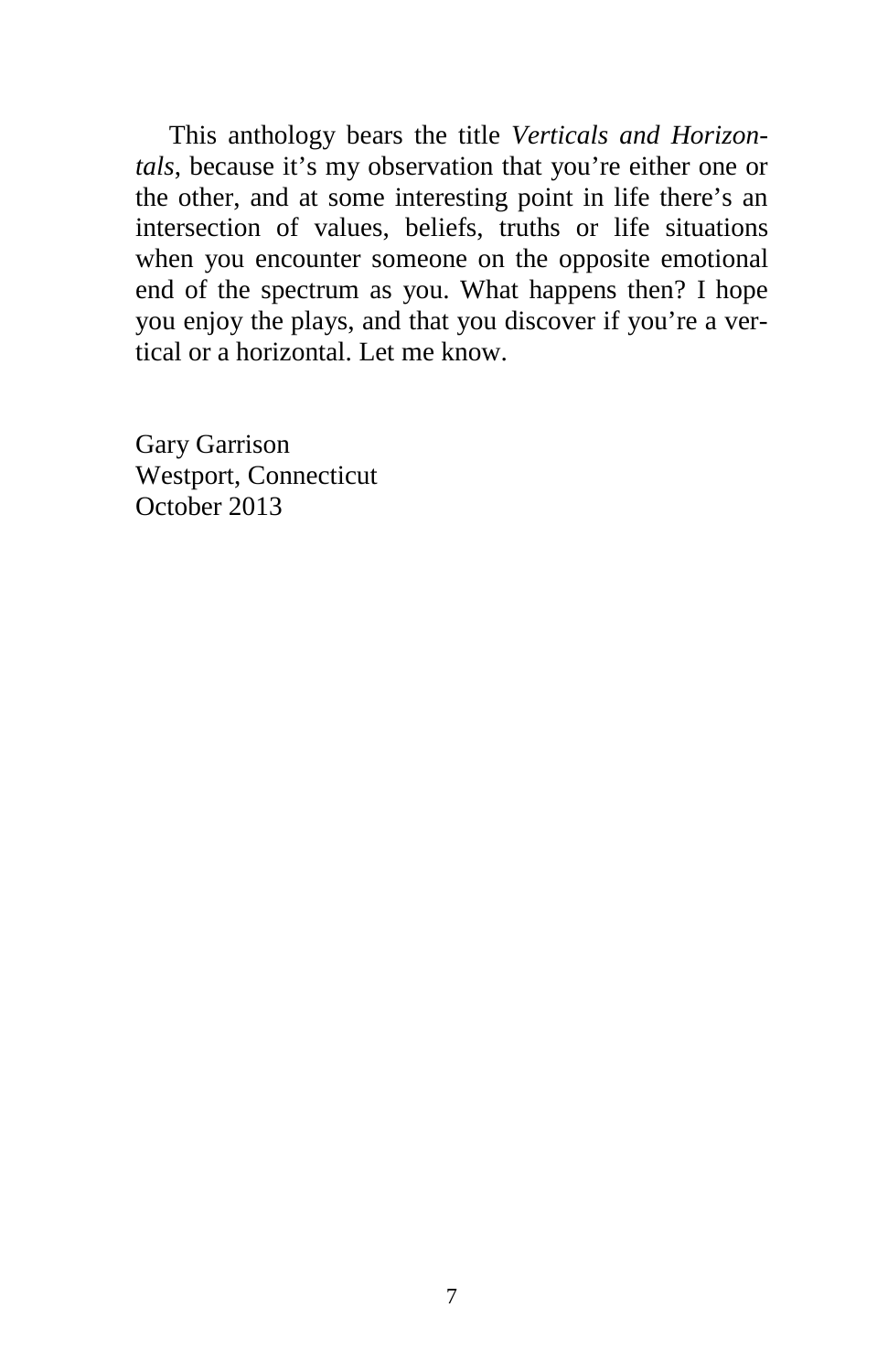This anthology bears the title *Verticals and Horizontals*, because it's my observation that you're either one or the other, and at some interesting point in life there's an intersection of values, beliefs, truths or life situations when you encounter someone on the opposite emotional end of the spectrum as you. What happens then? I hope you enjoy the plays, and that you discover if you're a vertical or a horizontal. Let me know.

Gary Garrison
Westport, Connecticut
October 2013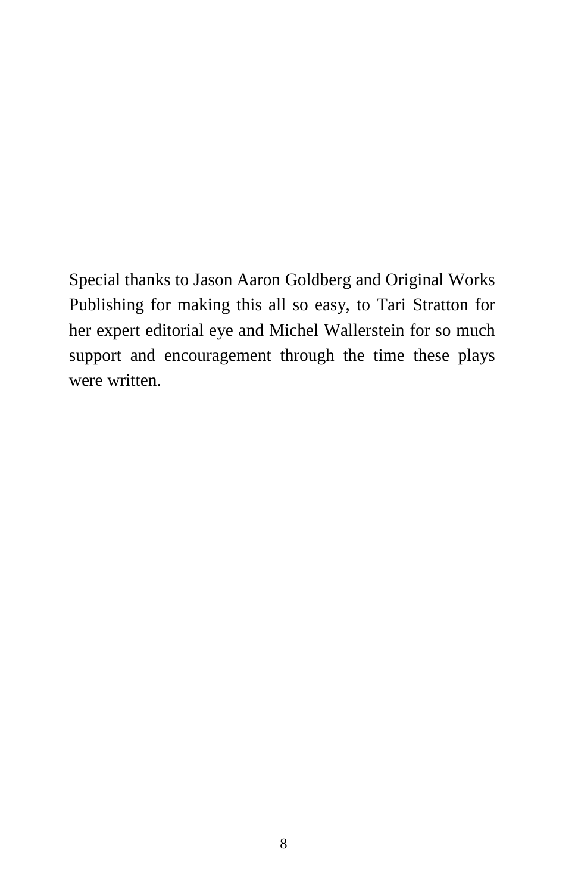Special thanks to Jason Aaron Goldberg and Original Works Publishing for making this all so easy, to Tari Stratton for her expert editorial eye and Michel Wallerstein for so much support and encouragement through the time these plays were written.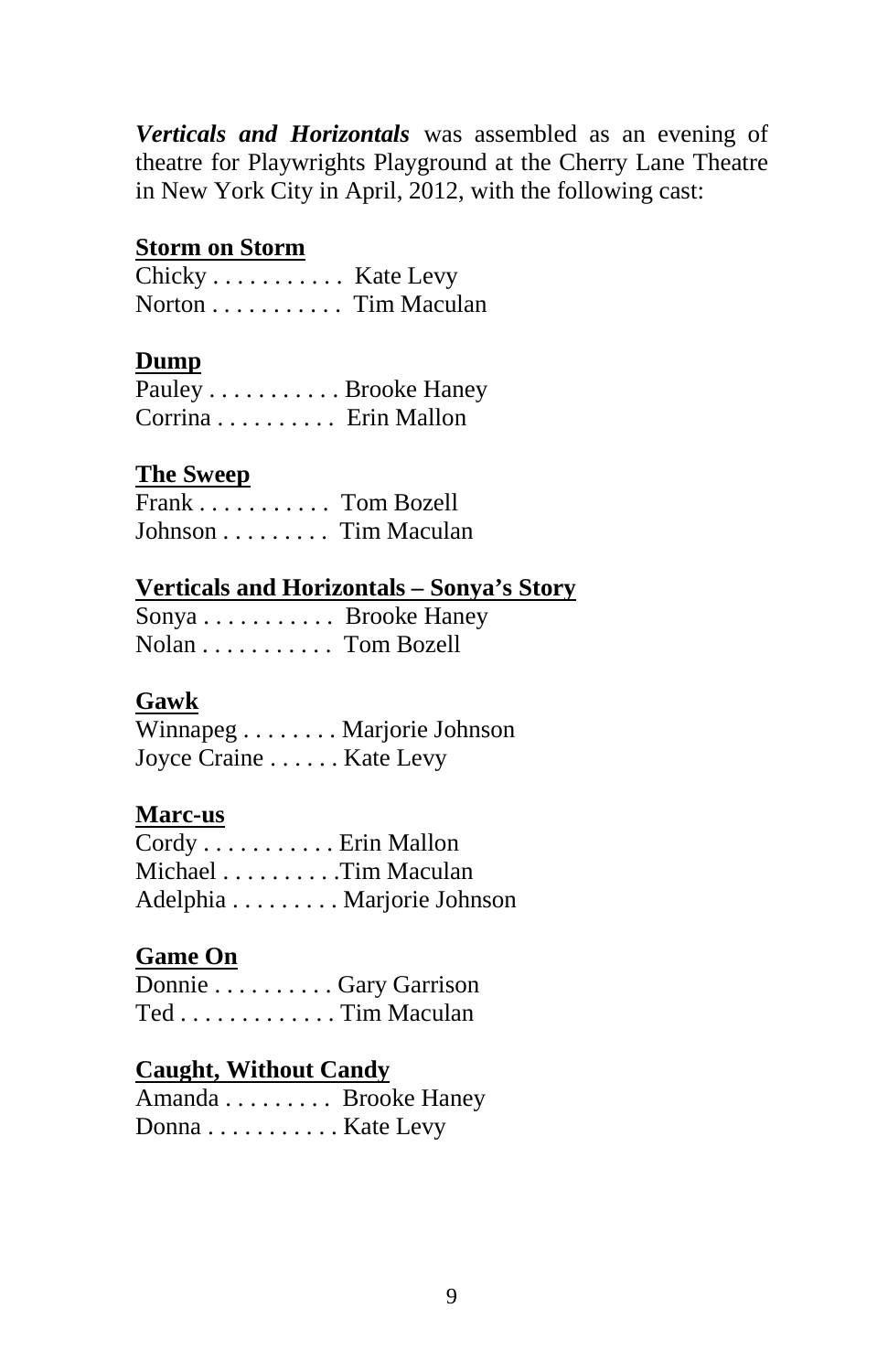***Verticals and Horizontals*** was assembled as an evening of theatre for Playwrights Playground at the Cherry Lane Theatre in New York City in April, 2012, with the following cast:

**Storm on Storm**

Chicky . . . . . . . . . . . Kate Levy
Norton . . . . . . . . . . . Tim Maculan

**Dump**

Pauley . . . . . . . . . . . Brooke Haney
Corrina . . . . . . . . . . Erin Mallon

**The Sweep**

Frank . . . . . . . . . . . Tom Bozell
Johnson . . . . . . . . . Tim Maculan

**Verticals and Horizontals – Sonya's Story**

Sonya . . . . . . . . . . . Brooke Haney
Nolan . . . . . . . . . . . Tom Bozell

**Gawk**

Winnapeg . . . . . . . . Marjorie Johnson
Joyce Craine . . . . . . Kate Levy

**Marc-us**

Cordy . . . . . . . . . . . Erin Mallon
Michael . . . . . . . . . .Tim Maculan
Adelphia . . . . . . . . . Marjorie Johnson

**Game On**

Donnie . . . . . . . . . . Gary Garrison
Ted . . . . . . . . . . . . . Tim Maculan

**Caught, Without Candy**

Amanda . . . . . . . . . Brooke Haney
Donna . . . . . . . . . . . Kate Levy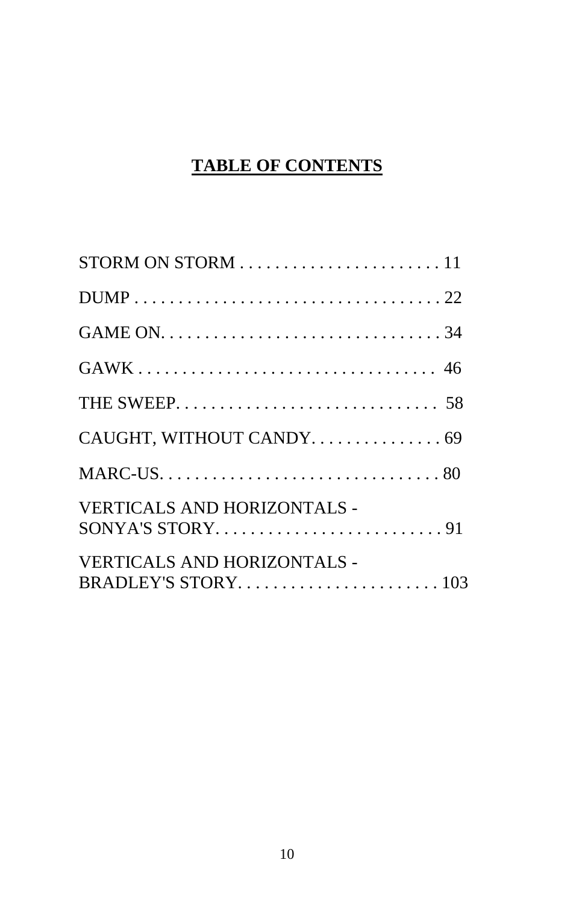# **TABLE OF CONTENTS**

STORM ON STORM . . . . . . . . . . . . . . . . . . . . . . . 11

DUMP . . . . . . . . . . . . . . . . . . . . . . . . . . . . . . . . . . . 22

GAME ON. . . . . . . . . . . . . . . . . . . . . . . . . . . . . . . . 34

GAWK . . . . . . . . . . . . . . . . . . . . . . . . . . . . . . . . . 46

THE SWEEP. . . . . . . . . . . . . . . . . . . . . . . . . . . . . 58

CAUGHT, WITHOUT CANDY. . . . . . . . . . . . . . . 69

MARC-US. . . . . . . . . . . . . . . . . . . . . . . . . . . . . . . 80

VERTICALS AND HORIZONTALS -
SONYA'S STORY. . . . . . . . . . . . . . . . . . . . . . . . . . 91

VERTICALS AND HORIZONTALS -
BRADLEY'S STORY. . . . . . . . . . . . . . . . . . . . . . . 103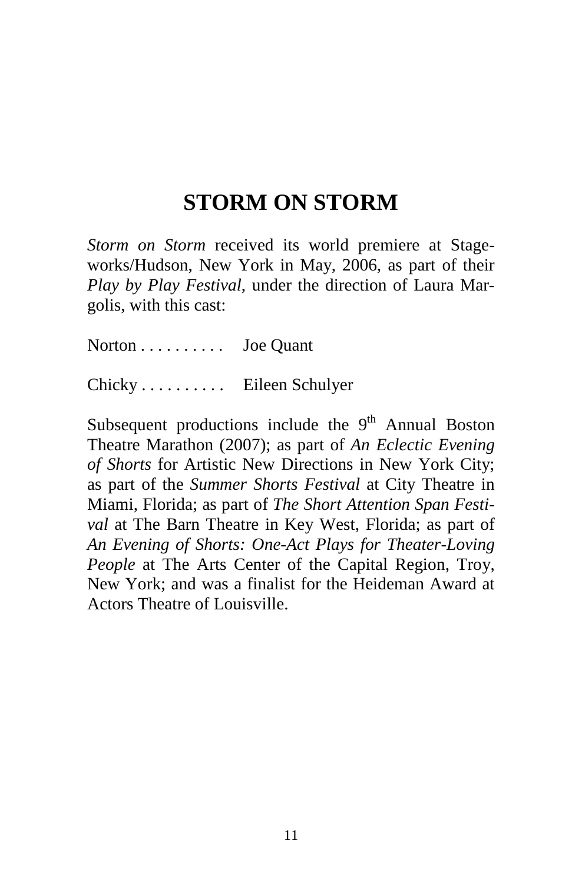# STORM ON STORM

*Storm on Storm* received its world premiere at Stageworks/Hudson, New York in May, 2006, as part of their *Play by Play Festival*, under the direction of Laura Margolis, with this cast:

Norton . . . . . . . . . . Joe Quant

Chicky . . . . . . . . . . Eileen Schulyer

Subsequent productions include the 9th Annual Boston Theatre Marathon (2007); as part of *An Eclectic Evening of Shorts* for Artistic New Directions in New York City; as part of the *Summer Shorts Festival* at City Theatre in Miami, Florida; as part of *The Short Attention Span Festival* at The Barn Theatre in Key West, Florida; as part of *An Evening of Shorts: One-Act Plays for Theater-Loving People* at The Arts Center of the Capital Region, Troy, New York; and was a finalist for the Heideman Award at Actors Theatre of Louisville.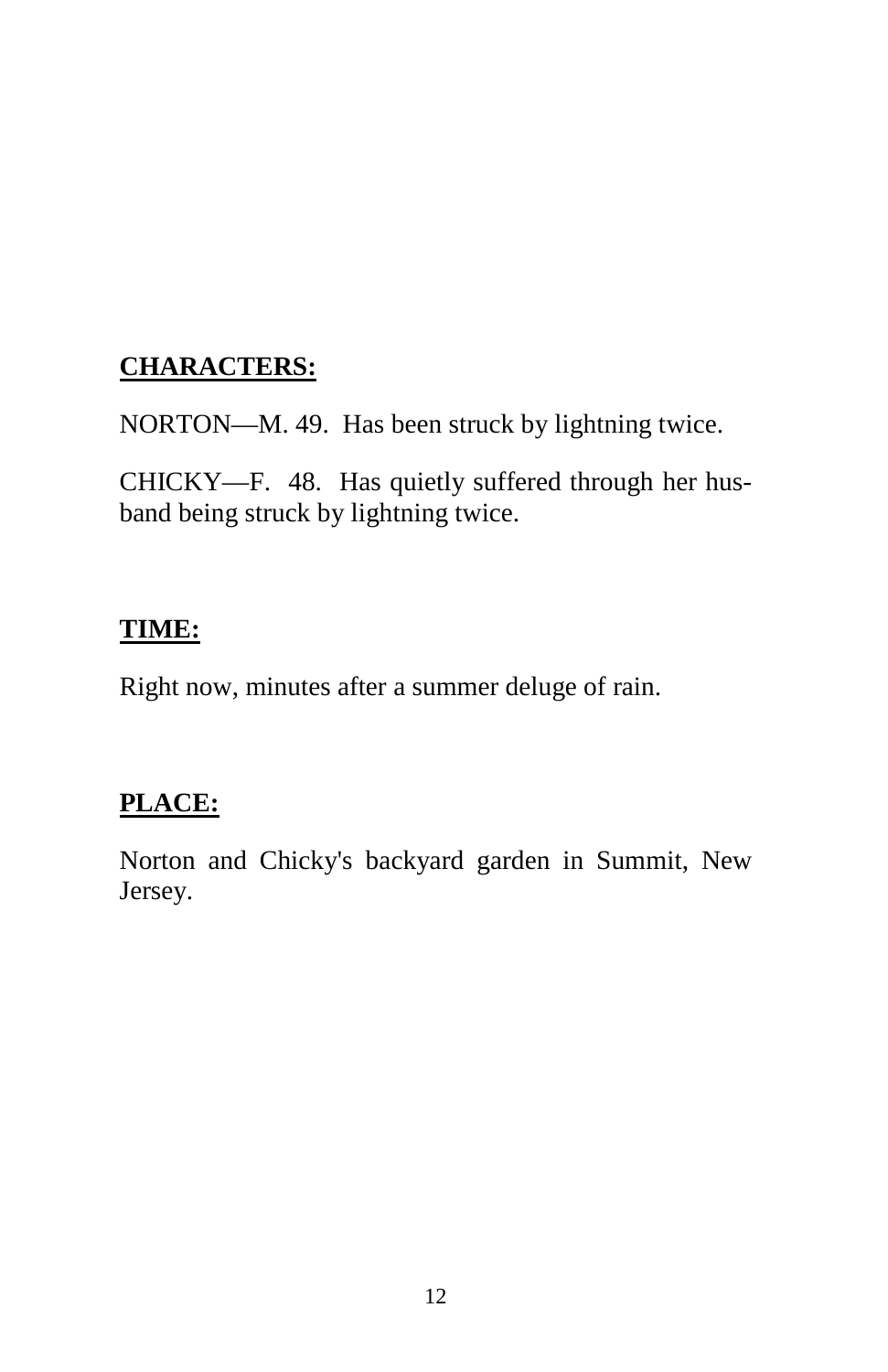**CHARACTERS:**

NORTON—M. 49. Has been struck by lightning twice.

CHICKY—F. 48. Has quietly suffered through her husband being struck by lightning twice.

**TIME:**

Right now, minutes after a summer deluge of rain.

**PLACE:**

Norton and Chicky's backyard garden in Summit, New Jersey.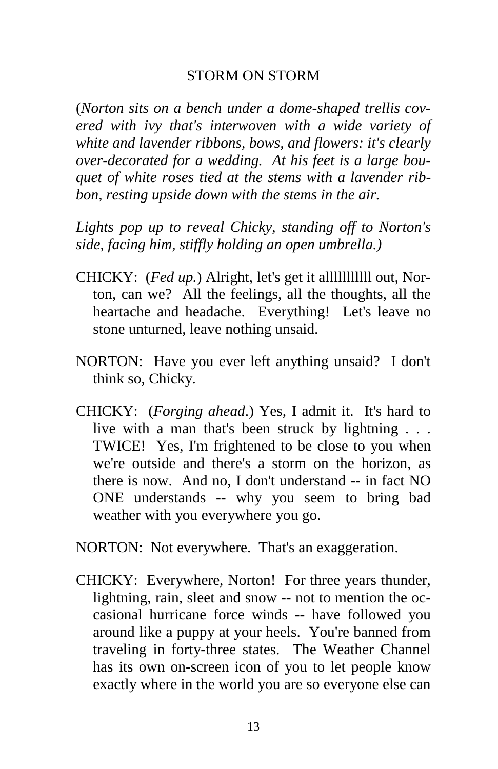STORM ON STORM

(*Norton sits on a bench under a dome-shaped trellis covered with ivy that's interwoven with a wide variety of white and lavender ribbons, bows, and flowers: it's clearly over-decorated for a wedding. At his feet is a large bouquet of white roses tied at the stems with a lavender ribbon, resting upside down with the stems in the air.*

*Lights pop up to reveal Chicky, standing off to Norton's side, facing him, stiffly holding an open umbrella.*)

CHICKY: (*Fed up.*) Alright, let's get it allllllllll out, Norton, can we? All the feelings, all the thoughts, all the heartache and headache. Everything! Let's leave no stone unturned, leave nothing unsaid.

NORTON: Have you ever left anything unsaid? I don't think so, Chicky.

CHICKY: (*Forging ahead.*) Yes, I admit it. It's hard to live with a man that's been struck by lightning . . . TWICE! Yes, I'm frightened to be close to you when we're outside and there's a storm on the horizon, as there is now. And no, I don't understand -- in fact NO ONE understands -- why you seem to bring bad weather with you everywhere you go.

NORTON: Not everywhere. That's an exaggeration.

CHICKY: Everywhere, Norton! For three years thunder, lightning, rain, sleet and snow -- not to mention the occasional hurricane force winds -- have followed you around like a puppy at your heels. You're banned from traveling in forty-three states. The Weather Channel has its own on-screen icon of you to let people know exactly where in the world you are so everyone else can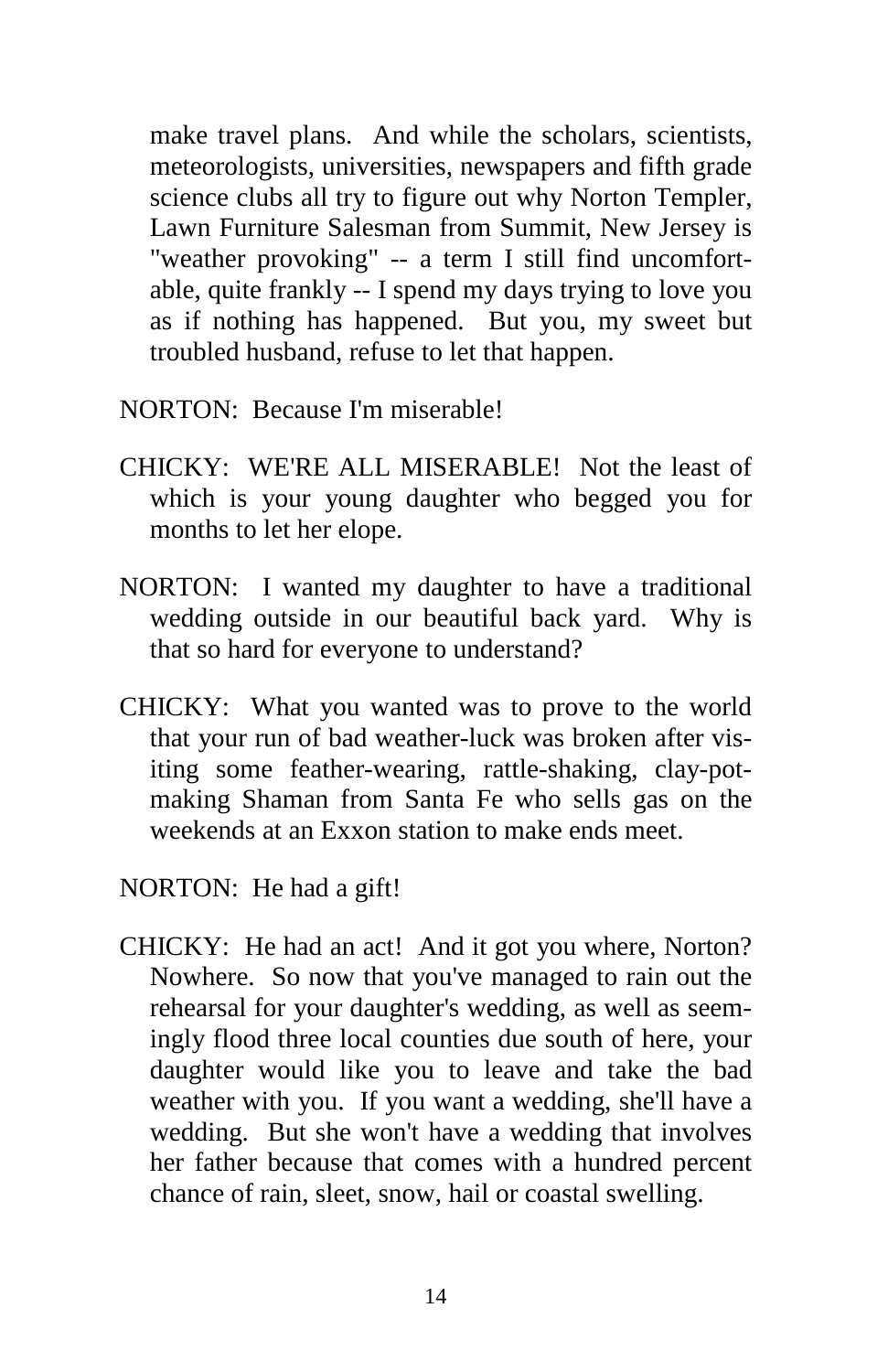make travel plans. And while the scholars, scientists, meteorologists, universities, newspapers and fifth grade science clubs all try to figure out why Norton Templer, Lawn Furniture Salesman from Summit, New Jersey is "weather provoking" -- a term I still find uncomfortable, quite frankly -- I spend my days trying to love you as if nothing has happened. But you, my sweet but troubled husband, refuse to let that happen.

NORTON: Because I'm miserable!

CHICKY: WE'RE ALL MISERABLE! Not the least of which is your young daughter who begged you for months to let her elope.

NORTON: I wanted my daughter to have a traditional wedding outside in our beautiful back yard. Why is that so hard for everyone to understand?

CHICKY: What you wanted was to prove to the world that your run of bad weather-luck was broken after visiting some feather-wearing, rattle-shaking, clay-pot-making Shaman from Santa Fe who sells gas on the weekends at an Exxon station to make ends meet.

NORTON: He had a gift!

CHICKY: He had an act! And it got you where, Norton? Nowhere. So now that you've managed to rain out the rehearsal for your daughter's wedding, as well as seemingly flood three local counties due south of here, your daughter would like you to leave and take the bad weather with you. If you want a wedding, she'll have a wedding. But she won't have a wedding that involves her father because that comes with a hundred percent chance of rain, sleet, snow, hail or coastal swelling.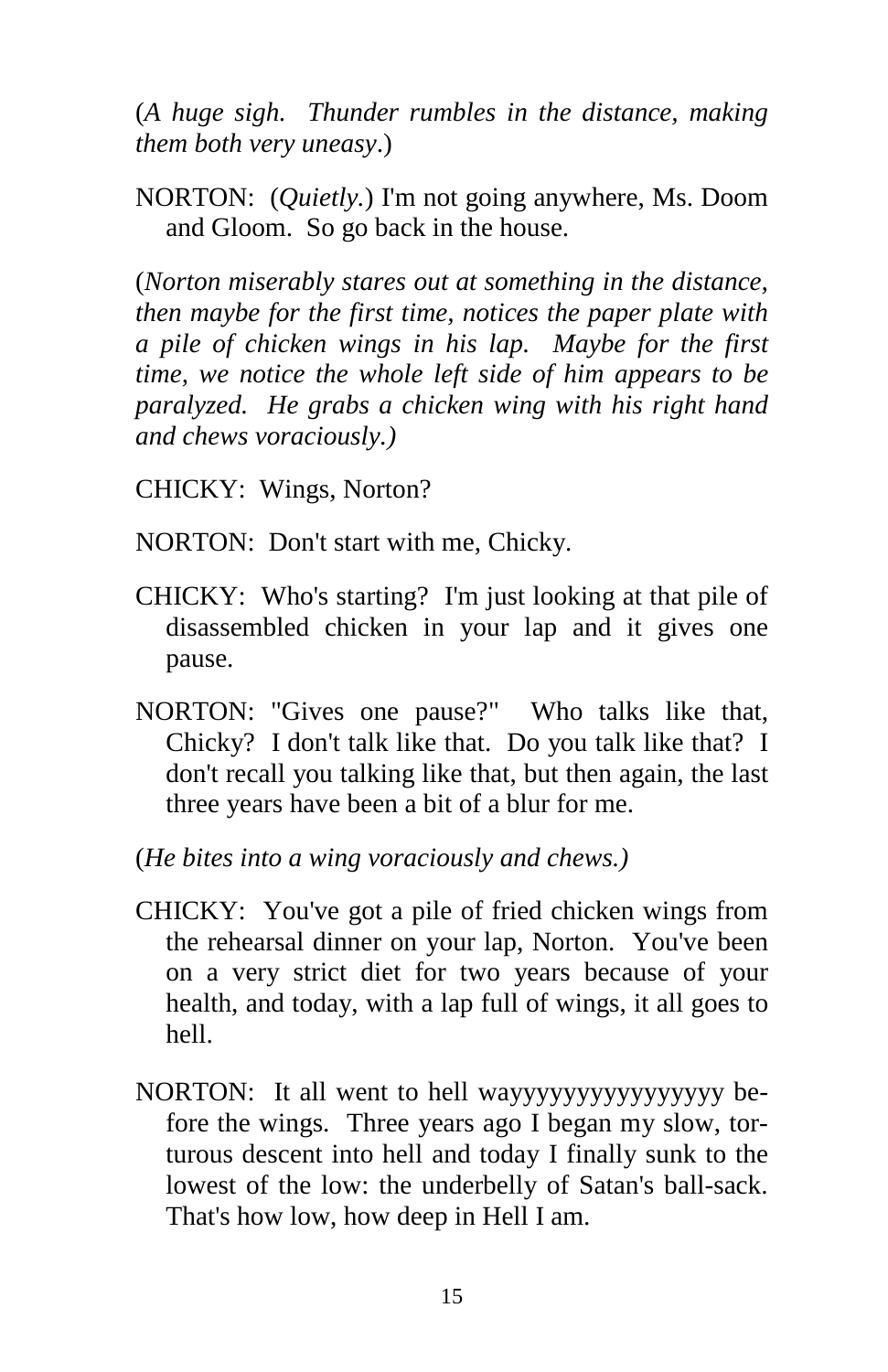(*A huge sigh. Thunder rumbles in the distance, making them both very uneasy*.)

NORTON: (*Quietly.*) I'm not going anywhere, Ms. Doom and Gloom. So go back in the house.

(*Norton miserably stares out at something in the distance, then maybe for the first time, notices the paper plate with a pile of chicken wings in his lap. Maybe for the first time, we notice the whole left side of him appears to be paralyzed. He grabs a chicken wing with his right hand and chews voraciously.)*

CHICKY: Wings, Norton?

NORTON: Don't start with me, Chicky.

CHICKY: Who's starting? I'm just looking at that pile of disassembled chicken in your lap and it gives one pause.

NORTON: "Gives one pause?" Who talks like that, Chicky? I don't talk like that. Do you talk like that? I don't recall you talking like that, but then again, the last three years have been a bit of a blur for me.

(*He bites into a wing voraciously and chews.)*

CHICKY: You've got a pile of fried chicken wings from the rehearsal dinner on your lap, Norton. You've been on a very strict diet for two years because of your health, and today, with a lap full of wings, it all goes to hell.

NORTON: It all went to hell wayyyyyyyyyyyyyyyy before the wings. Three years ago I began my slow, torturous descent into hell and today I finally sunk to the lowest of the low: the underbelly of Satan's ball-sack. That's how low, how deep in Hell I am.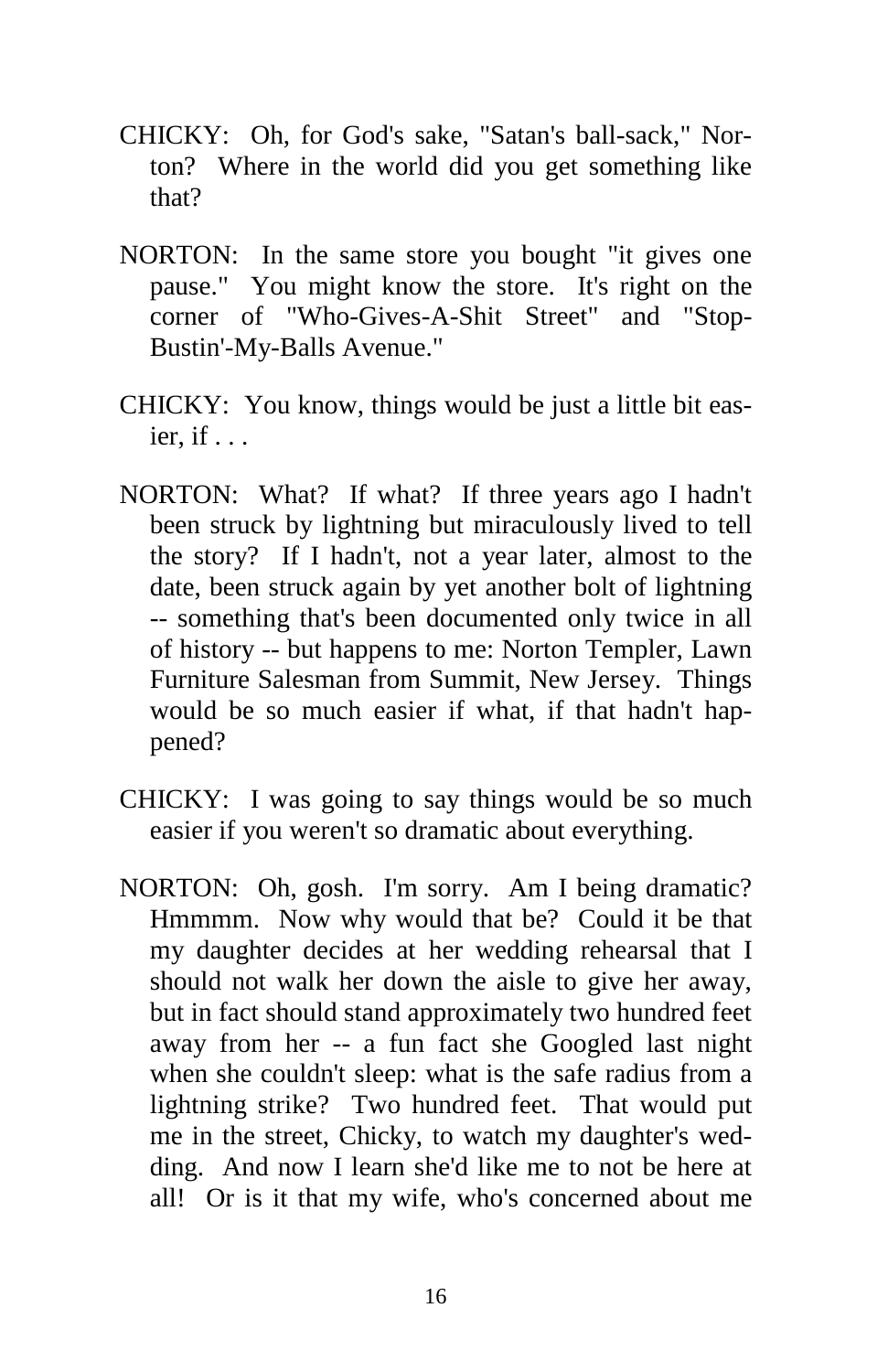CHICKY: Oh, for God's sake, "Satan's ball-sack," Norton? Where in the world did you get something like that?

NORTON: In the same store you bought "it gives one pause." You might know the store. It's right on the corner of "Who-Gives-A-Shit Street" and "Stop-Bustin'-My-Balls Avenue."

CHICKY: You know, things would be just a little bit easier, if . . .

NORTON: What? If what? If three years ago I hadn't been struck by lightning but miraculously lived to tell the story? If I hadn't, not a year later, almost to the date, been struck again by yet another bolt of lightning -- something that's been documented only twice in all of history -- but happens to me: Norton Templer, Lawn Furniture Salesman from Summit, New Jersey. Things would be so much easier if what, if that hadn't happened?

CHICKY: I was going to say things would be so much easier if you weren't so dramatic about everything.

NORTON: Oh, gosh. I'm sorry. Am I being dramatic? Hmmmm. Now why would that be? Could it be that my daughter decides at her wedding rehearsal that I should not walk her down the aisle to give her away, but in fact should stand approximately two hundred feet away from her -- a fun fact she Googled last night when she couldn't sleep: what is the safe radius from a lightning strike? Two hundred feet. That would put me in the street, Chicky, to watch my daughter's wedding. And now I learn she'd like me to not be here at all! Or is it that my wife, who's concerned about me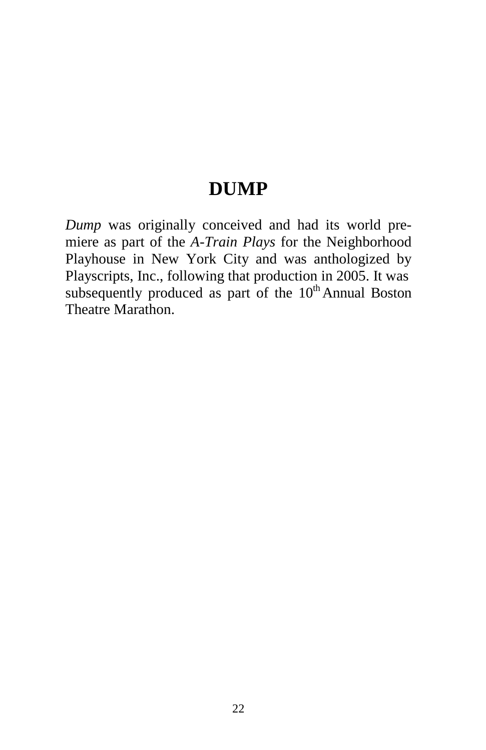# DUMP

*Dump* was originally conceived and had its world premiere as part of the *A-Train Plays* for the Neighborhood Playhouse in New York City and was anthologized by Playscripts, Inc., following that production in 2005. It was subsequently produced as part of the 10th Annual Boston Theatre Marathon.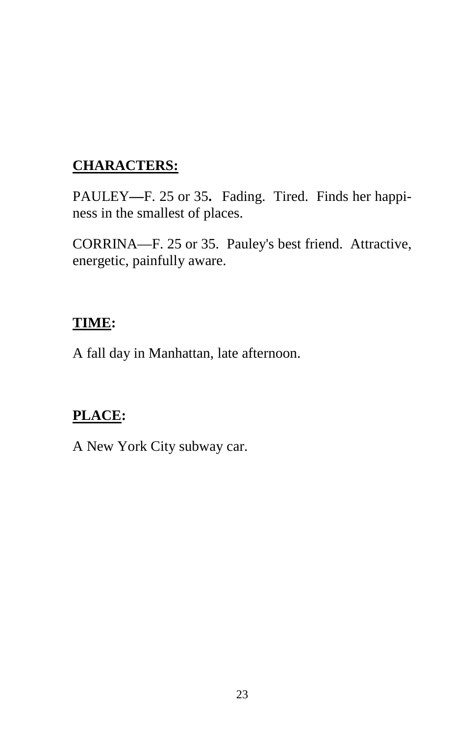**CHARACTERS:**

PAULEY—F. 25 or 35. Fading. Tired. Finds her happiness in the smallest of places.

CORRINA—F. 25 or 35. Pauley's best friend. Attractive, energetic, painfully aware.

**TIME:**

A fall day in Manhattan, late afternoon.

**PLACE:**

A New York City subway car.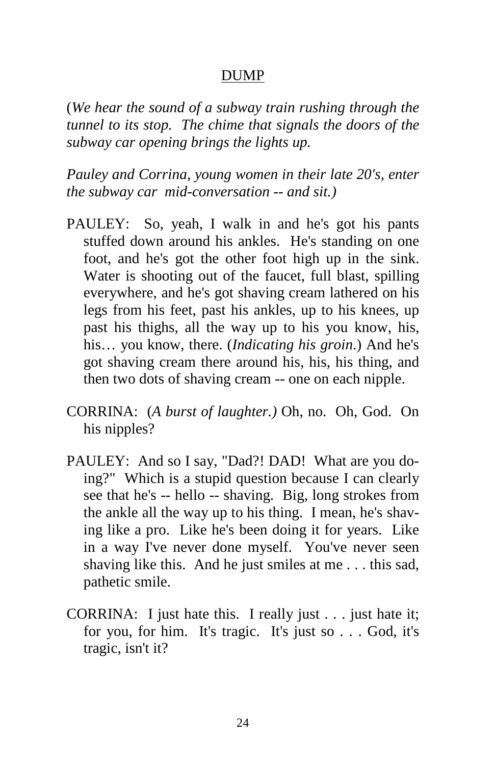DUMP

(*We hear the sound of a subway train rushing through the tunnel to its stop. The chime that signals the doors of the subway car opening brings the lights up.*

*Pauley and Corrina, young women in their late 20's, enter the subway car mid-conversation -- and sit.)*

PAULEY: So, yeah, I walk in and he's got his pants stuffed down around his ankles. He's standing on one foot, and he's got the other foot high up in the sink. Water is shooting out of the faucet, full blast, spilling everywhere, and he's got shaving cream lathered on his legs from his feet, past his ankles, up to his knees, up past his thighs, all the way up to his you know, his, his… you know, there. (*Indicating his groin*.) And he's got shaving cream there around his, his, his thing, and then two dots of shaving cream -- one on each nipple.

CORRINA: (*A burst of laughter.)* Oh, no. Oh, God. On his nipples?

PAULEY: And so I say, "Dad?! DAD! What are you doing?" Which is a stupid question because I can clearly see that he's -- hello -- shaving. Big, long strokes from the ankle all the way up to his thing. I mean, he's shaving like a pro. Like he's been doing it for years. Like in a way I've never done myself. You've never seen shaving like this. And he just smiles at me . . . this sad, pathetic smile.

CORRINA: I just hate this. I really just . . . just hate it; for you, for him. It's tragic. It's just so . . . God, it's tragic, isn't it?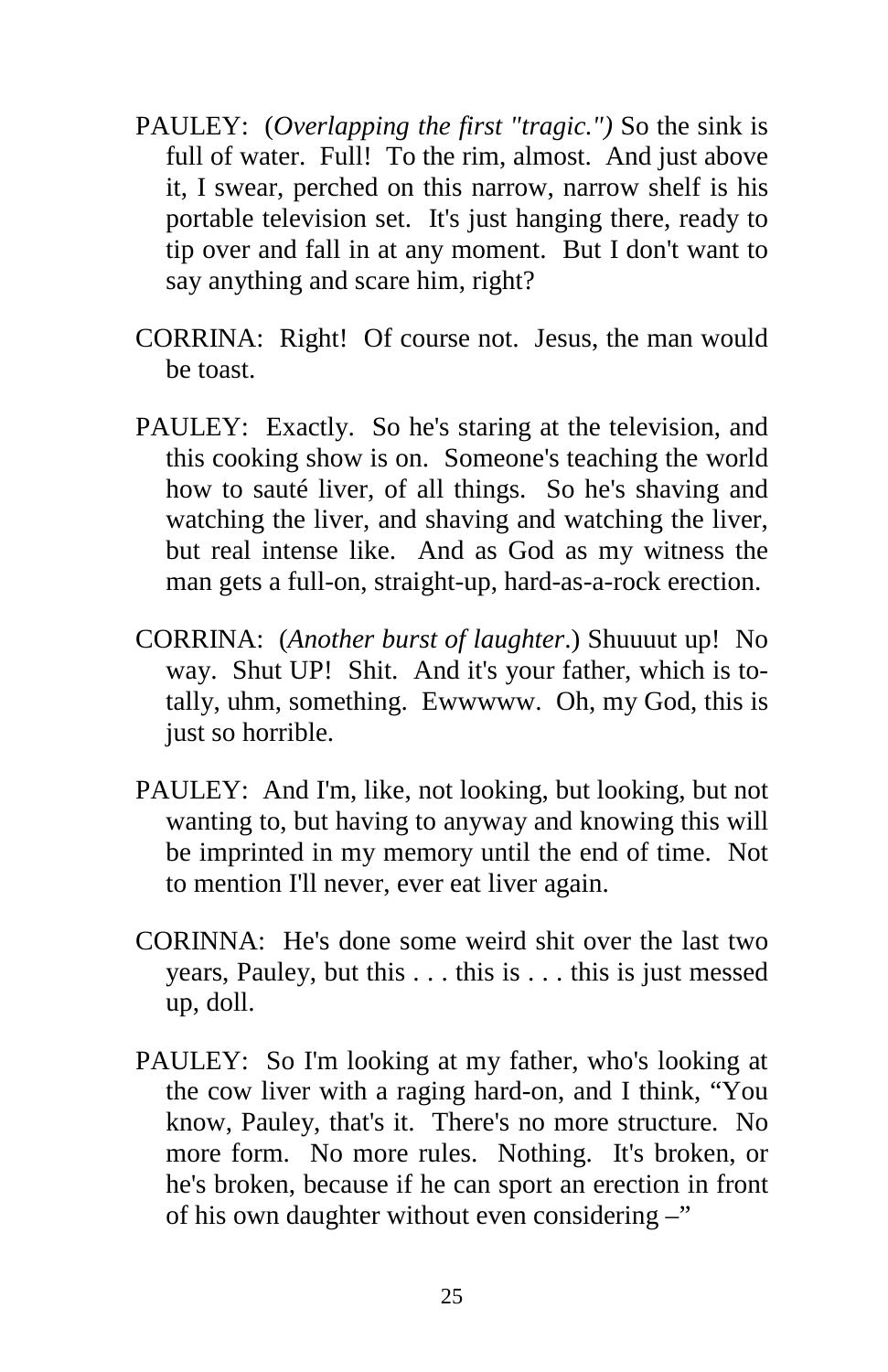PAULEY: (*Overlapping the first "tragic."*) So the sink is full of water. Full! To the rim, almost. And just above it, I swear, perched on this narrow, narrow shelf is his portable television set. It's just hanging there, ready to tip over and fall in at any moment. But I don't want to say anything and scare him, right?

CORRINA: Right! Of course not. Jesus, the man would be toast.

PAULEY: Exactly. So he's staring at the television, and this cooking show is on. Someone's teaching the world how to sauté liver, of all things. So he's shaving and watching the liver, and shaving and watching the liver, but real intense like. And as God as my witness the man gets a full-on, straight-up, hard-as-a-rock erection.

CORRINA: (*Another burst of laughter*.) Shuuuut up! No way. Shut UP! Shit. And it's your father, which is totally, uhm, something. Ewwwww. Oh, my God, this is just so horrible.

PAULEY: And I'm, like, not looking, but looking, but not wanting to, but having to anyway and knowing this will be imprinted in my memory until the end of time. Not to mention I'll never, ever eat liver again.

CORINNA: He's done some weird shit over the last two years, Pauley, but this . . . this is . . . this is just messed up, doll.

PAULEY: So I'm looking at my father, who's looking at the cow liver with a raging hard-on, and I think, "You know, Pauley, that's it. There's no more structure. No more form. No more rules. Nothing. It's broken, or he's broken, because if he can sport an erection in front of his own daughter without even considering –"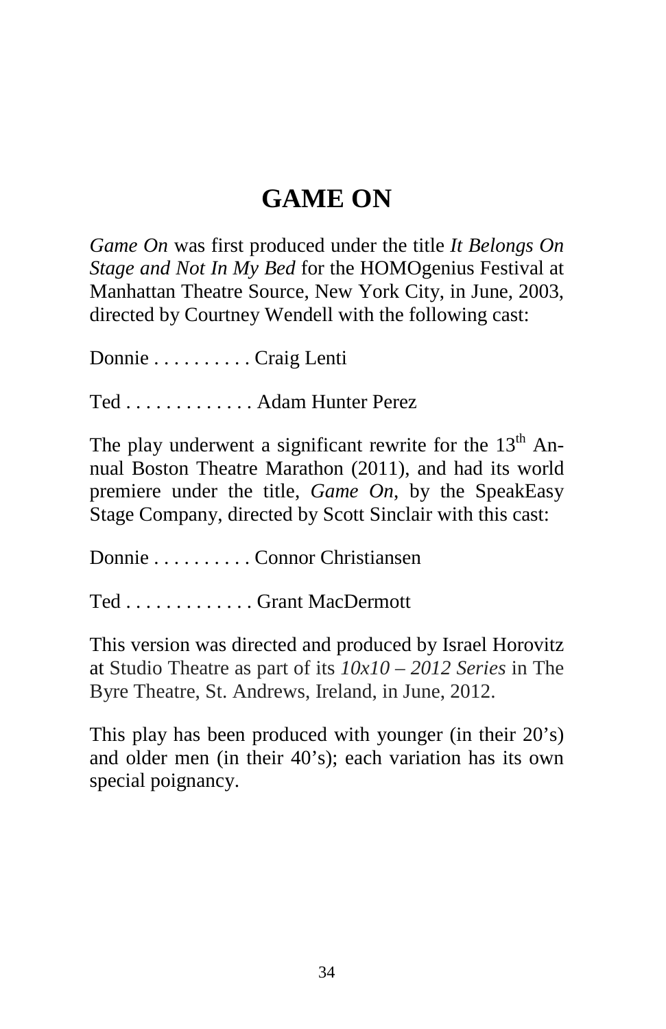# GAME ON

*Game On* was first produced under the title *It Belongs On Stage and Not In My Bed* for the HOMOgenius Festival at Manhattan Theatre Source, New York City, in June, 2003, directed by Courtney Wendell with the following cast:

Donnie . . . . . . . . . . Craig Lenti

Ted . . . . . . . . . . . . . Adam Hunter Perez

The play underwent a significant rewrite for the 13th Annual Boston Theatre Marathon (2011), and had its world premiere under the title, *Game On*, by the SpeakEasy Stage Company, directed by Scott Sinclair with this cast:

Donnie . . . . . . . . . . Connor Christiansen

Ted . . . . . . . . . . . . . Grant MacDermott

This version was directed and produced by Israel Horovitz at Studio Theatre as part of its *10x10 – 2012 Series* in The Byre Theatre, St. Andrews, Ireland, in June, 2012.

This play has been produced with younger (in their 20's) and older men (in their 40's); each variation has its own special poignancy.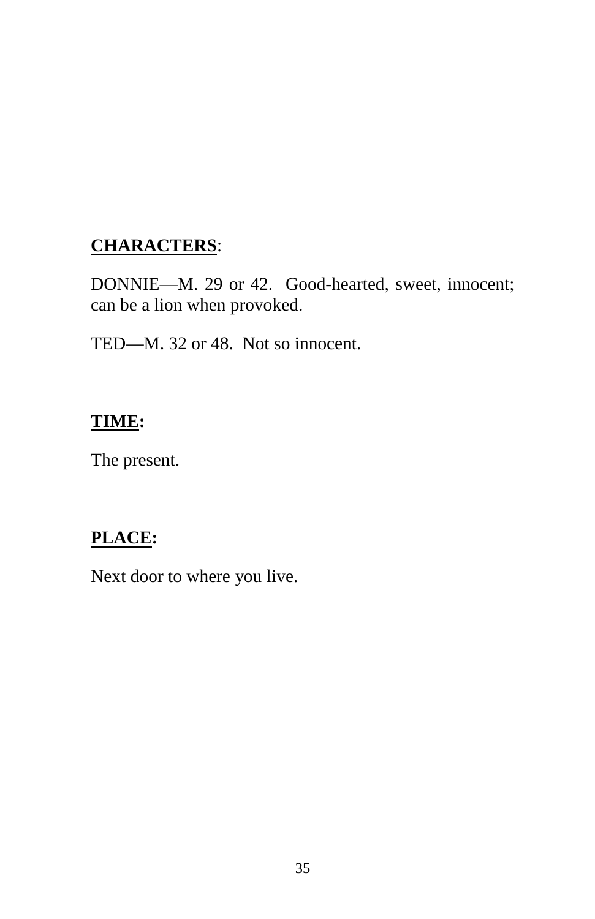**<u>CHARACTERS</u>**:

DONNIE—M. 29 or 42. Good-hearted, sweet, innocent; can be a lion when provoked.

TED—M. 32 or 48. Not so innocent.

**<u>TIME</u>:**

The present.

**<u>PLACE</u>:**

Next door to where you live.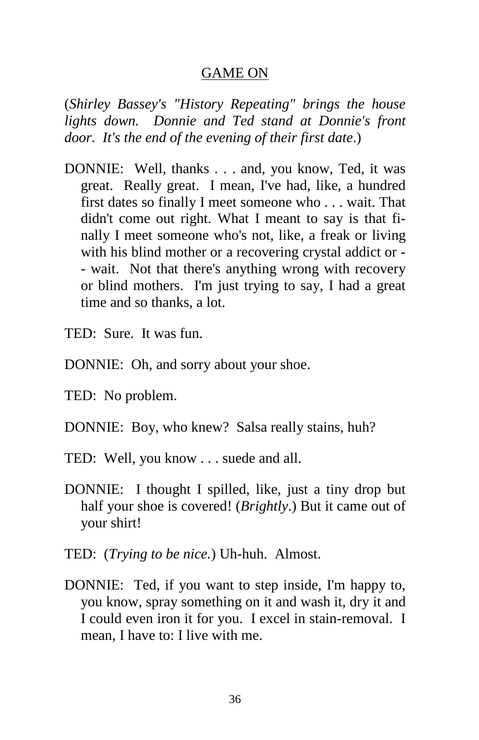<u>GAME ON</u>

(*Shirley Bassey's "History Repeating" brings the house lights down. Donnie and Ted stand at Donnie's front door. It's the end of the evening of their first date*.)

DONNIE: Well, thanks . . . and, you know, Ted, it was great. Really great. I mean, I've had, like, a hundred first dates so finally I meet someone who . . . wait. That didn't come out right. What I meant to say is that finally I meet someone who's not, like, a freak or living with his blind mother or a recovering crystal addict or -- wait. Not that there's anything wrong with recovery or blind mothers. I'm just trying to say, I had a great time and so thanks, a lot.

TED: Sure. It was fun.

DONNIE: Oh, and sorry about your shoe.

TED: No problem.

DONNIE: Boy, who knew? Salsa really stains, huh?

TED: Well, you know . . . suede and all.

DONNIE: I thought I spilled, like, just a tiny drop but half your shoe is covered! (*Brightly*.) But it came out of your shirt!

TED: (*Trying to be nice.*) Uh-huh. Almost.

DONNIE: Ted, if you want to step inside, I'm happy to, you know, spray something on it and wash it, dry it and I could even iron it for you. I excel in stain-removal. I mean, I have to: I live with me.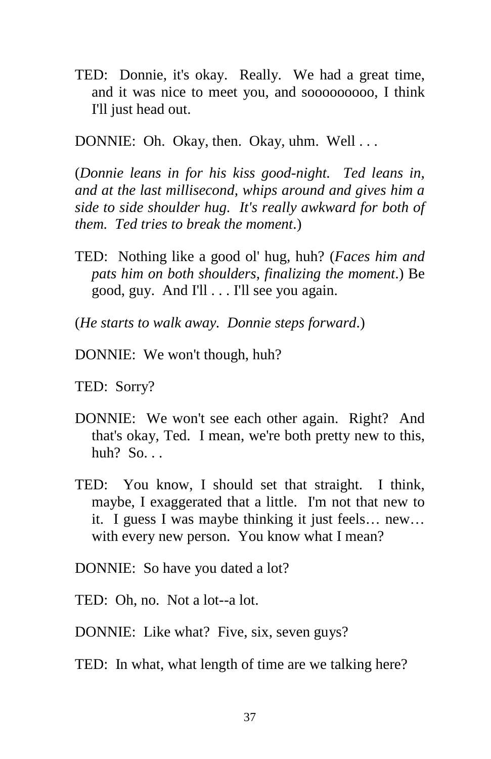TED: Donnie, it's okay. Really. We had a great time, and it was nice to meet you, and sooooooooo, I think I'll just head out.

DONNIE: Oh. Okay, then. Okay, uhm. Well . . .

(*Donnie leans in for his kiss good-night. Ted leans in, and at the last millisecond, whips around and gives him a side to side shoulder hug. It's really awkward for both of them. Ted tries to break the moment.*)

TED: Nothing like a good ol' hug, huh? (*Faces him and pats him on both shoulders, finalizing the moment.*) Be good, guy. And I'll . . . I'll see you again.

(*He starts to walk away. Donnie steps forward.*)

DONNIE: We won't though, huh?

TED: Sorry?

DONNIE: We won't see each other again. Right? And that's okay, Ted. I mean, we're both pretty new to this, huh? So. . .

TED: You know, I should set that straight. I think, maybe, I exaggerated that a little. I'm not that new to it. I guess I was maybe thinking it just feels… new… with every new person. You know what I mean?

DONNIE: So have you dated a lot?

TED: Oh, no. Not a lot--a lot.

DONNIE: Like what? Five, six, seven guys?

TED: In what, what length of time are we talking here?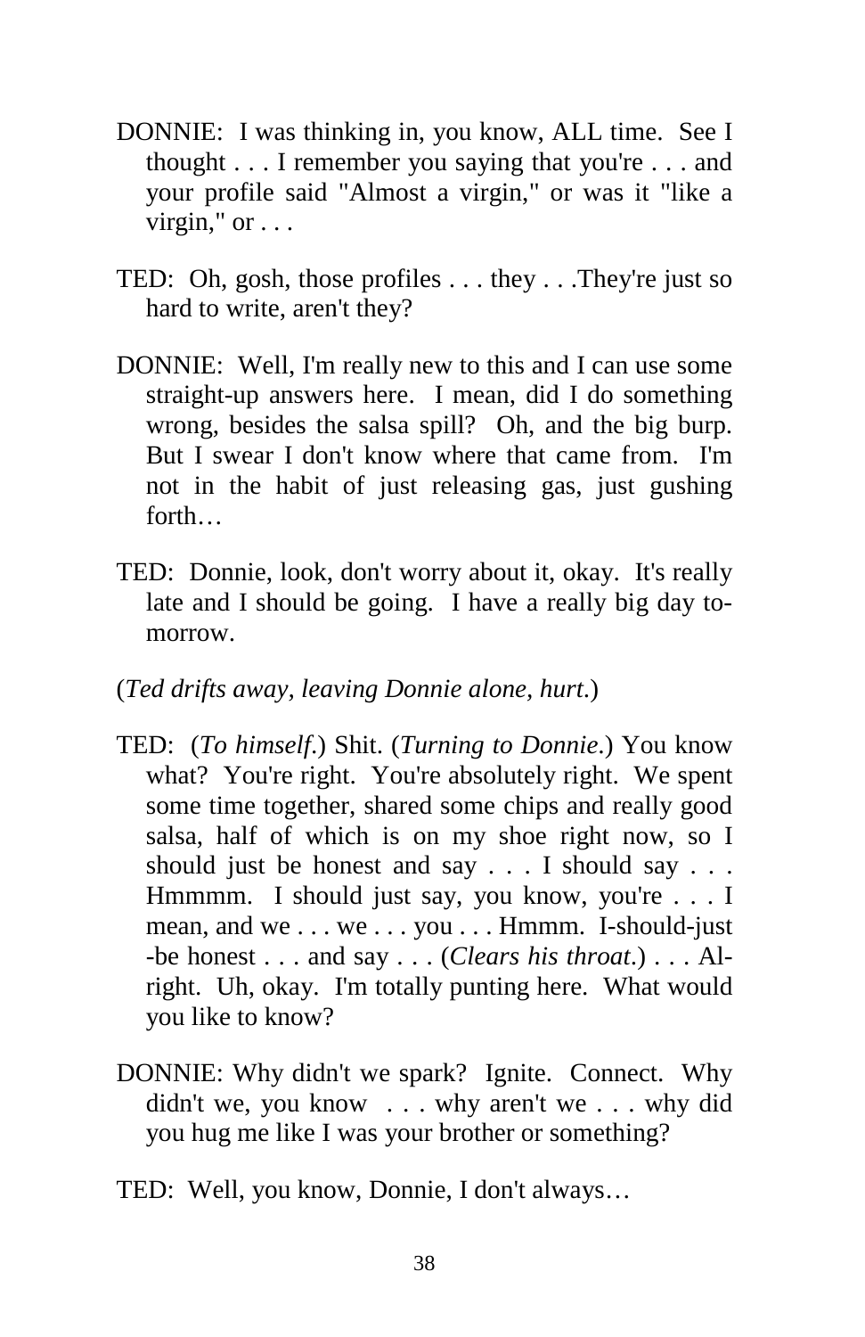DONNIE: I was thinking in, you know, ALL time. See I thought . . . I remember you saying that you're . . . and your profile said "Almost a virgin," or was it "like a virgin," or . . .

TED: Oh, gosh, those profiles . . . they . . .They're just so hard to write, aren't they?

DONNIE: Well, I'm really new to this and I can use some straight-up answers here. I mean, did I do something wrong, besides the salsa spill? Oh, and the big burp. But I swear I don't know where that came from. I'm not in the habit of just releasing gas, just gushing forth…

TED: Donnie, look, don't worry about it, okay. It's really late and I should be going. I have a really big day to-morrow.

(*Ted drifts away, leaving Donnie alone, hurt*.)

TED: (*To himself*.) Shit. (*Turning to Donnie*.) You know what? You're right. You're absolutely right. We spent some time together, shared some chips and really good salsa, half of which is on my shoe right now, so I should just be honest and say . . . I should say . . . Hmmmm. I should just say, you know, you're . . . I mean, and we . . . we . . . you . . . Hmmm. I-should-just-be honest . . . and say . . . (*Clears his throat*.) . . . Al-right. Uh, okay. I'm totally punting here. What would you like to know?

DONNIE: Why didn't we spark? Ignite. Connect. Why didn't we, you know . . . why aren't we . . . why did you hug me like I was your brother or something?

TED: Well, you know, Donnie, I don't always…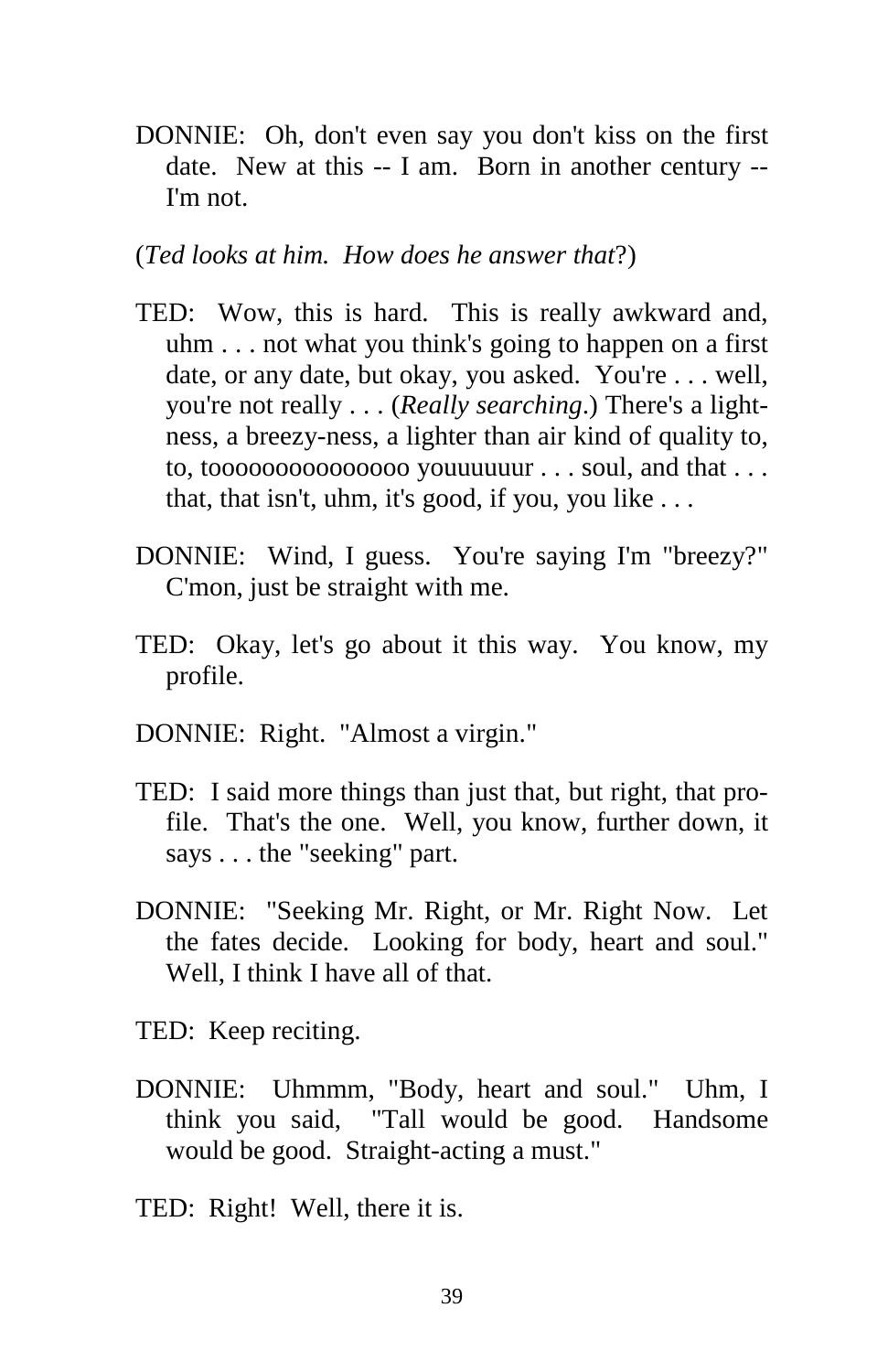DONNIE: Oh, don't even say you don't kiss on the first date. New at this -- I am. Born in another century -- I'm not.

(*Ted looks at him. How does he answer that*?)

TED: Wow, this is hard. This is really awkward and, uhm . . . not what you think's going to happen on a first date, or any date, but okay, you asked. You're . . . well, you're not really . . . (*Really searching*.) There's a lightness, a breezy-ness, a lighter than air kind of quality to, to, tooooooooooooooo youuuuuur . . . soul, and that . . . that, that isn't, uhm, it's good, if you, you like . . .

DONNIE: Wind, I guess. You're saying I'm "breezy?" C'mon, just be straight with me.

TED: Okay, let's go about it this way. You know, my profile.

DONNIE: Right. "Almost a virgin."

TED: I said more things than just that, but right, that profile. That's the one. Well, you know, further down, it says . . . the "seeking" part.

DONNIE: "Seeking Mr. Right, or Mr. Right Now. Let the fates decide. Looking for body, heart and soul." Well, I think I have all of that.

TED: Keep reciting.

DONNIE: Uhmmm, "Body, heart and soul." Uhm, I think you said, "Tall would be good. Handsome would be good. Straight-acting a must."

TED: Right! Well, there it is.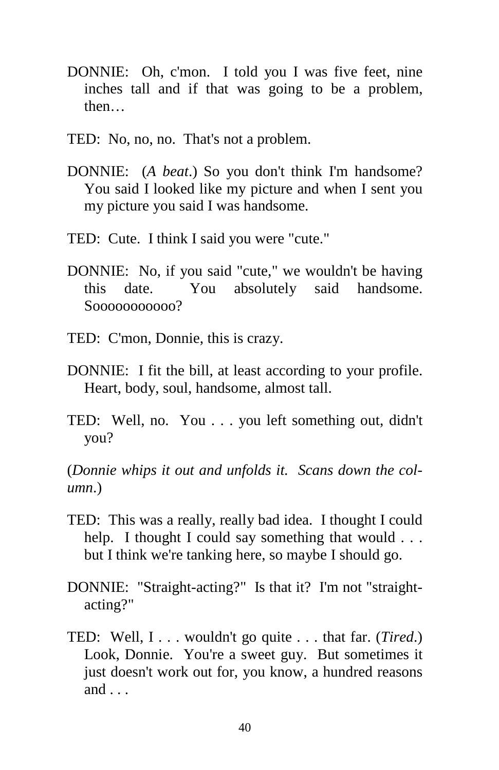DONNIE: Oh, c'mon. I told you I was five feet, nine inches tall and if that was going to be a problem, then…

TED: No, no, no. That's not a problem.

DONNIE: (*A beat*.) So you don't think I'm handsome? You said I looked like my picture and when I sent you my picture you said I was handsome.

TED: Cute. I think I said you were "cute."

DONNIE: No, if you said "cute," we wouldn't be having this date. You absolutely said handsome. Sooooooooooo?

TED: C'mon, Donnie, this is crazy.

DONNIE: I fit the bill, at least according to your profile. Heart, body, soul, handsome, almost tall.

TED: Well, no. You . . . you left something out, didn't you?

(*Donnie whips it out and unfolds it. Scans down the column*.)

TED: This was a really, really bad idea. I thought I could help. I thought I could say something that would . . . but I think we're tanking here, so maybe I should go.

DONNIE: "Straight-acting?" Is that it? I'm not "straight-acting?"

TED: Well, I . . . wouldn't go quite . . . that far. (*Tired*.) Look, Donnie. You're a sweet guy. But sometimes it just doesn't work out for, you know, a hundred reasons and . . .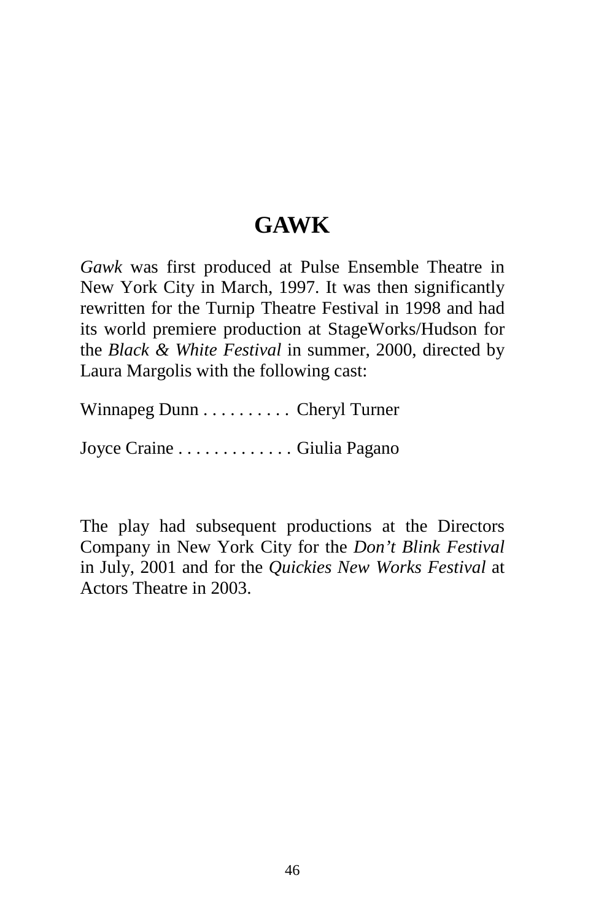# GAWK

*Gawk* was first produced at Pulse Ensemble Theatre in New York City in March, 1997. It was then significantly rewritten for the Turnip Theatre Festival in 1998 and had its world premiere production at StageWorks/Hudson for the *Black & White Festival* in summer, 2000, directed by Laura Margolis with the following cast:

Winnapeg Dunn . . . . . . . . . . Cheryl Turner

Joyce Craine . . . . . . . . . . . . . Giulia Pagano

The play had subsequent productions at the Directors Company in New York City for the *Don't Blink Festival* in July, 2001 and for the *Quickies New Works Festival* at Actors Theatre in 2003.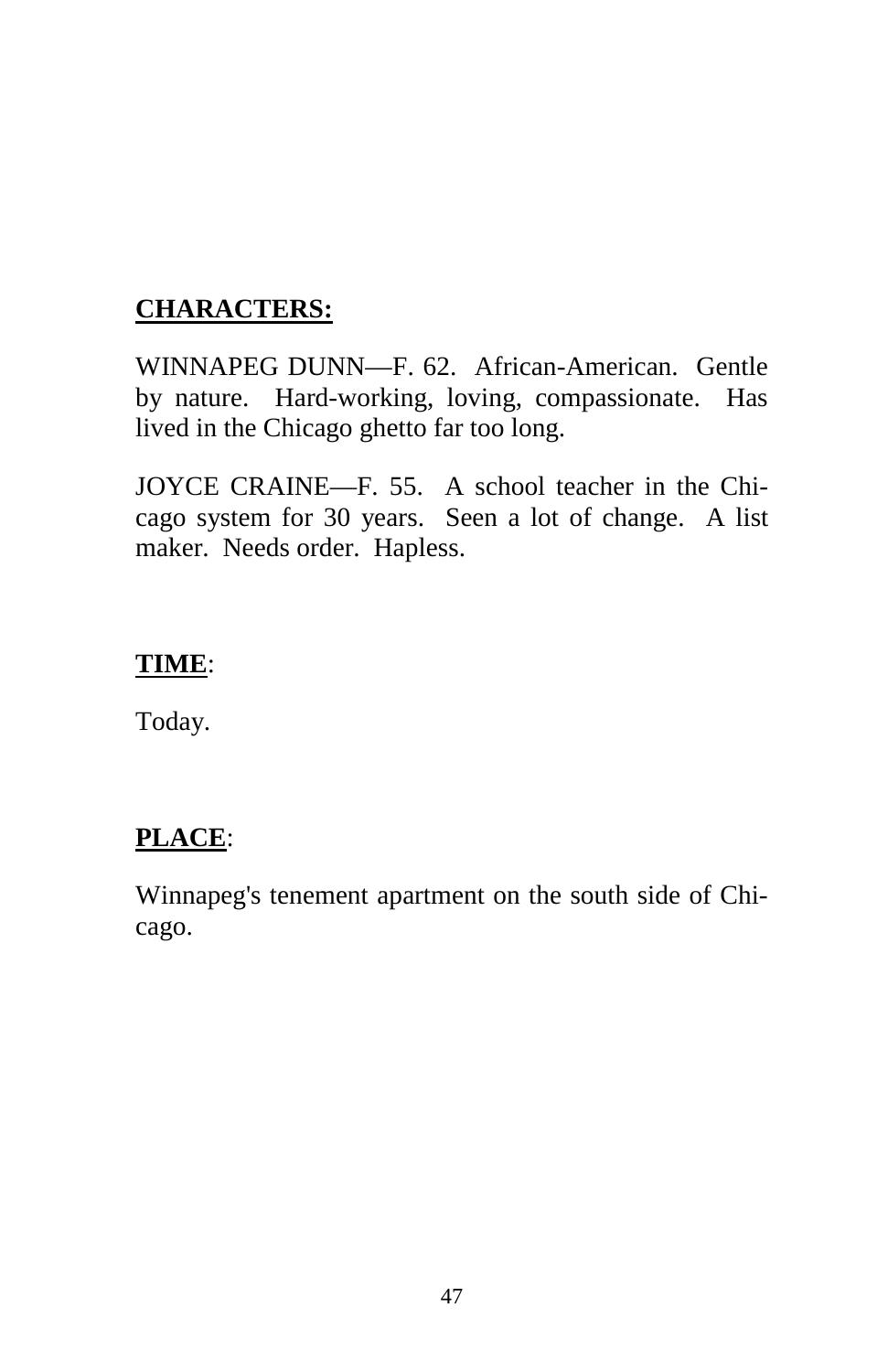**CHARACTERS:**

WINNAPEG DUNN—F. 62. African-American. Gentle by nature. Hard-working, loving, compassionate. Has lived in the Chicago ghetto far too long.

JOYCE CRAINE—F. 55. A school teacher in the Chicago system for 30 years. Seen a lot of change. A list maker. Needs order. Hapless.

**TIME**:

Today.

**PLACE**:

Winnapeg's tenement apartment on the south side of Chicago.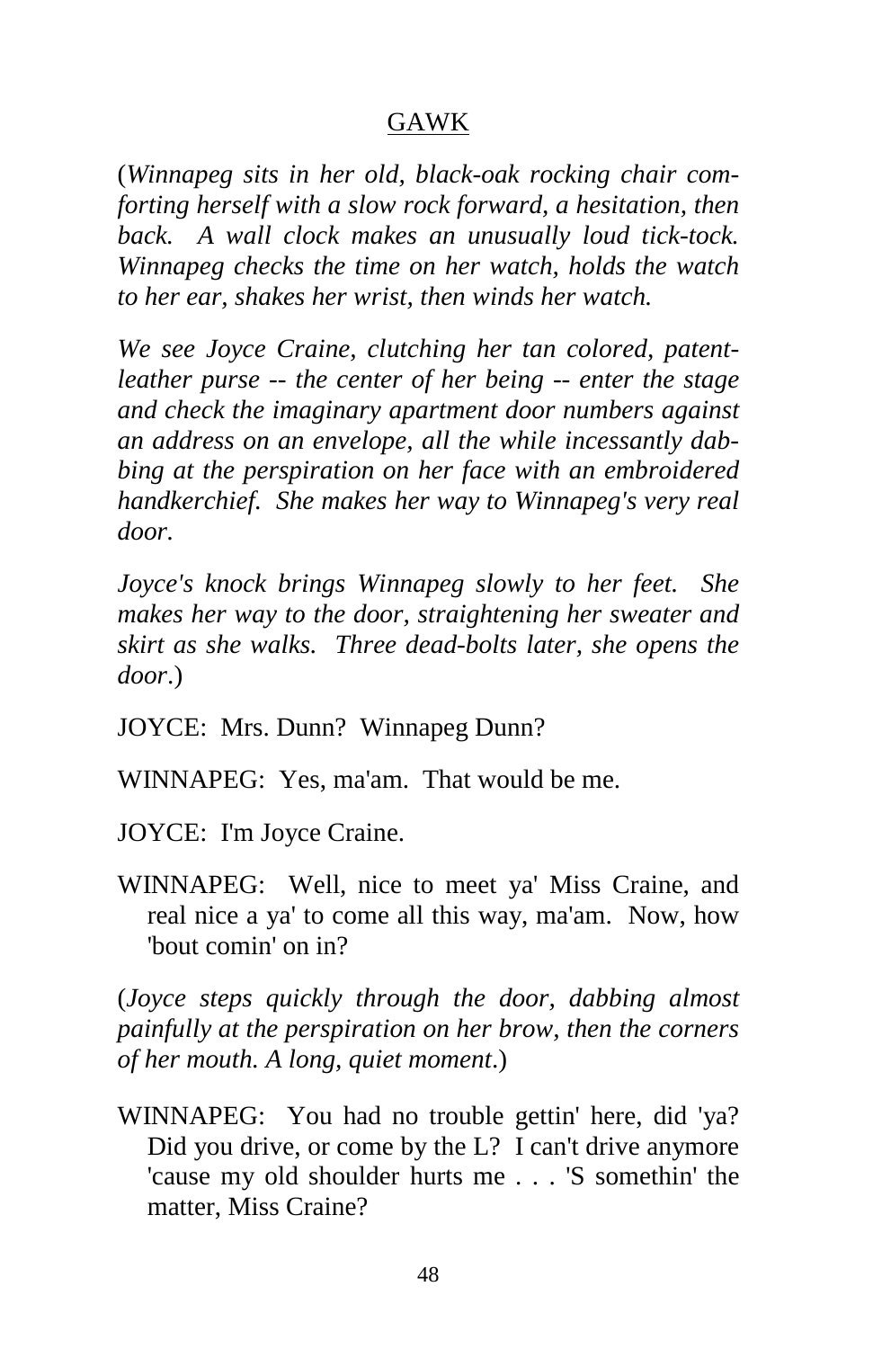<u>GAWK</u>

(*Winnapeg sits in her old, black-oak rocking chair comforting herself with a slow rock forward, a hesitation, then back. A wall clock makes an unusually loud tick-tock. Winnapeg checks the time on her watch, holds the watch to her ear, shakes her wrist, then winds her watch.*

*We see Joyce Craine, clutching her tan colored, patent-leather purse -- the center of her being -- enter the stage and check the imaginary apartment door numbers against an address on an envelope, all the while incessantly dabbing at the perspiration on her face with an embroidered handkerchief. She makes her way to Winnapeg's very real door.*

*Joyce's knock brings Winnapeg slowly to her feet. She makes her way to the door, straightening her sweater and skirt as she walks. Three dead-bolts later, she opens the door.*)

JOYCE: Mrs. Dunn? Winnapeg Dunn?

WINNAPEG: Yes, ma'am. That would be me.

JOYCE: I'm Joyce Craine.

WINNAPEG: Well, nice to meet ya' Miss Craine, and real nice a ya' to come all this way, ma'am. Now, how 'bout comin' on in?

(*Joyce steps quickly through the door, dabbing almost painfully at the perspiration on her brow, then the corners of her mouth. A long, quiet moment.*)

WINNAPEG: You had no trouble gettin' here, did 'ya? Did you drive, or come by the L? I can't drive anymore 'cause my old shoulder hurts me . . . 'S somethin' the matter, Miss Craine?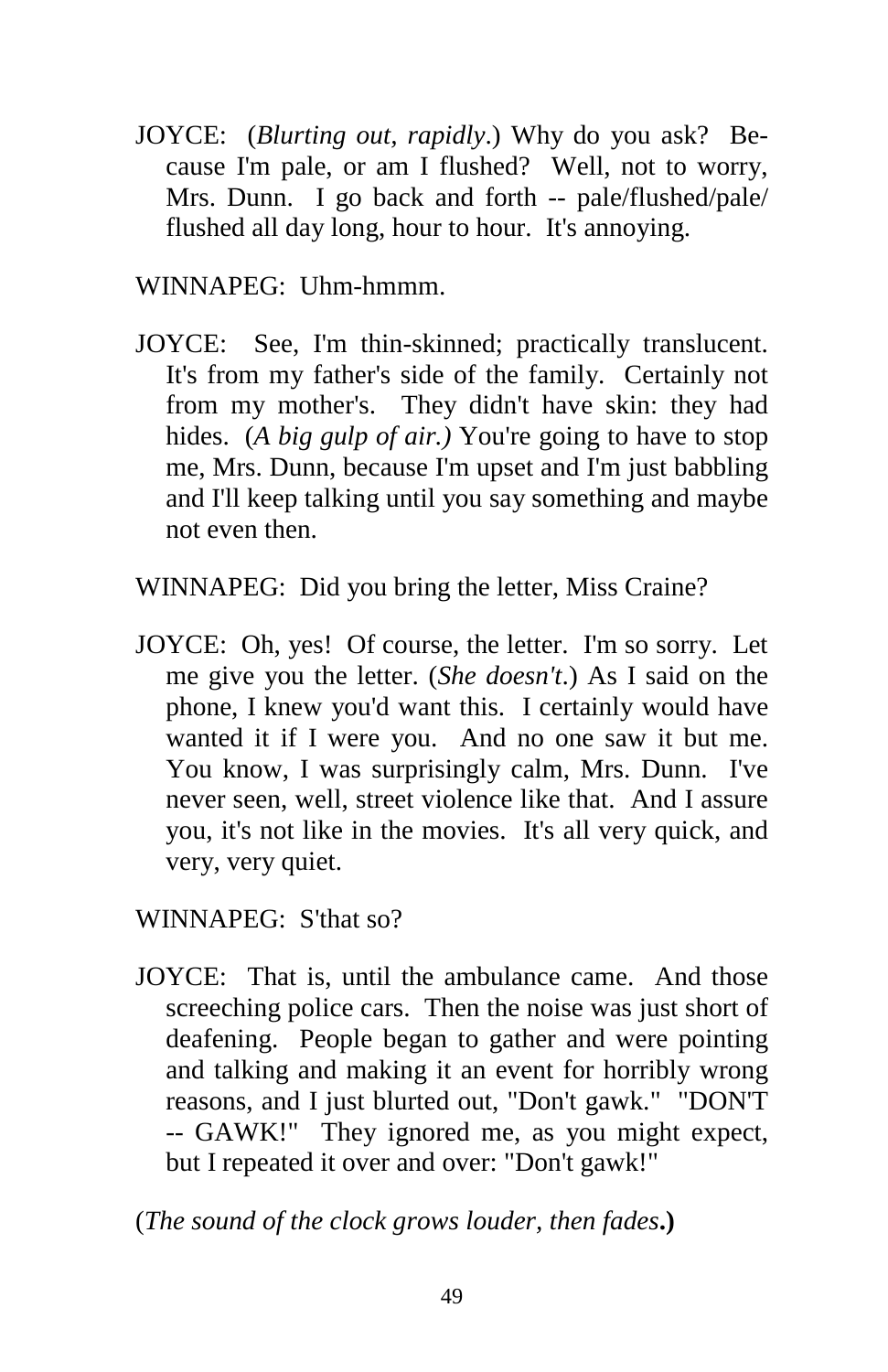JOYCE: (*Blurting out, rapidly*.) Why do you ask? Because I'm pale, or am I flushed? Well, not to worry, Mrs. Dunn. I go back and forth -- pale/flushed/pale/flushed all day long, hour to hour. It's annoying.

WINNAPEG: Uhm-hmmm.

JOYCE: See, I'm thin-skinned; practically translucent. It's from my father's side of the family. Certainly not from my mother's. They didn't have skin: they had hides. (*A big gulp of air.)* You're going to have to stop me, Mrs. Dunn, because I'm upset and I'm just babbling and I'll keep talking until you say something and maybe not even then.

WINNAPEG: Did you bring the letter, Miss Craine?

JOYCE: Oh, yes! Of course, the letter. I'm so sorry. Let me give you the letter. (*She doesn't*.) As I said on the phone, I knew you'd want this. I certainly would have wanted it if I were you. And no one saw it but me. You know, I was surprisingly calm, Mrs. Dunn. I've never seen, well, street violence like that. And I assure you, it's not like in the movies. It's all very quick, and very, very quiet.

WINNAPEG: S'that so?

JOYCE: That is, until the ambulance came. And those screeching police cars. Then the noise was just short of deafening. People began to gather and were pointing and talking and making it an event for horribly wrong reasons, and I just blurted out, "Don't gawk." "DON'T -- GAWK!" They ignored me, as you might expect, but I repeated it over and over: "Don't gawk!"

(*The sound of the clock grows louder, then fades*.**)**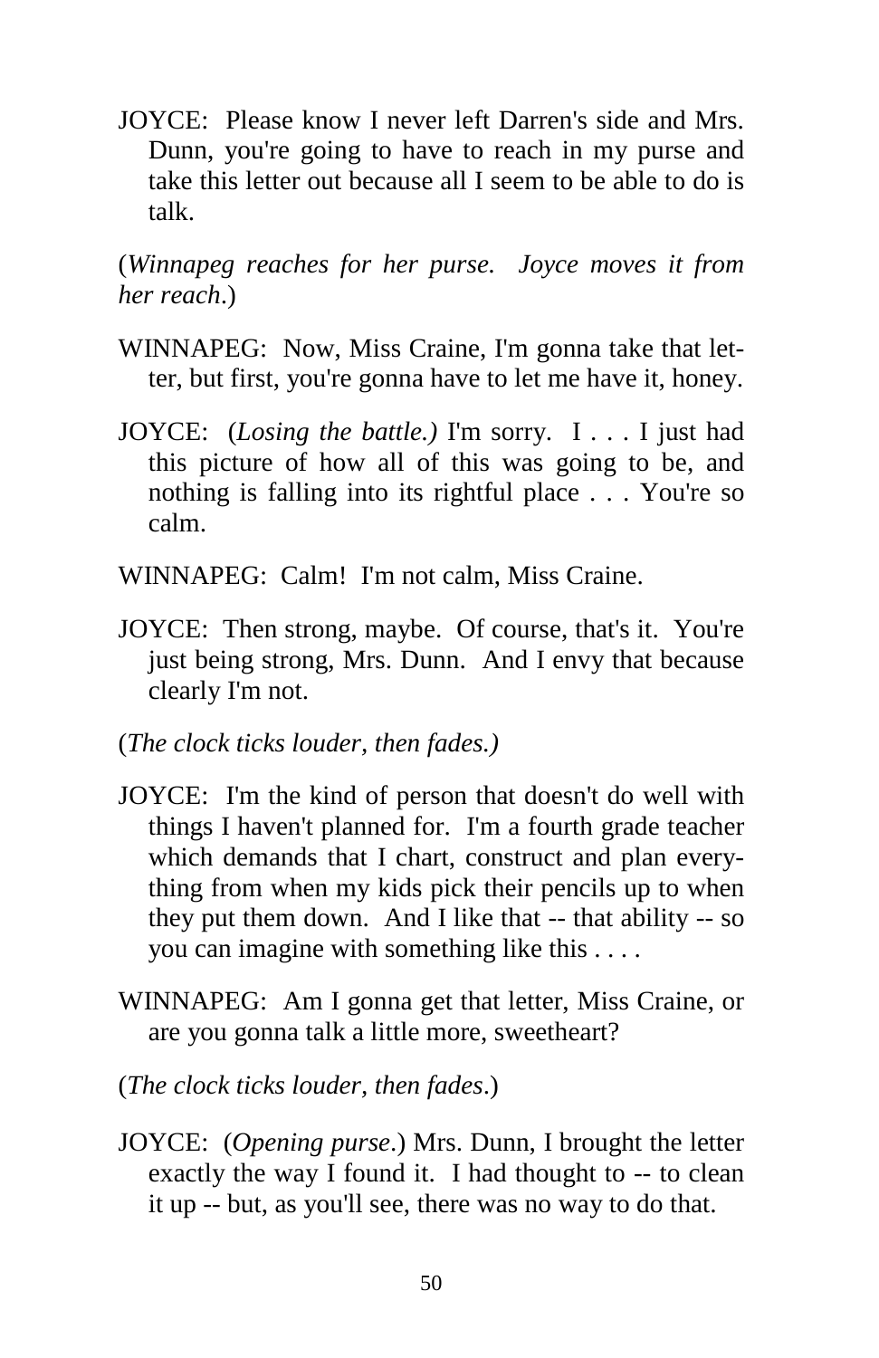JOYCE: Please know I never left Darren's side and Mrs. Dunn, you're going to have to reach in my purse and take this letter out because all I seem to be able to do is talk.

(*Winnapeg reaches for her purse. Joyce moves it from her reach*.)

WINNAPEG: Now, Miss Craine, I'm gonna take that letter, but first, you're gonna have to let me have it, honey.

JOYCE: (*Losing the battle.)* I'm sorry. I . . . I just had this picture of how all of this was going to be, and nothing is falling into its rightful place . . . You're so calm.

WINNAPEG: Calm! I'm not calm, Miss Craine.

JOYCE: Then strong, maybe. Of course, that's it. You're just being strong, Mrs. Dunn. And I envy that because clearly I'm not.

(*The clock ticks louder, then fades.)*

JOYCE: I'm the kind of person that doesn't do well with things I haven't planned for. I'm a fourth grade teacher which demands that I chart, construct and plan everything from when my kids pick their pencils up to when they put them down. And I like that -- that ability -- so you can imagine with something like this . . . .

WINNAPEG: Am I gonna get that letter, Miss Craine, or are you gonna talk a little more, sweetheart?

(*The clock ticks louder, then fades*.)

JOYCE: (*Opening purse*.) Mrs. Dunn, I brought the letter exactly the way I found it. I had thought to -- to clean it up -- but, as you'll see, there was no way to do that.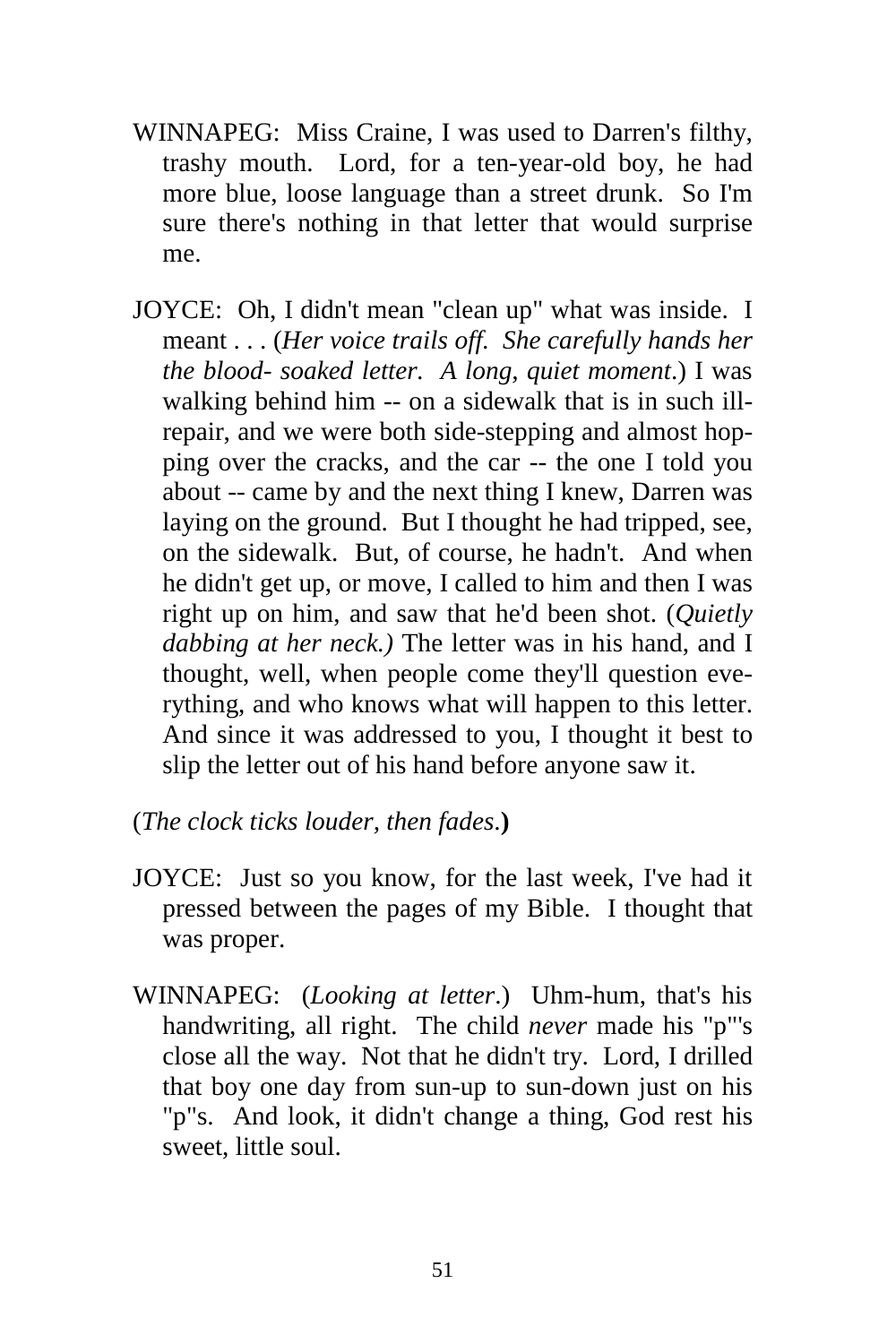WINNAPEG: Miss Craine, I was used to Darren's filthy, trashy mouth. Lord, for a ten-year-old boy, he had more blue, loose language than a street drunk. So I'm sure there's nothing in that letter that would surprise me.

JOYCE: Oh, I didn't mean "clean up" what was inside. I meant . . . (*Her voice trails off. She carefully hands her the blood- soaked letter. A long, quiet moment*.) I was walking behind him -- on a sidewalk that is in such ill-repair, and we were both side-stepping and almost hopping over the cracks, and the car -- the one I told you about -- came by and the next thing I knew, Darren was laying on the ground. But I thought he had tripped, see, on the sidewalk. But, of course, he hadn't. And when he didn't get up, or move, I called to him and then I was right up on him, and saw that he'd been shot. (*Quietly dabbing at her neck.)* The letter was in his hand, and I thought, well, when people come they'll question everything, and who knows what will happen to this letter. And since it was addressed to you, I thought it best to slip the letter out of his hand before anyone saw it.

(*The clock ticks louder, then fades*.**)**

JOYCE: Just so you know, for the last week, I've had it pressed between the pages of my Bible. I thought that was proper.

WINNAPEG: (*Looking at letter*.) Uhm-hum, that's his handwriting, all right. The child *never* made his "p"'s close all the way. Not that he didn't try. Lord, I drilled that boy one day from sun-up to sun-down just on his "p"s. And look, it didn't change a thing, God rest his sweet, little soul.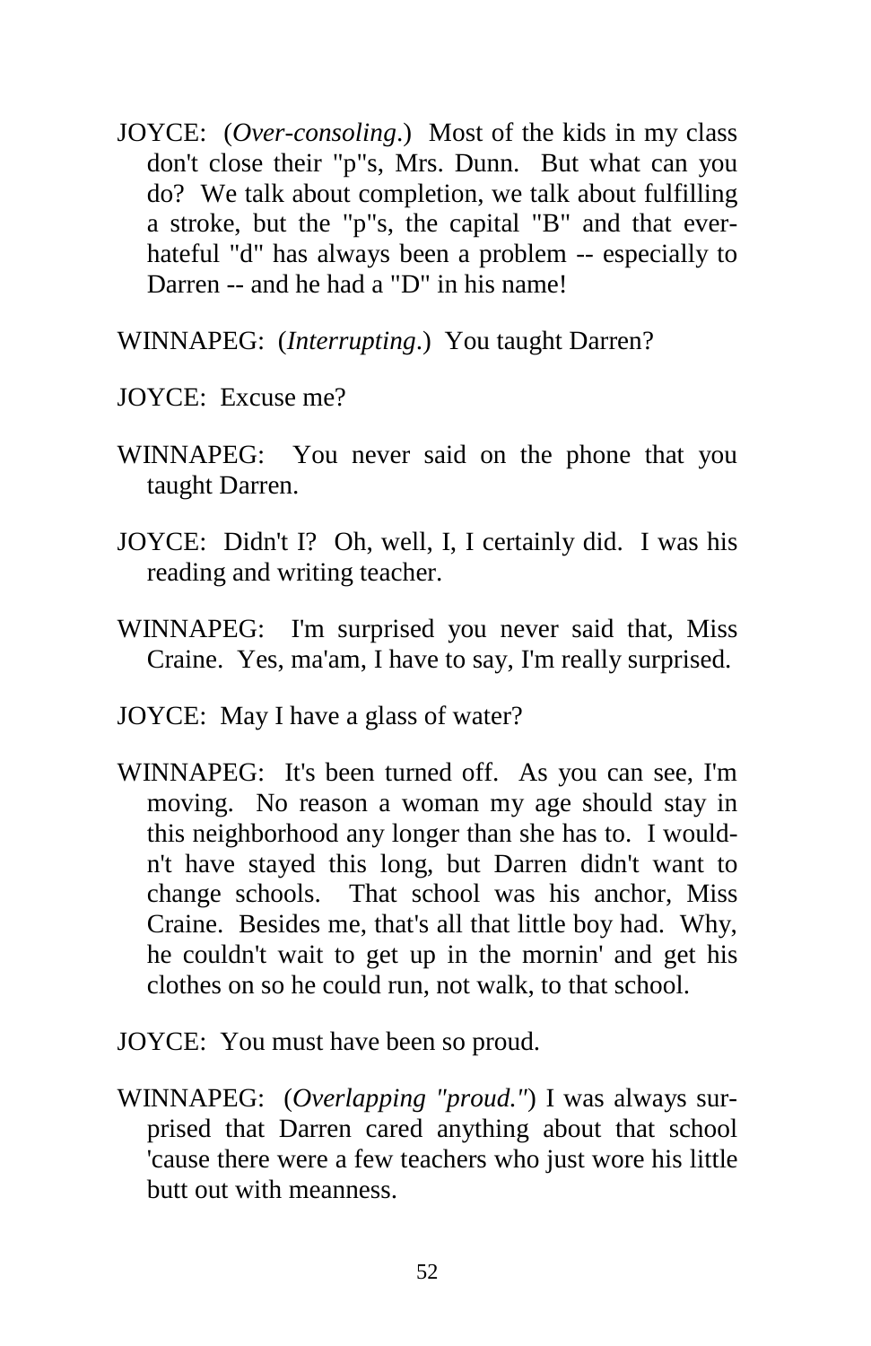JOYCE: (*Over-consoling*.) Most of the kids in my class don't close their "p"s, Mrs. Dunn. But what can you do? We talk about completion, we talk about fulfilling a stroke, but the "p"s, the capital "B" and that ever-hateful "d" has always been a problem -- especially to Darren -- and he had a "D" in his name!

WINNAPEG: (*Interrupting*.) You taught Darren?

JOYCE: Excuse me?

WINNAPEG: You never said on the phone that you taught Darren.

JOYCE: Didn't I? Oh, well, I, I certainly did. I was his reading and writing teacher.

WINNAPEG: I'm surprised you never said that, Miss Craine. Yes, ma'am, I have to say, I'm really surprised.

JOYCE: May I have a glass of water?

WINNAPEG: It's been turned off. As you can see, I'm moving. No reason a woman my age should stay in this neighborhood any longer than she has to. I wouldn't have stayed this long, but Darren didn't want to change schools. That school was his anchor, Miss Craine. Besides me, that's all that little boy had. Why, he couldn't wait to get up in the mornin' and get his clothes on so he could run, not walk, to that school.

JOYCE: You must have been so proud.

WINNAPEG: (*Overlapping "proud."*) I was always surprised that Darren cared anything about that school 'cause there were a few teachers who just wore his little butt out with meanness.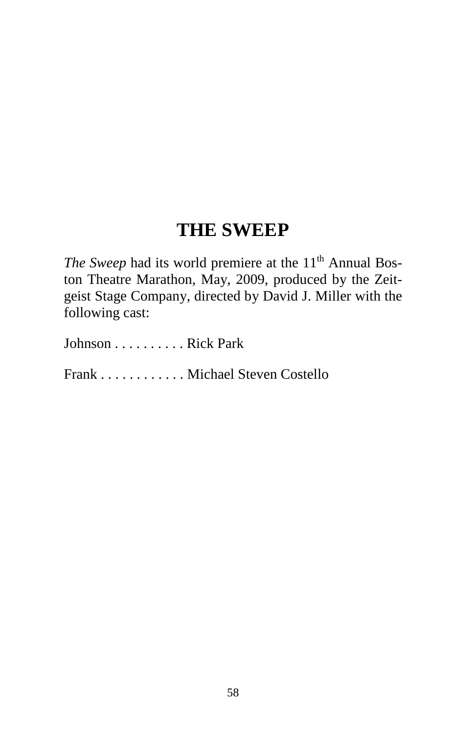# THE SWEEP

*The Sweep* had its world premiere at the 11th Annual Boston Theatre Marathon, May, 2009, produced by the Zeitgeist Stage Company, directed by David J. Miller with the following cast:

Johnson . . . . . . . . . . Rick Park

Frank . . . . . . . . . . . . Michael Steven Costello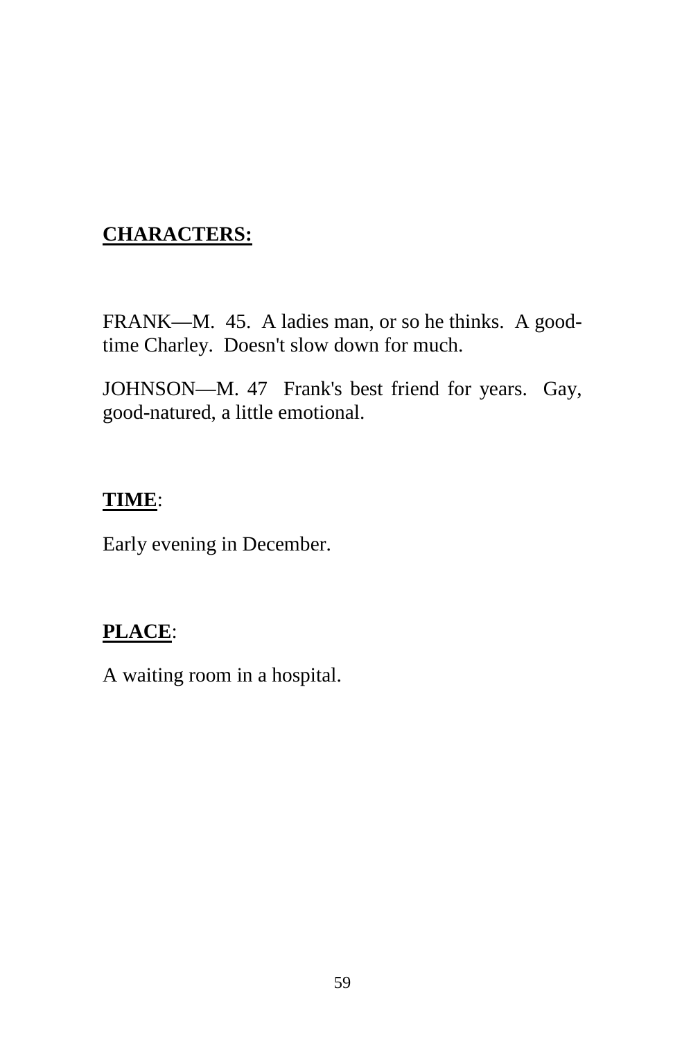**CHARACTERS:**

FRANK—M. 45. A ladies man, or so he thinks. A good-time Charley. Doesn't slow down for much.

JOHNSON—M. 47 Frank's best friend for years. Gay, good-natured, a little emotional.

**TIME**:

Early evening in December.

**PLACE**:

A waiting room in a hospital.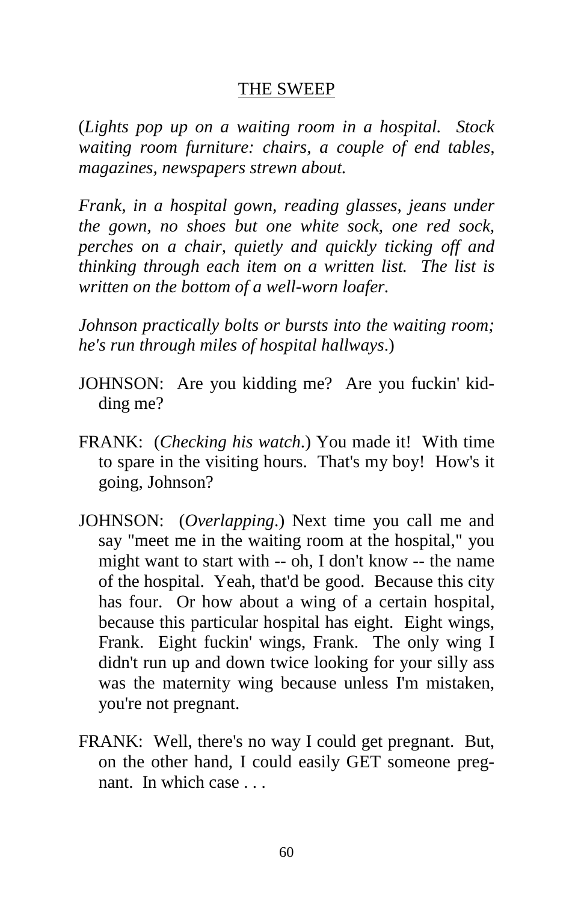## THE SWEEP

(*Lights pop up on a waiting room in a hospital. Stock waiting room furniture: chairs, a couple of end tables, magazines, newspapers strewn about.*

*Frank, in a hospital gown, reading glasses, jeans under the gown, no shoes but one white sock, one red sock, perches on a chair, quietly and quickly ticking off and thinking through each item on a written list. The list is written on the bottom of a well-worn loafer.*

*Johnson practically bolts or bursts into the waiting room; he's run through miles of hospital hallways*.)

JOHNSON: Are you kidding me? Are you fuckin' kidding me?

FRANK: (*Checking his watch*.) You made it! With time to spare in the visiting hours. That's my boy! How's it going, Johnson?

JOHNSON: (*Overlapping*.) Next time you call me and say "meet me in the waiting room at the hospital," you might want to start with -- oh, I don't know -- the name of the hospital. Yeah, that'd be good. Because this city has four. Or how about a wing of a certain hospital, because this particular hospital has eight. Eight wings, Frank. Eight fuckin' wings, Frank. The only wing I didn't run up and down twice looking for your silly ass was the maternity wing because unless I'm mistaken, you're not pregnant.

FRANK: Well, there's no way I could get pregnant. But, on the other hand, I could easily GET someone pregnant. In which case . . .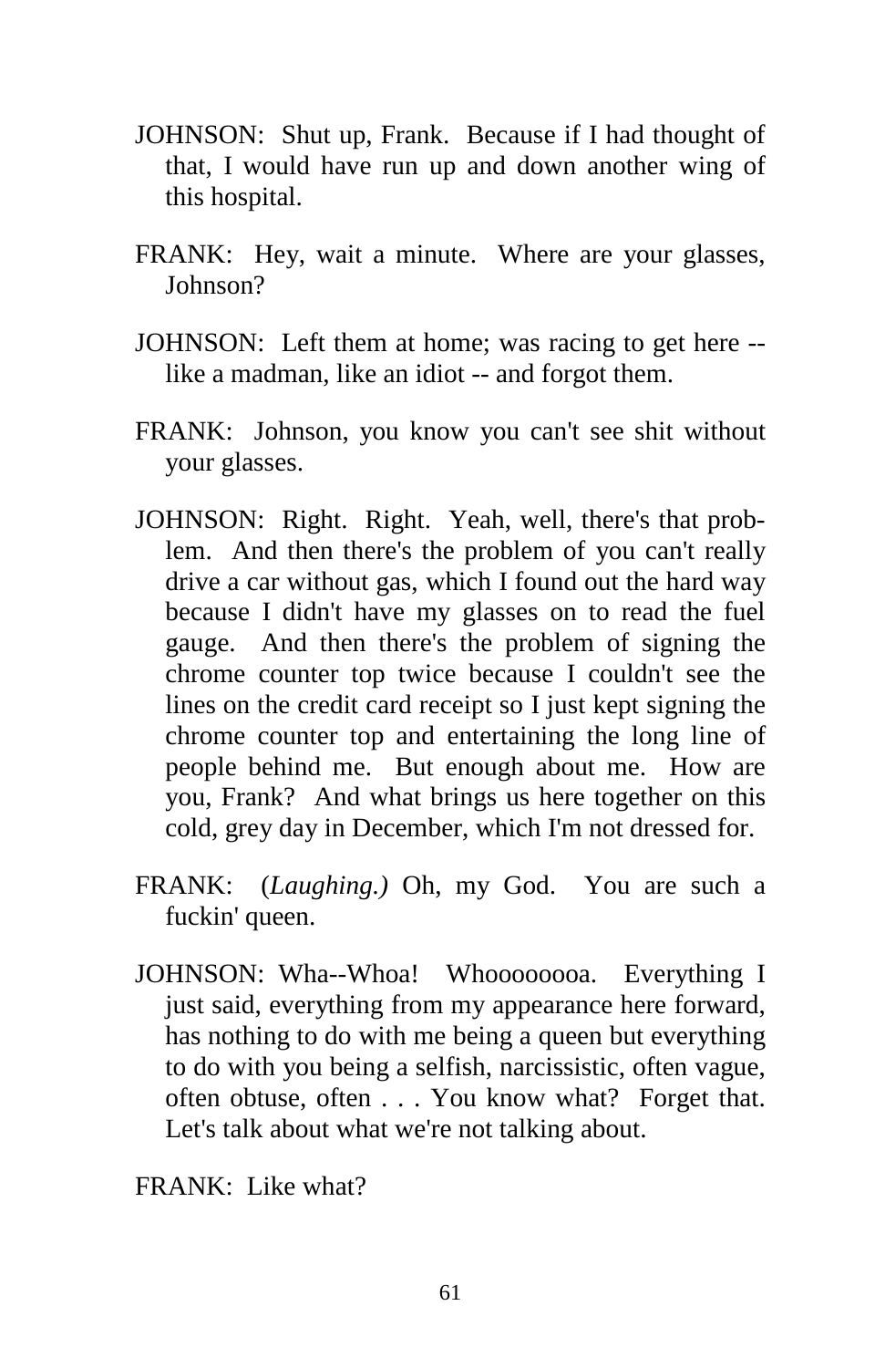JOHNSON: Shut up, Frank. Because if I had thought of that, I would have run up and down another wing of this hospital.

FRANK: Hey, wait a minute. Where are your glasses, Johnson?

JOHNSON: Left them at home; was racing to get here -- like a madman, like an idiot -- and forgot them.

FRANK: Johnson, you know you can't see shit without your glasses.

JOHNSON: Right. Right. Yeah, well, there's that problem. And then there's the problem of you can't really drive a car without gas, which I found out the hard way because I didn't have my glasses on to read the fuel gauge. And then there's the problem of signing the chrome counter top twice because I couldn't see the lines on the credit card receipt so I just kept signing the chrome counter top and entertaining the long line of people behind me. But enough about me. How are you, Frank? And what brings us here together on this cold, grey day in December, which I'm not dressed for.

FRANK: (*Laughing.)* Oh, my God. You are such a fuckin' queen.

JOHNSON: Wha--Whoa! Whooooooa. Everything I just said, everything from my appearance here forward, has nothing to do with me being a queen but everything to do with you being a selfish, narcissistic, often vague, often obtuse, often . . . You know what? Forget that. Let's talk about what we're not talking about.

FRANK: Like what?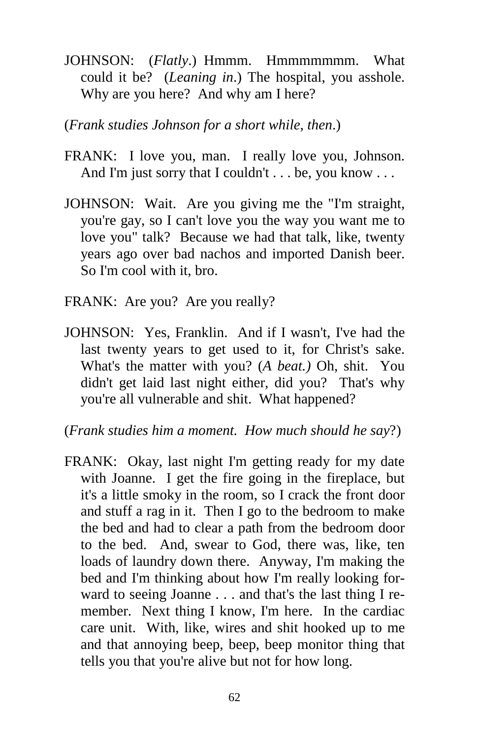JOHNSON: (*Flatly*.) Hmmm. Hmmmmmmm. What could it be? (*Leaning in*.) The hospital, you asshole. Why are you here? And why am I here?

(*Frank studies Johnson for a short while, then*.)

FRANK: I love you, man. I really love you, Johnson. And I'm just sorry that I couldn't . . . be, you know . . .

JOHNSON: Wait. Are you giving me the "I'm straight, you're gay, so I can't love you the way you want me to love you" talk? Because we had that talk, like, twenty years ago over bad nachos and imported Danish beer. So I'm cool with it, bro.

FRANK: Are you? Are you really?

JOHNSON: Yes, Franklin. And if I wasn't, I've had the last twenty years to get used to it, for Christ's sake. What's the matter with you? (*A beat.)* Oh, shit. You didn't get laid last night either, did you? That's why you're all vulnerable and shit. What happened?

(*Frank studies him a moment. How much should he say*?)

FRANK: Okay, last night I'm getting ready for my date with Joanne. I get the fire going in the fireplace, but it's a little smoky in the room, so I crack the front door and stuff a rag in it. Then I go to the bedroom to make the bed and had to clear a path from the bedroom door to the bed. And, swear to God, there was, like, ten loads of laundry down there. Anyway, I'm making the bed and I'm thinking about how I'm really looking forward to seeing Joanne . . . and that's the last thing I remember. Next thing I know, I'm here. In the cardiac care unit. With, like, wires and shit hooked up to me and that annoying beep, beep, beep monitor thing that tells you that you're alive but not for how long.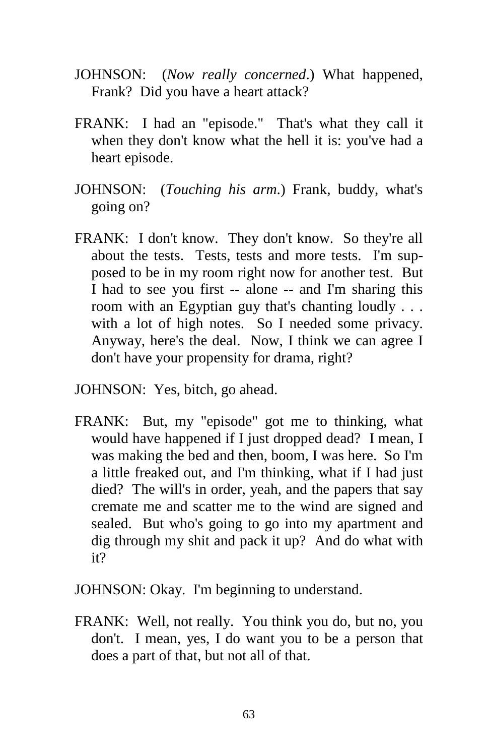JOHNSON: (*Now really concerned*.) What happened, Frank? Did you have a heart attack?

FRANK: I had an "episode." That's what they call it when they don't know what the hell it is: you've had a heart episode.

JOHNSON: (*Touching his arm*.) Frank, buddy, what's going on?

FRANK: I don't know. They don't know. So they're all about the tests. Tests, tests and more tests. I'm supposed to be in my room right now for another test. But I had to see you first -- alone -- and I'm sharing this room with an Egyptian guy that's chanting loudly . . . with a lot of high notes. So I needed some privacy. Anyway, here's the deal. Now, I think we can agree I don't have your propensity for drama, right?

JOHNSON: Yes, bitch, go ahead.

FRANK: But, my "episode" got me to thinking, what would have happened if I just dropped dead? I mean, I was making the bed and then, boom, I was here. So I'm a little freaked out, and I'm thinking, what if I had just died? The will's in order, yeah, and the papers that say cremate me and scatter me to the wind are signed and sealed. But who's going to go into my apartment and dig through my shit and pack it up? And do what with it?

JOHNSON: Okay. I'm beginning to understand.

FRANK: Well, not really. You think you do, but no, you don't. I mean, yes, I do want you to be a person that does a part of that, but not all of that.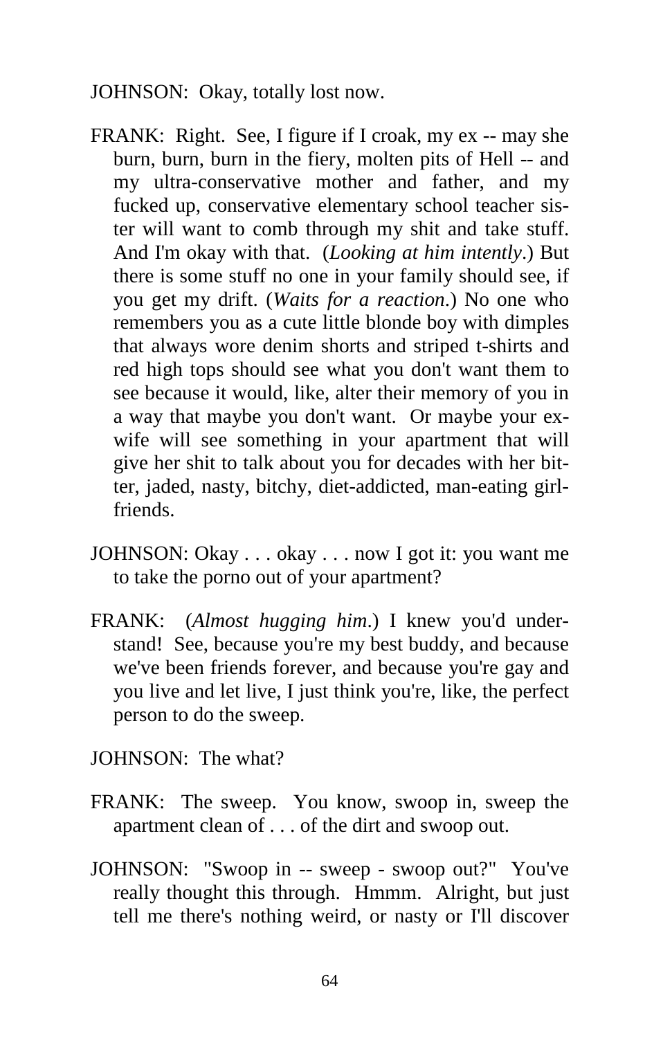JOHNSON: Okay, totally lost now.

FRANK: Right. See, I figure if I croak, my ex -- may she burn, burn, burn in the fiery, molten pits of Hell -- and my ultra-conservative mother and father, and my fucked up, conservative elementary school teacher sister will want to comb through my shit and take stuff. And I'm okay with that. (*Looking at him intently*.) But there is some stuff no one in your family should see, if you get my drift. (*Waits for a reaction*.) No one who remembers you as a cute little blonde boy with dimples that always wore denim shorts and striped t-shirts and red high tops should see what you don't want them to see because it would, like, alter their memory of you in a way that maybe you don't want. Or maybe your ex-wife will see something in your apartment that will give her shit to talk about you for decades with her bitter, jaded, nasty, bitchy, diet-addicted, man-eating girlfriends.

JOHNSON: Okay . . . okay . . . now I got it: you want me to take the porno out of your apartment?

FRANK: (*Almost hugging him*.) I knew you'd understand! See, because you're my best buddy, and because we've been friends forever, and because you're gay and you live and let live, I just think you're, like, the perfect person to do the sweep.

JOHNSON: The what?

FRANK: The sweep. You know, swoop in, sweep the apartment clean of . . . of the dirt and swoop out.

JOHNSON: "Swoop in -- sweep - swoop out?" You've really thought this through. Hmmm. Alright, but just tell me there's nothing weird, or nasty or I'll discover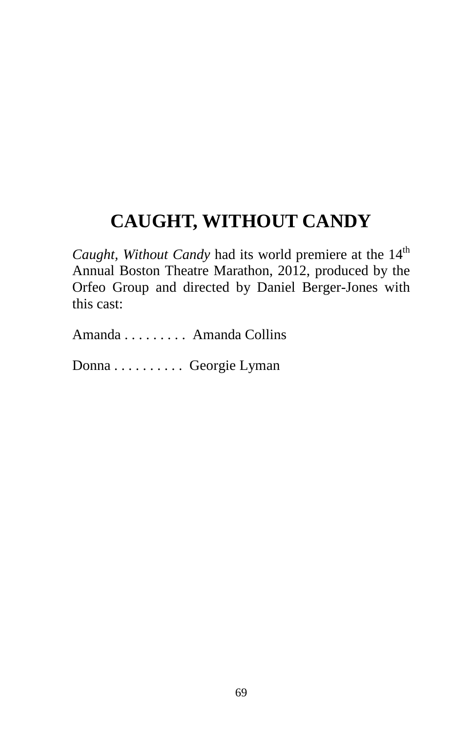# CAUGHT, WITHOUT CANDY

*Caught, Without Candy* had its world premiere at the 14th Annual Boston Theatre Marathon, 2012, produced by the Orfeo Group and directed by Daniel Berger-Jones with this cast:

Amanda . . . . . . . . . Amanda Collins

Donna . . . . . . . . . . Georgie Lyman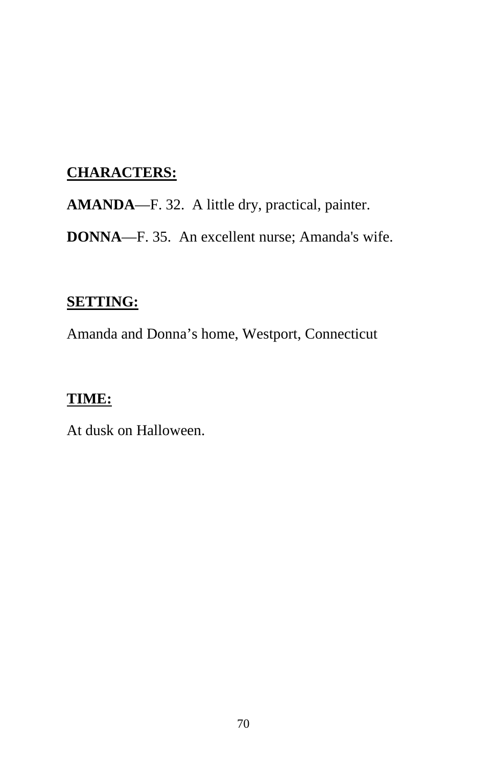**CHARACTERS:**

**AMANDA**—F. 32. A little dry, practical, painter.

**DONNA**—F. 35. An excellent nurse; Amanda's wife.

**SETTING:**

Amanda and Donna’s home, Westport, Connecticut

**TIME:**

At dusk on Halloween.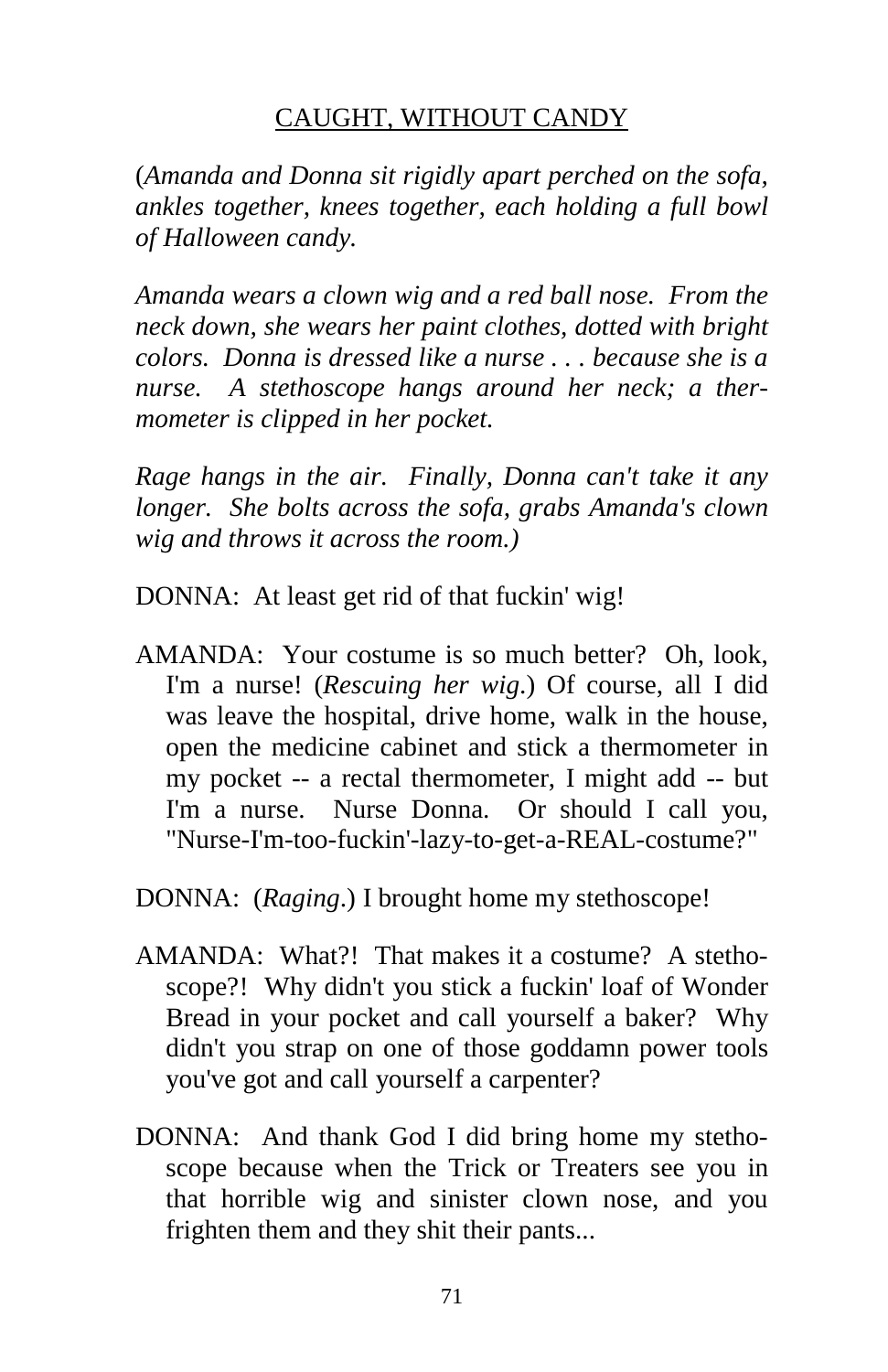## CAUGHT, WITHOUT CANDY

(*Amanda and Donna sit rigidly apart perched on the sofa, ankles together, knees together, each holding a full bowl of Halloween candy.*

*Amanda wears a clown wig and a red ball nose. From the neck down, she wears her paint clothes, dotted with bright colors. Donna is dressed like a nurse . . . because she is a nurse. A stethoscope hangs around her neck; a thermometer is clipped in her pocket.*

*Rage hangs in the air. Finally, Donna can't take it any longer. She bolts across the sofa, grabs Amanda's clown wig and throws it across the room.)*

DONNA: At least get rid of that fuckin' wig!

AMANDA: Your costume is so much better? Oh, look, I'm a nurse! (*Rescuing her wig*.) Of course, all I did was leave the hospital, drive home, walk in the house, open the medicine cabinet and stick a thermometer in my pocket -- a rectal thermometer, I might add -- but I'm a nurse. Nurse Donna. Or should I call you, "Nurse-I'm-too-fuckin'-lazy-to-get-a-REAL-costume?"

DONNA: (*Raging*.) I brought home my stethoscope!

AMANDA: What?! That makes it a costume? A stethoscope?! Why didn't you stick a fuckin' loaf of Wonder Bread in your pocket and call yourself a baker? Why didn't you strap on one of those goddamn power tools you've got and call yourself a carpenter?

DONNA: And thank God I did bring home my stethoscope because when the Trick or Treaters see you in that horrible wig and sinister clown nose, and you frighten them and they shit their pants...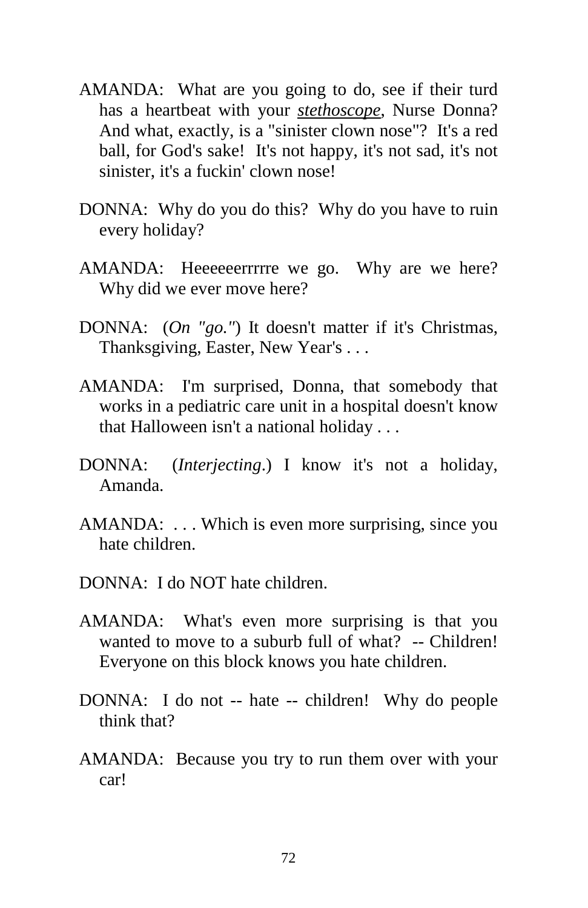AMANDA: What are you going to do, see if their turd has a heartbeat with your ***stethoscope***, Nurse Donna? And what, exactly, is a "sinister clown nose"? It's a red ball, for God's sake! It's not happy, it's not sad, it's not sinister, it's a fuckin' clown nose!

DONNA: Why do you do this? Why do you have to ruin every holiday?

AMANDA: Heeeeeerrrrre we go. Why are we here? Why did we ever move here?

DONNA: (*On "go."*) It doesn't matter if it's Christmas, Thanksgiving, Easter, New Year's . . .

AMANDA: I'm surprised, Donna, that somebody that works in a pediatric care unit in a hospital doesn't know that Halloween isn't a national holiday . . .

DONNA: (*Interjecting*.) I know it's not a holiday, Amanda.

AMANDA: . . . Which is even more surprising, since you hate children.

DONNA: I do NOT hate children.

AMANDA: What's even more surprising is that you wanted to move to a suburb full of what? -- Children! Everyone on this block knows you hate children.

DONNA: I do not -- hate -- children! Why do people think that?

AMANDA: Because you try to run them over with your car!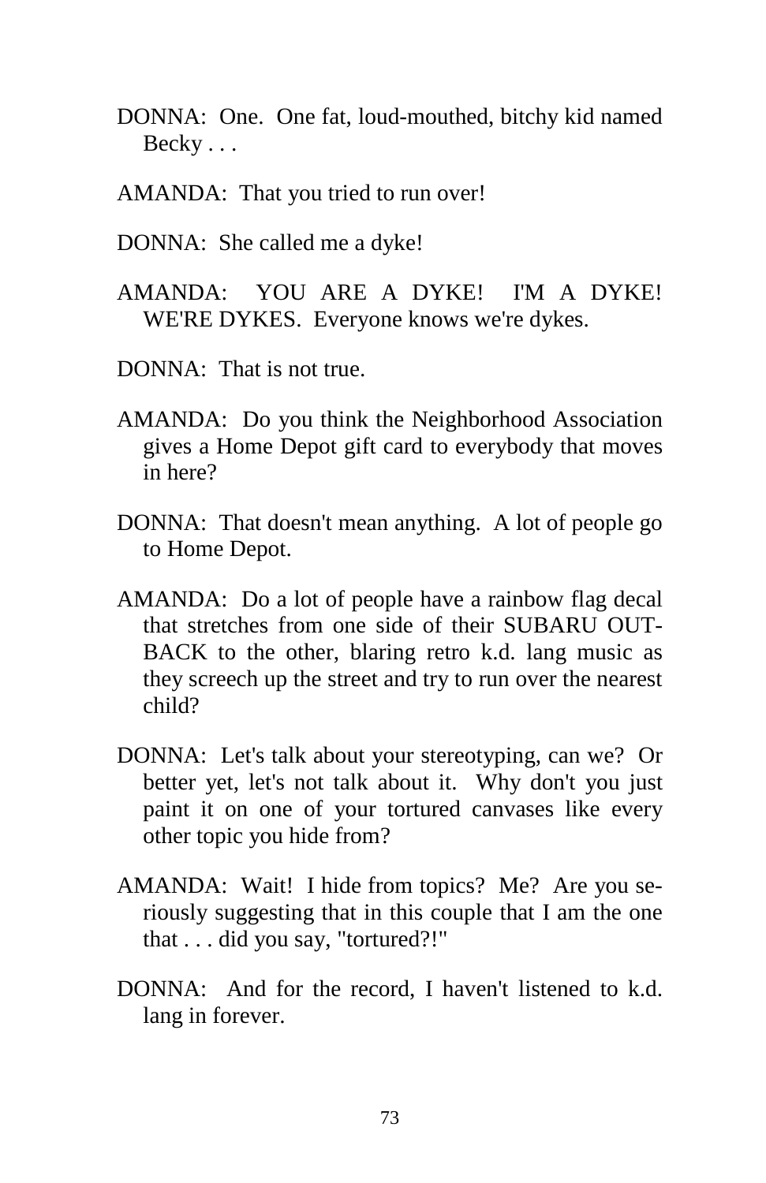DONNA: One. One fat, loud-mouthed, bitchy kid named Becky . . .

AMANDA: That you tried to run over!

DONNA: She called me a dyke!

AMANDA: YOU ARE A DYKE! I'M A DYKE! WE'RE DYKES. Everyone knows we're dykes.

DONNA: That is not true.

AMANDA: Do you think the Neighborhood Association gives a Home Depot gift card to everybody that moves in here?

DONNA: That doesn't mean anything. A lot of people go to Home Depot.

AMANDA: Do a lot of people have a rainbow flag decal that stretches from one side of their SUBARU OUTBACK to the other, blaring retro k.d. lang music as they screech up the street and try to run over the nearest child?

DONNA: Let's talk about your stereotyping, can we? Or better yet, let's not talk about it. Why don't you just paint it on one of your tortured canvases like every other topic you hide from?

AMANDA: Wait! I hide from topics? Me? Are you seriously suggesting that in this couple that I am the one that . . . did you say, "tortured?!"

DONNA: And for the record, I haven't listened to k.d. lang in forever.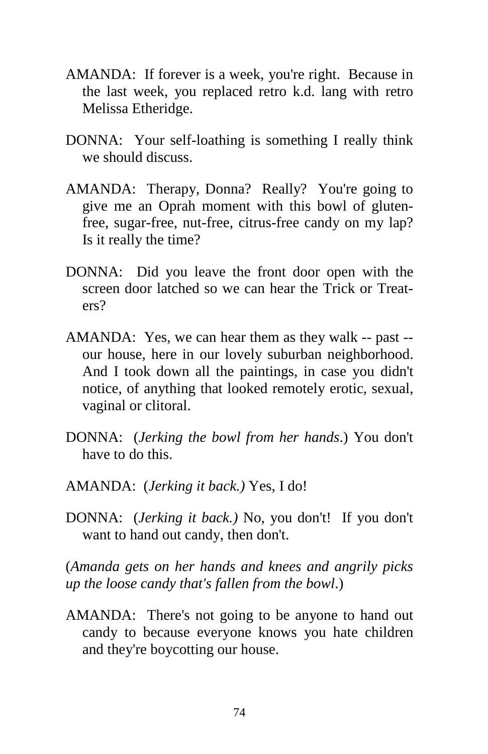AMANDA: If forever is a week, you're right. Because in the last week, you replaced retro k.d. lang with retro Melissa Etheridge.

DONNA: Your self-loathing is something I really think we should discuss.

AMANDA: Therapy, Donna? Really? You're going to give me an Oprah moment with this bowl of gluten-free, sugar-free, nut-free, citrus-free candy on my lap? Is it really the time?

DONNA: Did you leave the front door open with the screen door latched so we can hear the Trick or Treaters?

AMANDA: Yes, we can hear them as they walk -- past -- our house, here in our lovely suburban neighborhood. And I took down all the paintings, in case you didn't notice, of anything that looked remotely erotic, sexual, vaginal or clitoral.

DONNA: (*Jerking the bowl from her hands*.) You don't have to do this.

AMANDA: (*Jerking it back.)* Yes, I do!

DONNA: (*Jerking it back.)* No, you don't! If you don't want to hand out candy, then don't.

(*Amanda gets on her hands and knees and angrily picks up the loose candy that's fallen from the bowl*.)

AMANDA: There's not going to be anyone to hand out candy to because everyone knows you hate children and they're boycotting our house.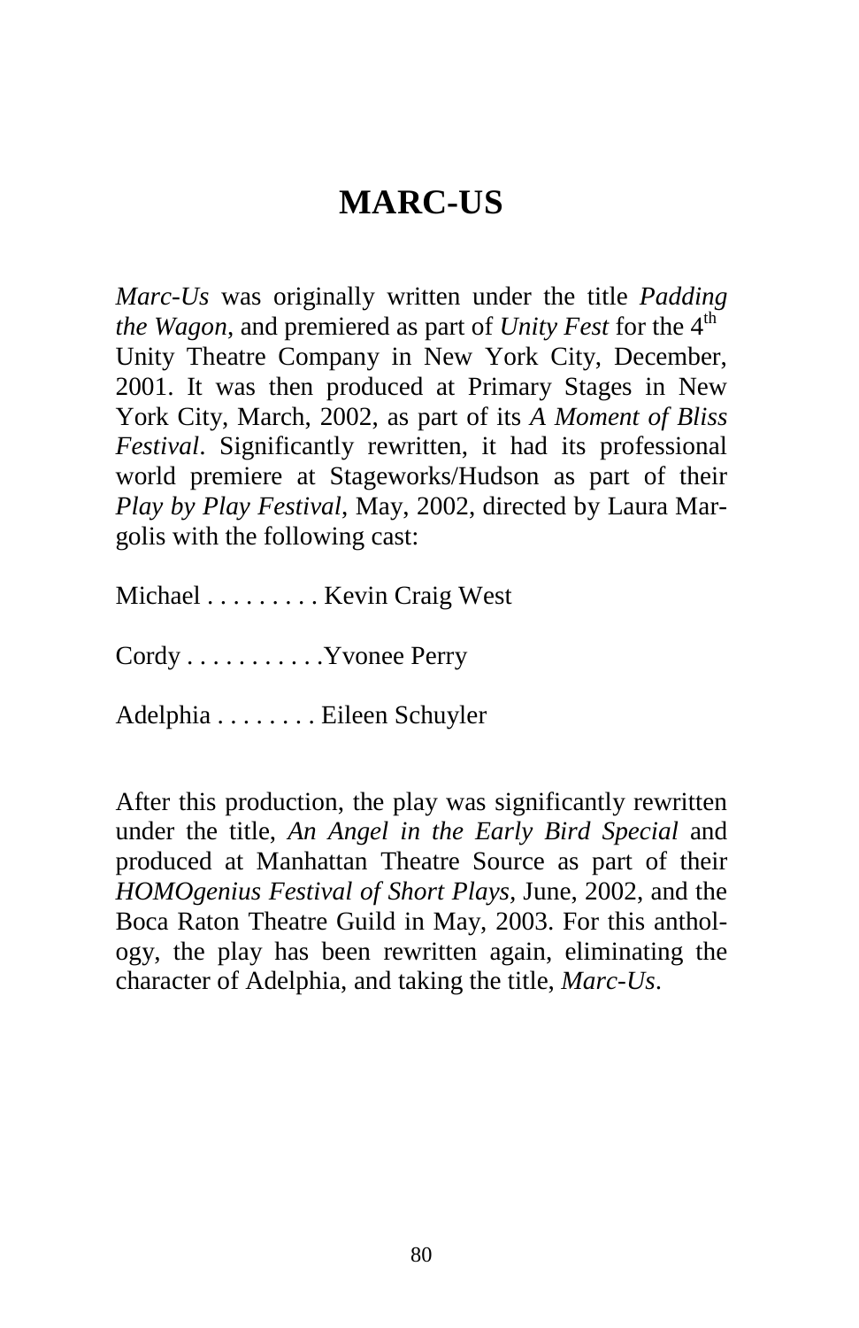# MARC-US

*Marc-Us* was originally written under the title *Padding the Wagon*, and premiered as part of *Unity Fest* for the 4th Unity Theatre Company in New York City, December, 2001. It was then produced at Primary Stages in New York City, March, 2002, as part of its *A Moment of Bliss Festival*. Significantly rewritten, it had its professional world premiere at Stageworks/Hudson as part of their *Play by Play Festival*, May, 2002, directed by Laura Margolis with the following cast:

Michael . . . . . . . . . Kevin Craig West

Cordy . . . . . . . . . . .Yvonee Perry

Adelphia . . . . . . . . Eileen Schuyler

After this production, the play was significantly rewritten under the title, *An Angel in the Early Bird Special* and produced at Manhattan Theatre Source as part of their *HOMOgenius Festival of Short Plays,* June, 2002, and the Boca Raton Theatre Guild in May, 2003. For this anthology, the play has been rewritten again, eliminating the character of Adelphia, and taking the title, *Marc-Us*.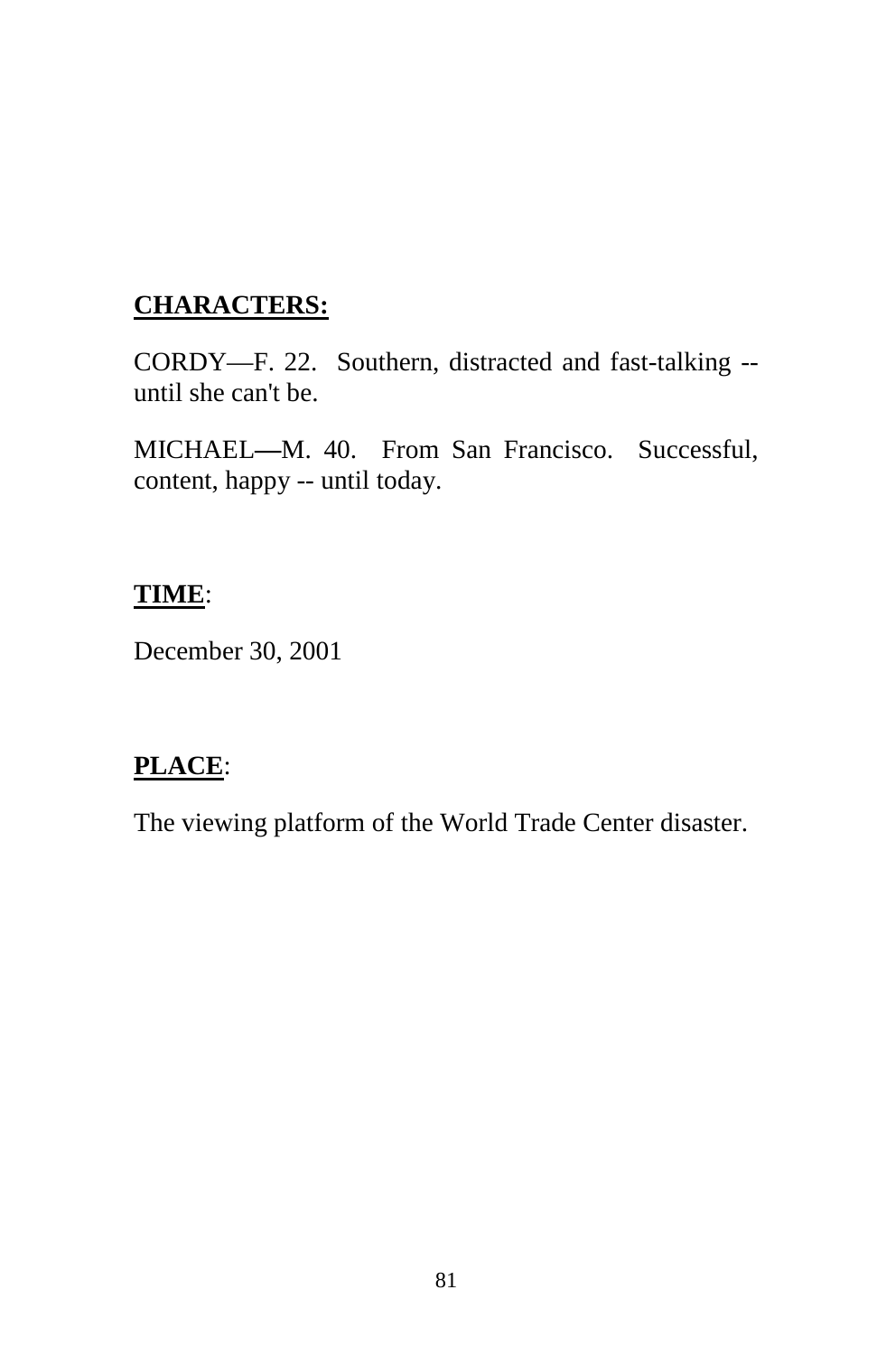## **CHARACTERS:**

CORDY—F. 22. Southern, distracted and fast-talking -- until she can't be.

MICHAEL—M. 40. From San Francisco. Successful, content, happy -- until today.

## **TIME**:

December 30, 2001

## **PLACE**:

The viewing platform of the World Trade Center disaster.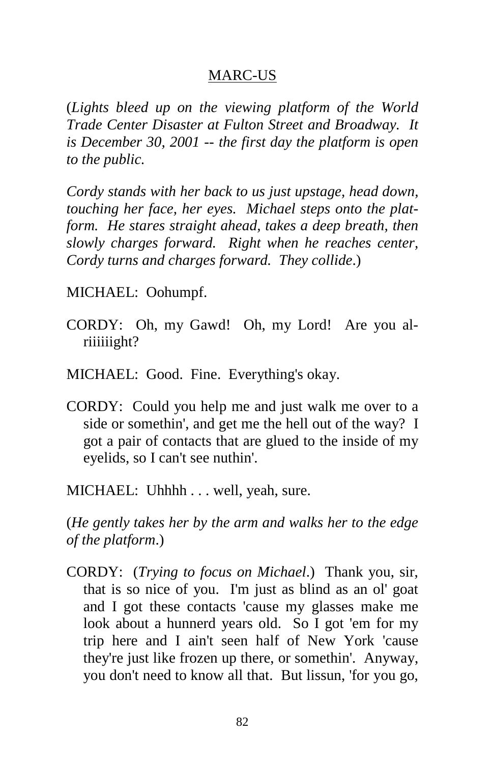MARC-US

(*Lights bleed up on the viewing platform of the World Trade Center Disaster at Fulton Street and Broadway. It is December 30, 2001 -- the first day the platform is open to the public.*

*Cordy stands with her back to us just upstage, head down, touching her face, her eyes. Michael steps onto the platform. He stares straight ahead, takes a deep breath, then slowly charges forward. Right when he reaches center, Cordy turns and charges forward. They collide*.)

MICHAEL: Oohumpf.

CORDY: Oh, my Gawd! Oh, my Lord! Are you alriiiiiight?

MICHAEL: Good. Fine. Everything's okay.

CORDY: Could you help me and just walk me over to a side or somethin', and get me the hell out of the way? I got a pair of contacts that are glued to the inside of my eyelids, so I can't see nuthin'.

MICHAEL: Uhhhh . . . well, yeah, sure.

(*He gently takes her by the arm and walks her to the edge of the platform*.)

CORDY: (*Trying to focus on Michael*.) Thank you, sir, that is so nice of you. I'm just as blind as an ol' goat and I got these contacts 'cause my glasses make me look about a hunnerd years old. So I got 'em for my trip here and I ain't seen half of New York 'cause they're just like frozen up there, or somethin'. Anyway, you don't need to know all that. But lissun, 'for you go,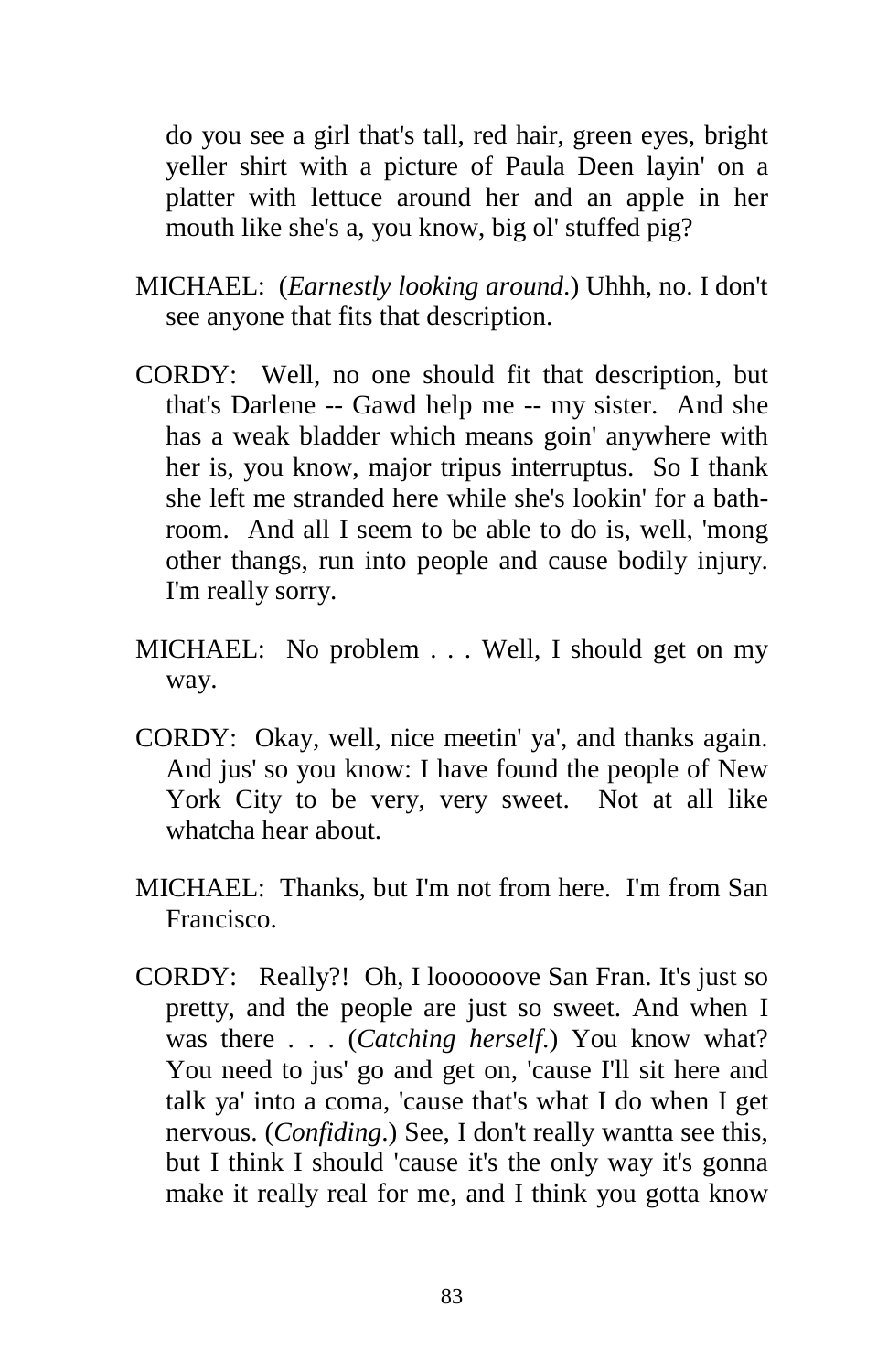do you see a girl that's tall, red hair, green eyes, bright yeller shirt with a picture of Paula Deen layin' on a platter with lettuce around her and an apple in her mouth like she's a, you know, big ol' stuffed pig?

MICHAEL: (*Earnestly looking around.*) Uhhh, no. I don't see anyone that fits that description.

CORDY: Well, no one should fit that description, but that's Darlene -- Gawd help me -- my sister. And she has a weak bladder which means goin' anywhere with her is, you know, major tripus interruptus. So I thank she left me stranded here while she's lookin' for a bathroom. And all I seem to be able to do is, well, 'mong other thangs, run into people and cause bodily injury. I'm really sorry.

MICHAEL: No problem . . . Well, I should get on my way.

CORDY: Okay, well, nice meetin' ya', and thanks again. And jus' so you know: I have found the people of New York City to be very, very sweet. Not at all like whatcha hear about.

MICHAEL: Thanks, but I'm not from here. I'm from San Francisco.

CORDY: Really?! Oh, I loooooove San Fran. It's just so pretty, and the people are just so sweet. And when I was there . . . (*Catching herself.*) You know what? You need to jus' go and get on, 'cause I'll sit here and talk ya' into a coma, 'cause that's what I do when I get nervous. (*Confiding.*) See, I don't really wantta see this, but I think I should 'cause it's the only way it's gonna make it really real for me, and I think you gotta know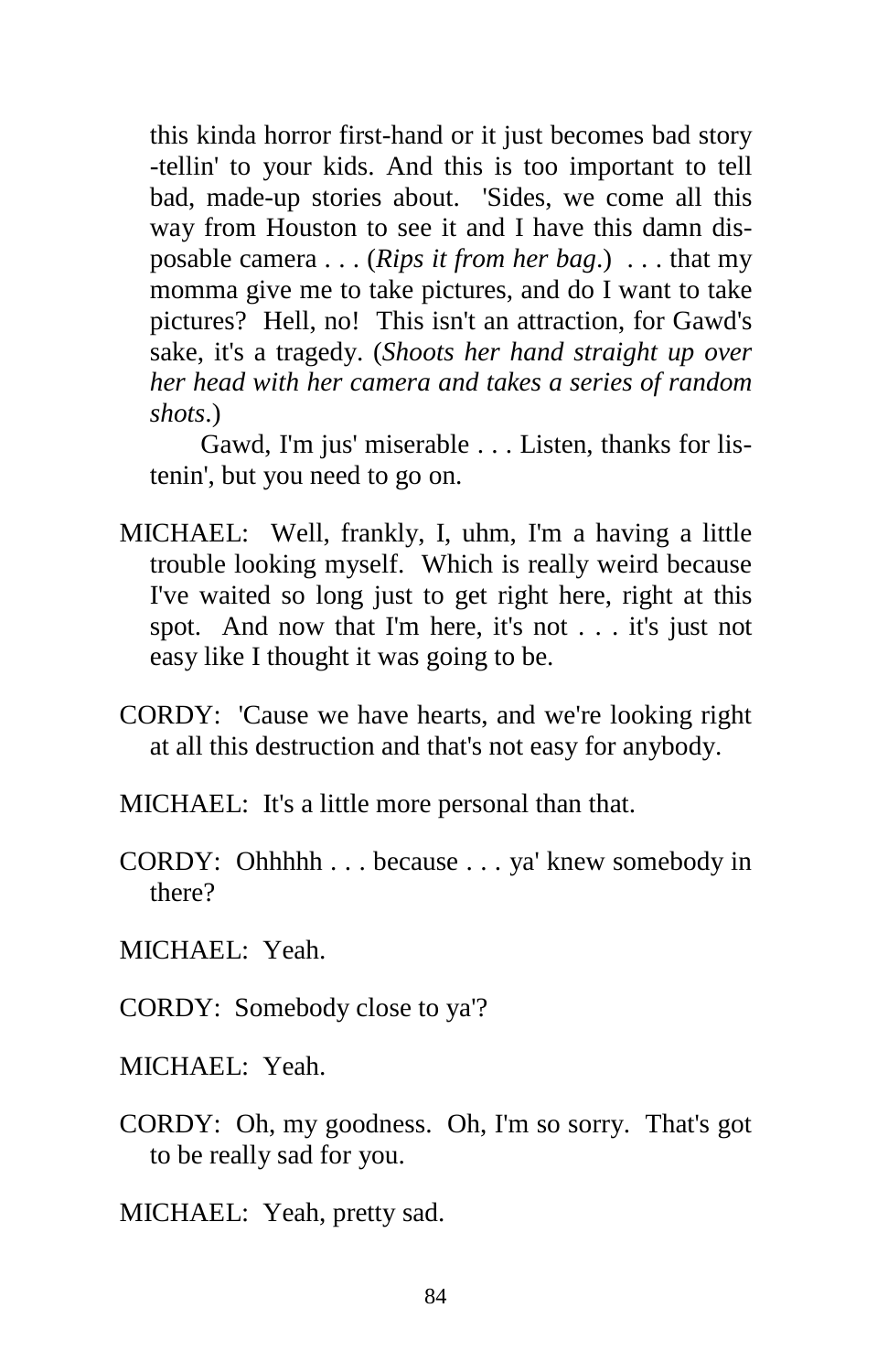this kinda horror first-hand or it just becomes bad story-tellin' to your kids. And this is too important to tell bad, made-up stories about. 'Sides, we come all this way from Houston to see it and I have this damn disposable camera . . . (*Rips it from her bag*.) . . . that my momma give me to take pictures, and do I want to take pictures? Hell, no! This isn't an attraction, for Gawd's sake, it's a tragedy. (*Shoots her hand straight up over her head with her camera and takes a series of random shots*.)

Gawd, I'm jus' miserable . . . Listen, thanks for listenin', but you need to go on.

MICHAEL: Well, frankly, I, uhm, I'm a having a little trouble looking myself. Which is really weird because I've waited so long just to get right here, right at this spot. And now that I'm here, it's not . . . it's just not easy like I thought it was going to be.

CORDY: 'Cause we have hearts, and we're looking right at all this destruction and that's not easy for anybody.

MICHAEL: It's a little more personal than that.

CORDY: Ohhhhh . . . because . . . ya' knew somebody in there?

MICHAEL: Yeah.

CORDY: Somebody close to ya'?

MICHAEL: Yeah.

CORDY: Oh, my goodness. Oh, I'm so sorry. That's got to be really sad for you.

MICHAEL: Yeah, pretty sad.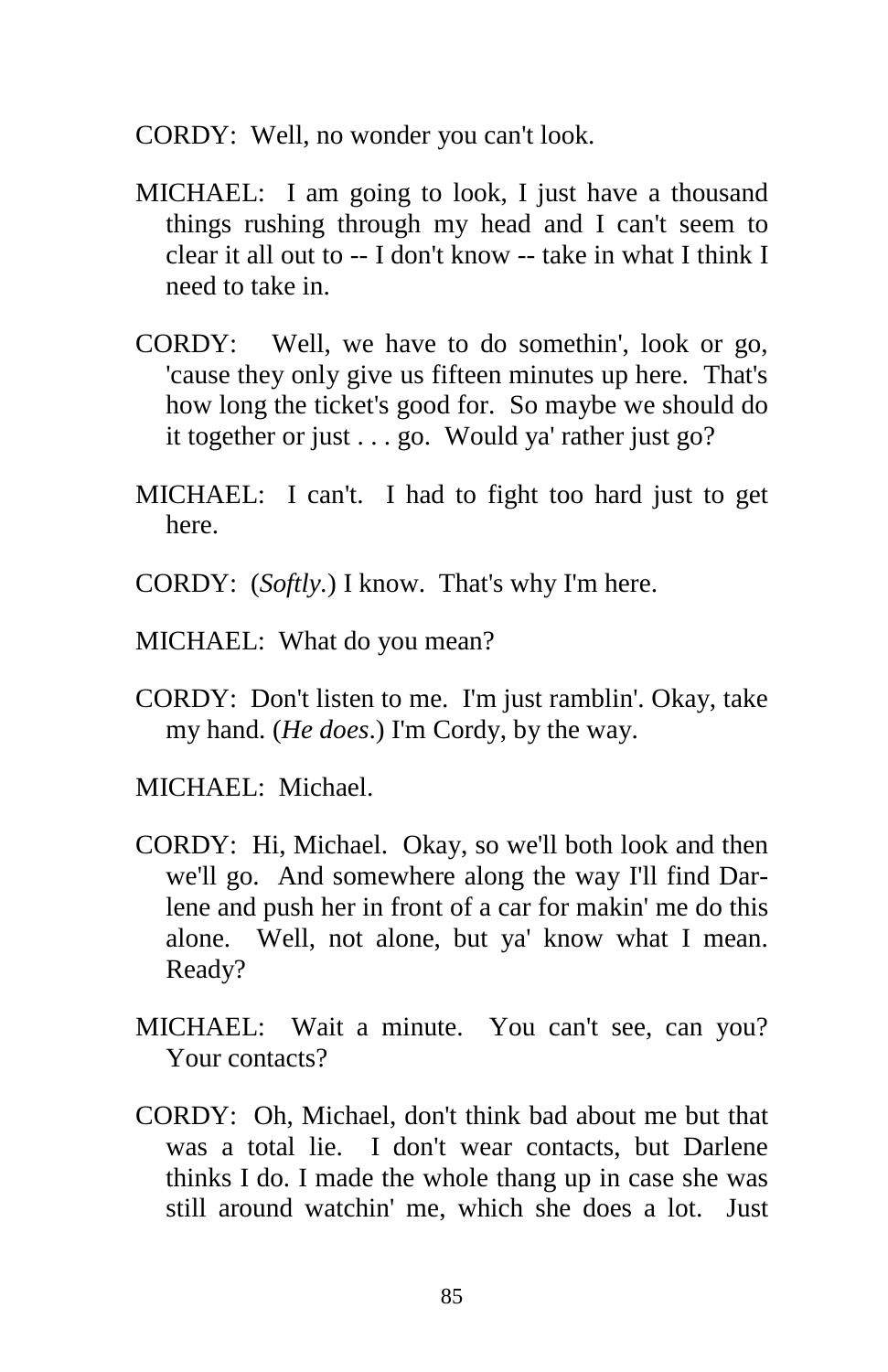CORDY: Well, no wonder you can't look.

MICHAEL: I am going to look, I just have a thousand things rushing through my head and I can't seem to clear it all out to -- I don't know -- take in what I think I need to take in.

CORDY: Well, we have to do somethin', look or go, 'cause they only give us fifteen minutes up here. That's how long the ticket's good for. So maybe we should do it together or just . . . go. Would ya' rather just go?

MICHAEL: I can't. I had to fight too hard just to get here.

CORDY: (*Softly.*) I know. That's why I'm here.

MICHAEL: What do you mean?

CORDY: Don't listen to me. I'm just ramblin'. Okay, take my hand. (*He does*.) I'm Cordy, by the way.

MICHAEL: Michael.

CORDY: Hi, Michael. Okay, so we'll both look and then we'll go. And somewhere along the way I'll find Darlene and push her in front of a car for makin' me do this alone. Well, not alone, but ya' know what I mean. Ready?

MICHAEL: Wait a minute. You can't see, can you? Your contacts?

CORDY: Oh, Michael, don't think bad about me but that was a total lie. I don't wear contacts, but Darlene thinks I do. I made the whole thang up in case she was still around watchin' me, which she does a lot. Just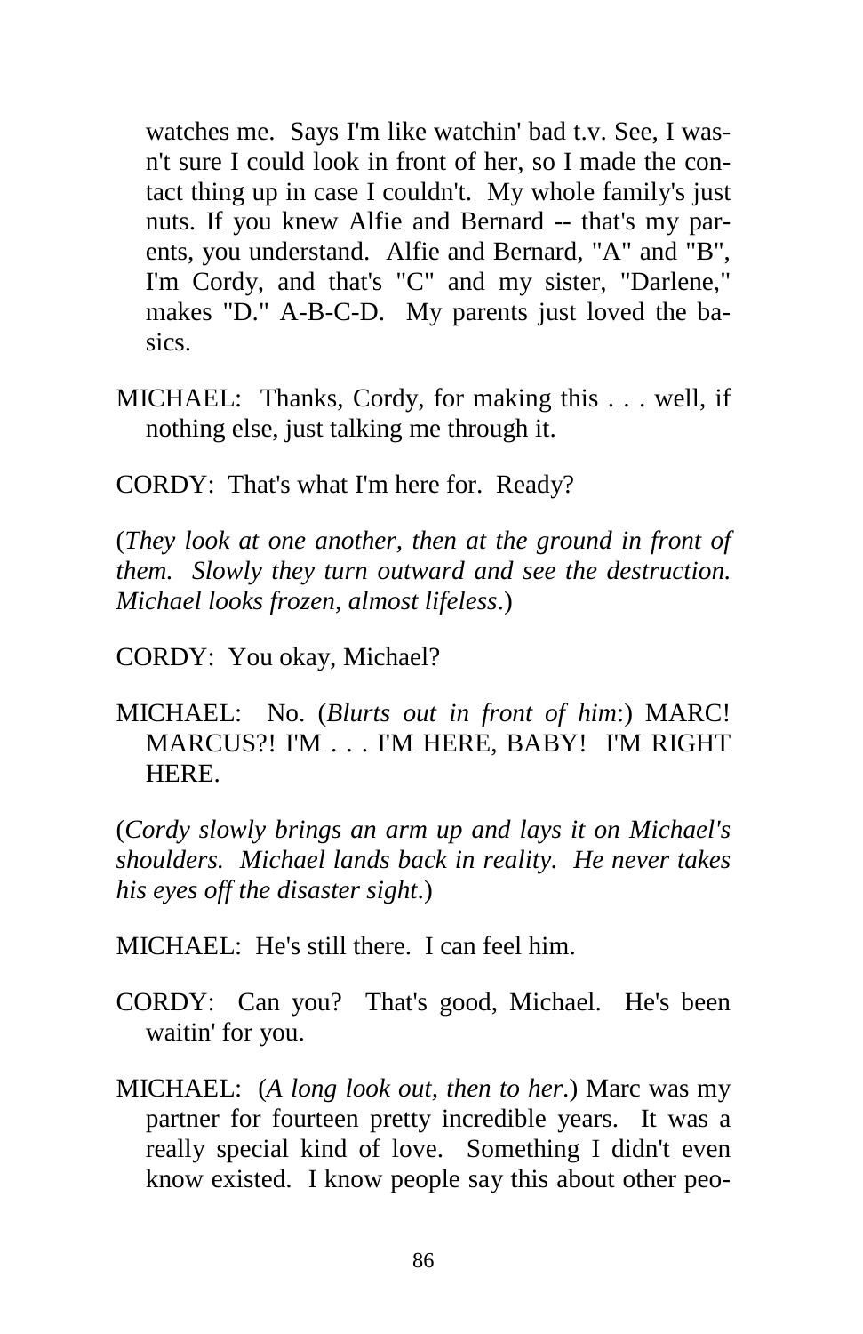watches me. Says I'm like watchin' bad t.v. See, I wasn't sure I could look in front of her, so I made the contact thing up in case I couldn't. My whole family's just nuts. If you knew Alfie and Bernard -- that's my parents, you understand. Alfie and Bernard, "A" and "B", I'm Cordy, and that's "C" and my sister, "Darlene," makes "D." A-B-C-D. My parents just loved the basics.

MICHAEL: Thanks, Cordy, for making this . . . well, if nothing else, just talking me through it.

CORDY: That's what I'm here for. Ready?

(*They look at one another, then at the ground in front of them. Slowly they turn outward and see the destruction. Michael looks frozen, almost lifeless*.)

CORDY: You okay, Michael?

MICHAEL: No. (*Blurts out in front of him*:) MARC! MARCUS?! I'M . . . I'M HERE, BABY! I'M RIGHT HERE.

(*Cordy slowly brings an arm up and lays it on Michael's shoulders. Michael lands back in reality. He never takes his eyes off the disaster sight*.)

MICHAEL: He's still there. I can feel him.

CORDY: Can you? That's good, Michael. He's been waitin' for you.

MICHAEL: (*A long look out, then to her*.) Marc was my partner for fourteen pretty incredible years. It was a really special kind of love. Something I didn't even know existed. I know people say this about other peo-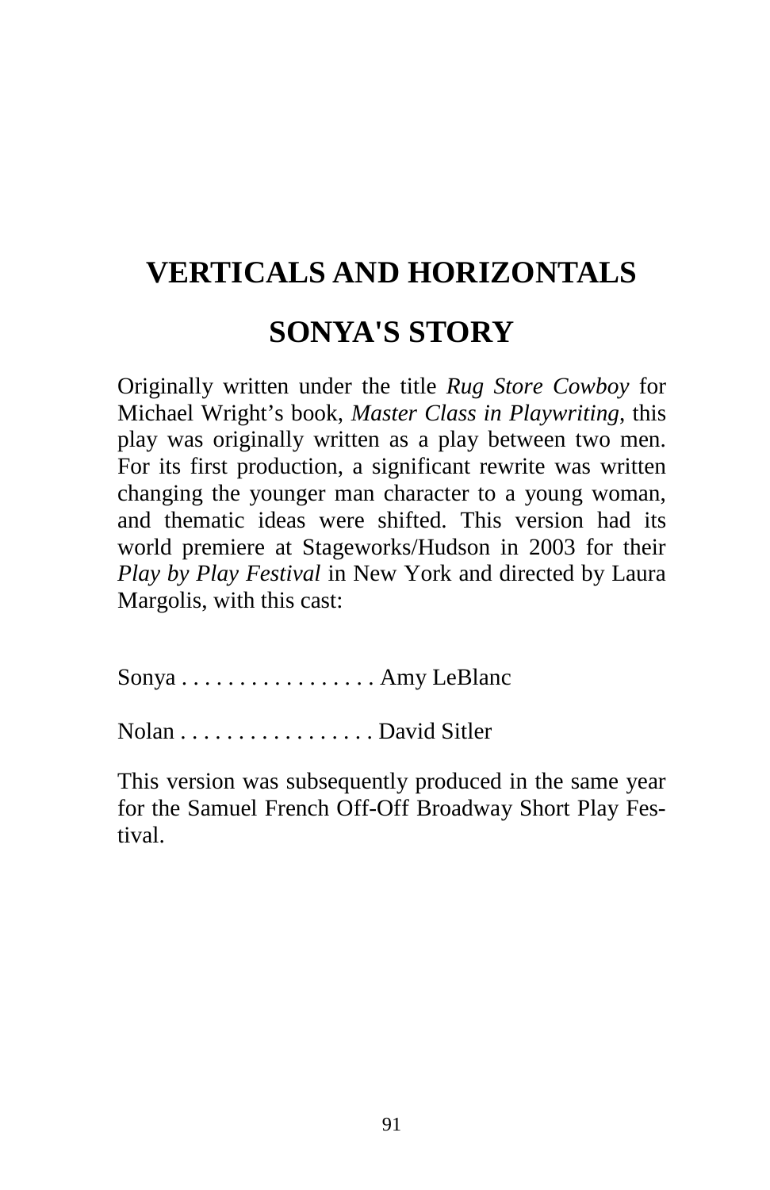# VERTICALS AND HORIZONTALS

## SONYA'S STORY

Originally written under the title *Rug Store Cowboy* for Michael Wright's book, *Master Class in Playwriting*, this play was originally written as a play between two men. For its first production, a significant rewrite was written changing the younger man character to a young woman, and thematic ideas were shifted. This version had its world premiere at Stageworks/Hudson in 2003 for their *Play by Play Festival* in New York and directed by Laura Margolis, with this cast:

Sonya . . . . . . . . . . . . . . . . . Amy LeBlanc

Nolan . . . . . . . . . . . . . . . . . David Sitler

This version was subsequently produced in the same year for the Samuel French Off-Off Broadway Short Play Festival.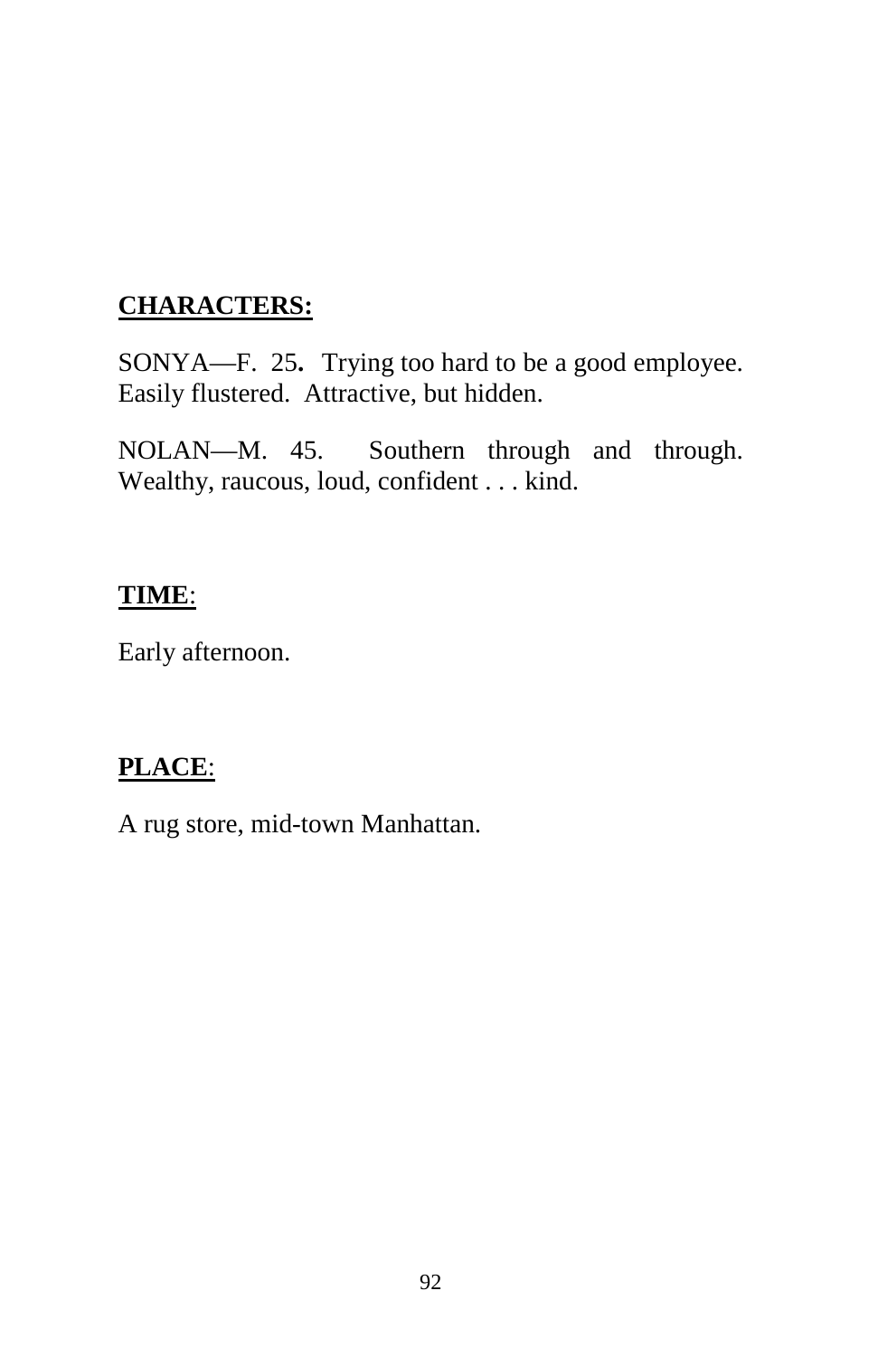**CHARACTERS:**

SONYA—F. 25**.** Trying too hard to be a good employee. Easily flustered. Attractive, but hidden.

NOLAN—M. 45. Southern through and through. Wealthy, raucous, loud, confident . . . kind.

**TIME**:

Early afternoon.

**PLACE**:

A rug store, mid-town Manhattan.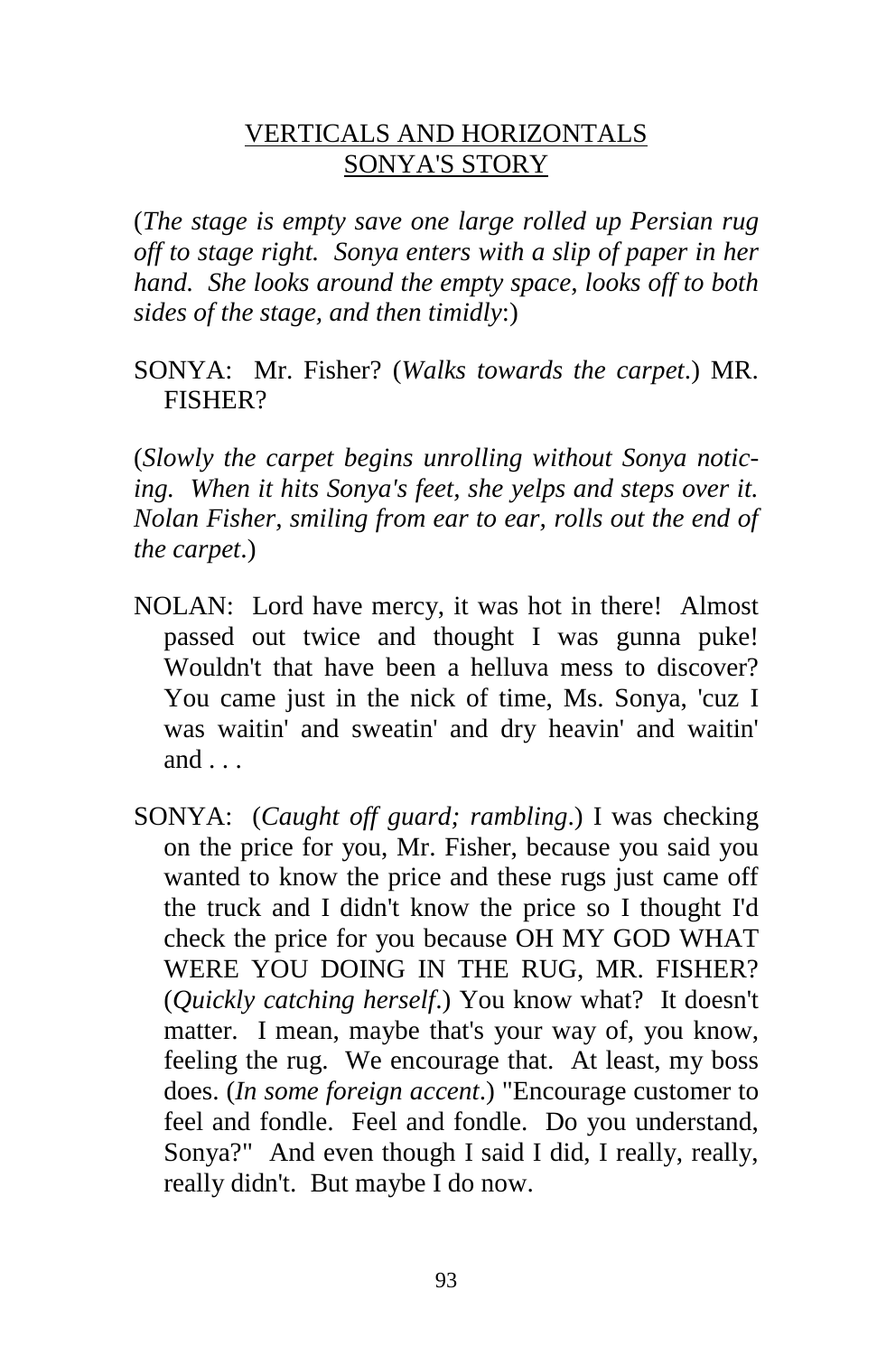<u>VERTICALS AND HORIZONTALS</u>
<u>SONYA'S STORY</u>

(*The stage is empty save one large rolled up Persian rug off to stage right. Sonya enters with a slip of paper in her hand. She looks around the empty space, looks off to both sides of the stage, and then timidly*:)

SONYA: Mr. Fisher? (*Walks towards the carpet*.) MR. FISHER?

(*Slowly the carpet begins unrolling without Sonya noticing. When it hits Sonya's feet, she yelps and steps over it. Nolan Fisher, smiling from ear to ear, rolls out the end of the carpet*.)

NOLAN: Lord have mercy, it was hot in there! Almost passed out twice and thought I was gunna puke! Wouldn't that have been a helluva mess to discover? You came just in the nick of time, Ms. Sonya, 'cuz I was waitin' and sweatin' and dry heavin' and waitin' and . . .

SONYA: (*Caught off guard; rambling*.) I was checking on the price for you, Mr. Fisher, because you said you wanted to know the price and these rugs just came off the truck and I didn't know the price so I thought I'd check the price for you because OH MY GOD WHAT WERE YOU DOING IN THE RUG, MR. FISHER? (*Quickly catching herself*.) You know what? It doesn't matter. I mean, maybe that's your way of, you know, feeling the rug. We encourage that. At least, my boss does. (*In some foreign accent*.) "Encourage customer to feel and fondle. Feel and fondle. Do you understand, Sonya?" And even though I said I did, I really, really, really didn't. But maybe I do now.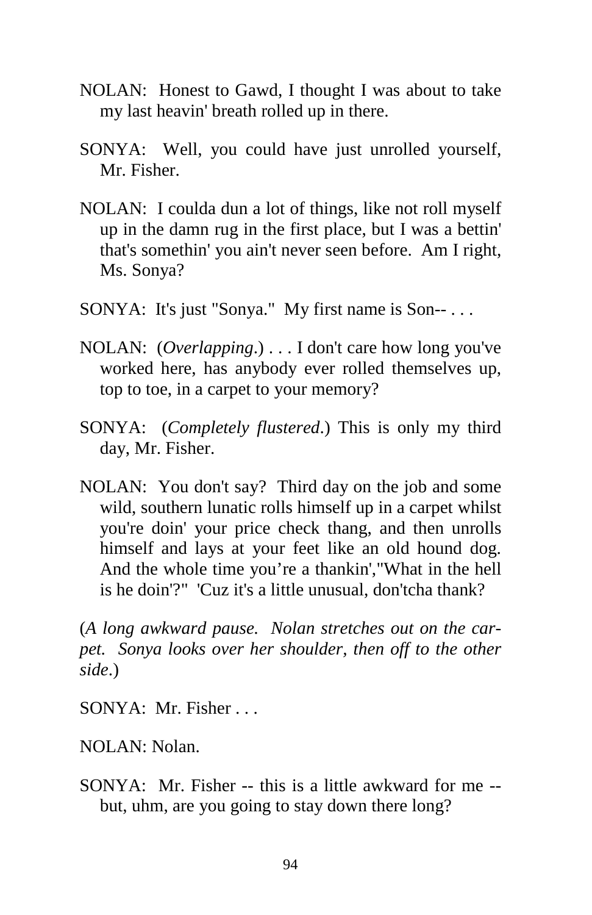NOLAN: Honest to Gawd, I thought I was about to take my last heavin' breath rolled up in there.

SONYA: Well, you could have just unrolled yourself, Mr. Fisher.

NOLAN: I coulda dun a lot of things, like not roll myself up in the damn rug in the first place, but I was a bettin' that's somethin' you ain't never seen before. Am I right, Ms. Sonya?

SONYA: It's just "Sonya." My first name is Son-- . . .

NOLAN: (*Overlapping*.) . . . I don't care how long you've worked here, has anybody ever rolled themselves up, top to toe, in a carpet to your memory?

SONYA: (*Completely flustered*.) This is only my third day, Mr. Fisher.

NOLAN: You don't say? Third day on the job and some wild, southern lunatic rolls himself up in a carpet whilst you're doin' your price check thang, and then unrolls himself and lays at your feet like an old hound dog. And the whole time you're a thankin',"What in the hell is he doin'?" 'Cuz it's a little unusual, don'tcha thank?

(*A long awkward pause. Nolan stretches out on the carpet. Sonya looks over her shoulder, then off to the other side*.)

SONYA: Mr. Fisher . . .

NOLAN: Nolan.

SONYA: Mr. Fisher -- this is a little awkward for me -- but, uhm, are you going to stay down there long?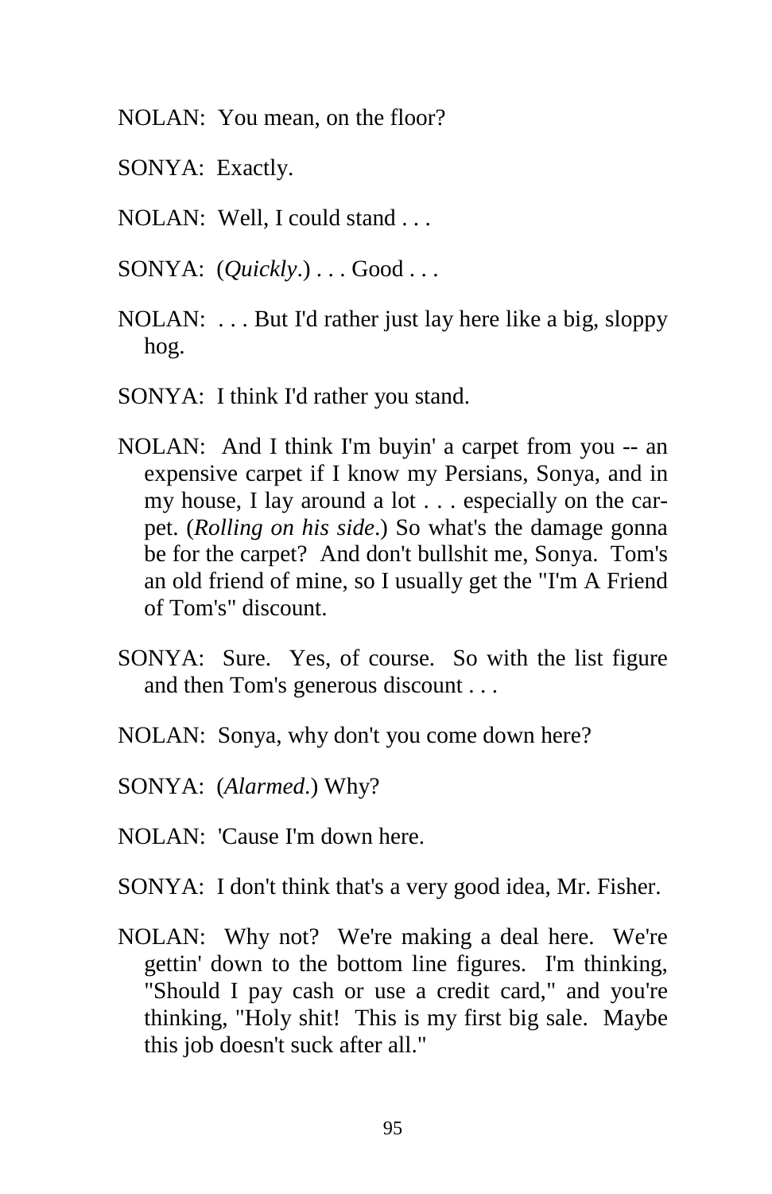NOLAN: You mean, on the floor?

SONYA: Exactly.

NOLAN: Well, I could stand . . .

SONYA: (*Quickly*.) . . . Good . . .

NOLAN: . . . But I'd rather just lay here like a big, sloppy hog.

SONYA: I think I'd rather you stand.

NOLAN: And I think I'm buyin' a carpet from you -- an expensive carpet if I know my Persians, Sonya, and in my house, I lay around a lot . . . especially on the carpet. (*Rolling on his side*.) So what's the damage gonna be for the carpet? And don't bullshit me, Sonya. Tom's an old friend of mine, so I usually get the "I'm A Friend of Tom's" discount.

SONYA: Sure. Yes, of course. So with the list figure and then Tom's generous discount . . .

NOLAN: Sonya, why don't you come down here?

SONYA: (*Alarmed*.) Why?

NOLAN: 'Cause I'm down here.

SONYA: I don't think that's a very good idea, Mr. Fisher.

NOLAN: Why not? We're making a deal here. We're gettin' down to the bottom line figures. I'm thinking, "Should I pay cash or use a credit card," and you're thinking, "Holy shit! This is my first big sale. Maybe this job doesn't suck after all."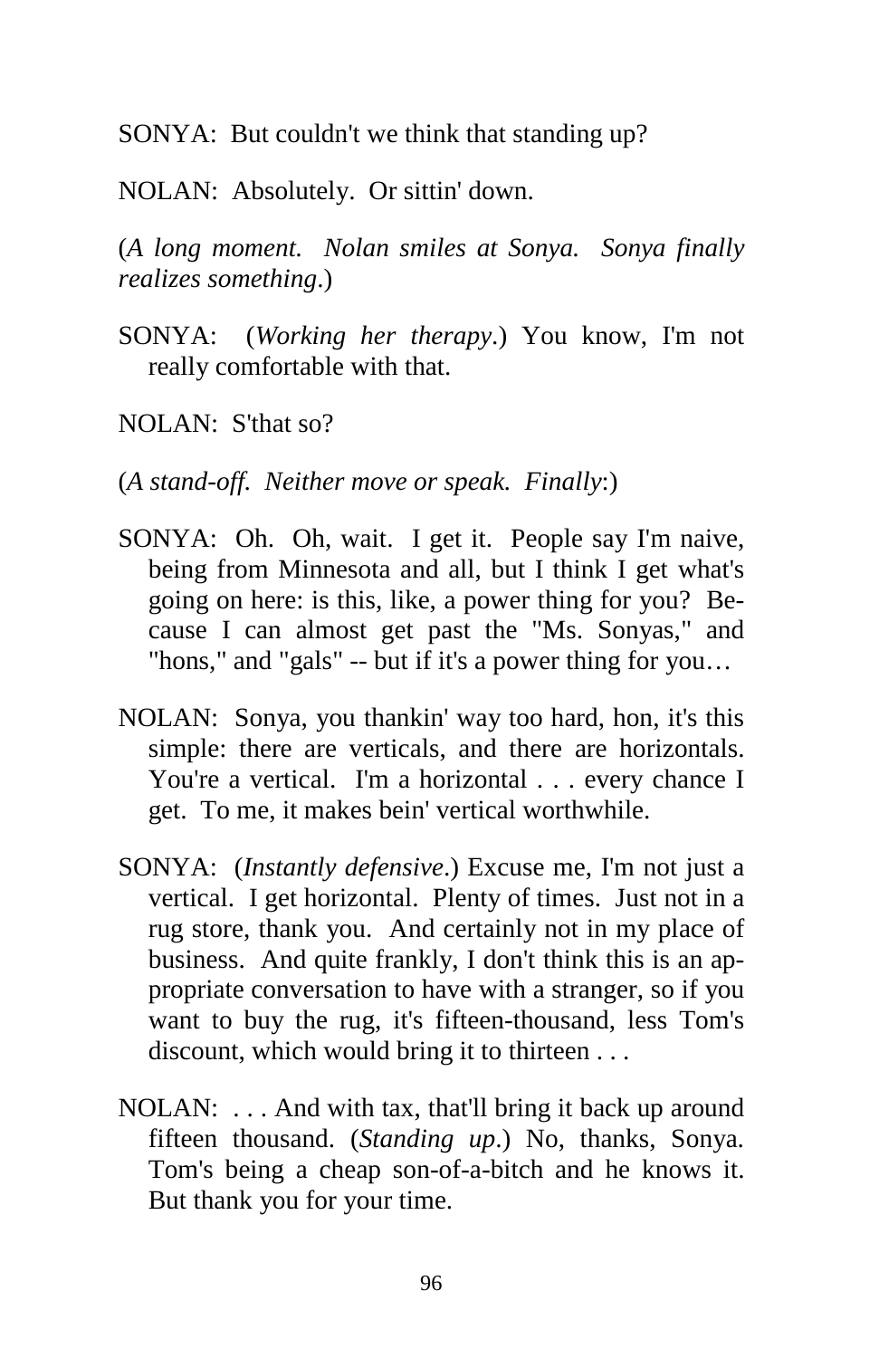SONYA: But couldn't we think that standing up?

NOLAN: Absolutely. Or sittin' down.

(*A long moment. Nolan smiles at Sonya. Sonya finally realizes something*.)

SONYA: (*Working her therapy*.) You know, I'm not really comfortable with that.

NOLAN: S'that so?

(*A stand-off. Neither move or speak. Finally*:)

SONYA: Oh. Oh, wait. I get it. People say I'm naive, being from Minnesota and all, but I think I get what's going on here: is this, like, a power thing for you? Because I can almost get past the "Ms. Sonyas," and "hons," and "gals" -- but if it's a power thing for you…

NOLAN: Sonya, you thankin' way too hard, hon, it's this simple: there are verticals, and there are horizontals. You're a vertical. I'm a horizontal . . . every chance I get. To me, it makes bein' vertical worthwhile.

SONYA: (*Instantly defensive*.) Excuse me, I'm not just a vertical. I get horizontal. Plenty of times. Just not in a rug store, thank you. And certainly not in my place of business. And quite frankly, I don't think this is an appropriate conversation to have with a stranger, so if you want to buy the rug, it's fifteen-thousand, less Tom's discount, which would bring it to thirteen . . .

NOLAN: . . . And with tax, that'll bring it back up around fifteen thousand. (*Standing up*.) No, thanks, Sonya. Tom's being a cheap son-of-a-bitch and he knows it. But thank you for your time.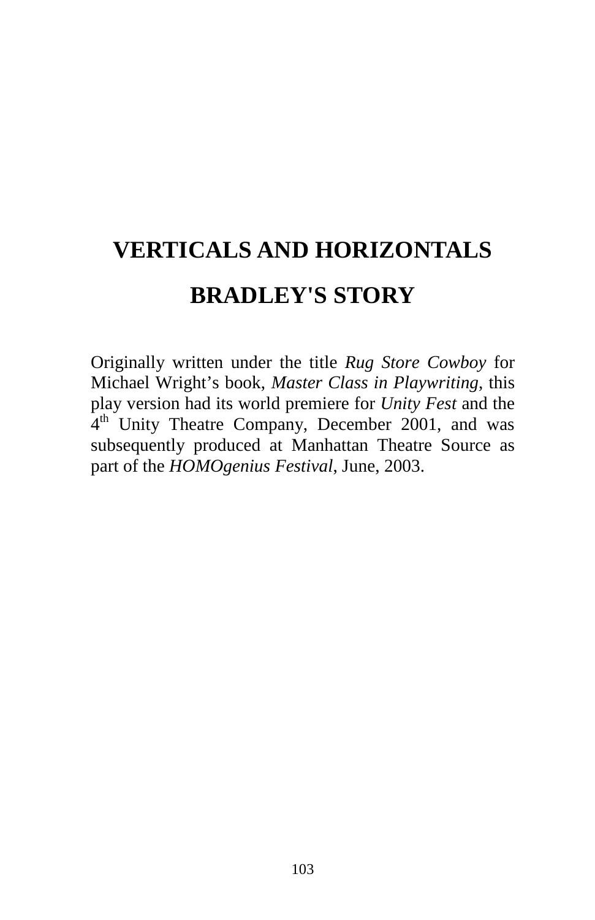# VERTICALS AND HORIZONTALS

# BRADLEY'S STORY

Originally written under the title *Rug Store Cowboy* for Michael Wright’s book, *Master Class in Playwriting*, this play version had its world premiere for *Unity Fest* and the 4th Unity Theatre Company, December 2001, and was subsequently produced at Manhattan Theatre Source as part of the *HOMOgenius Festival*, June, 2003.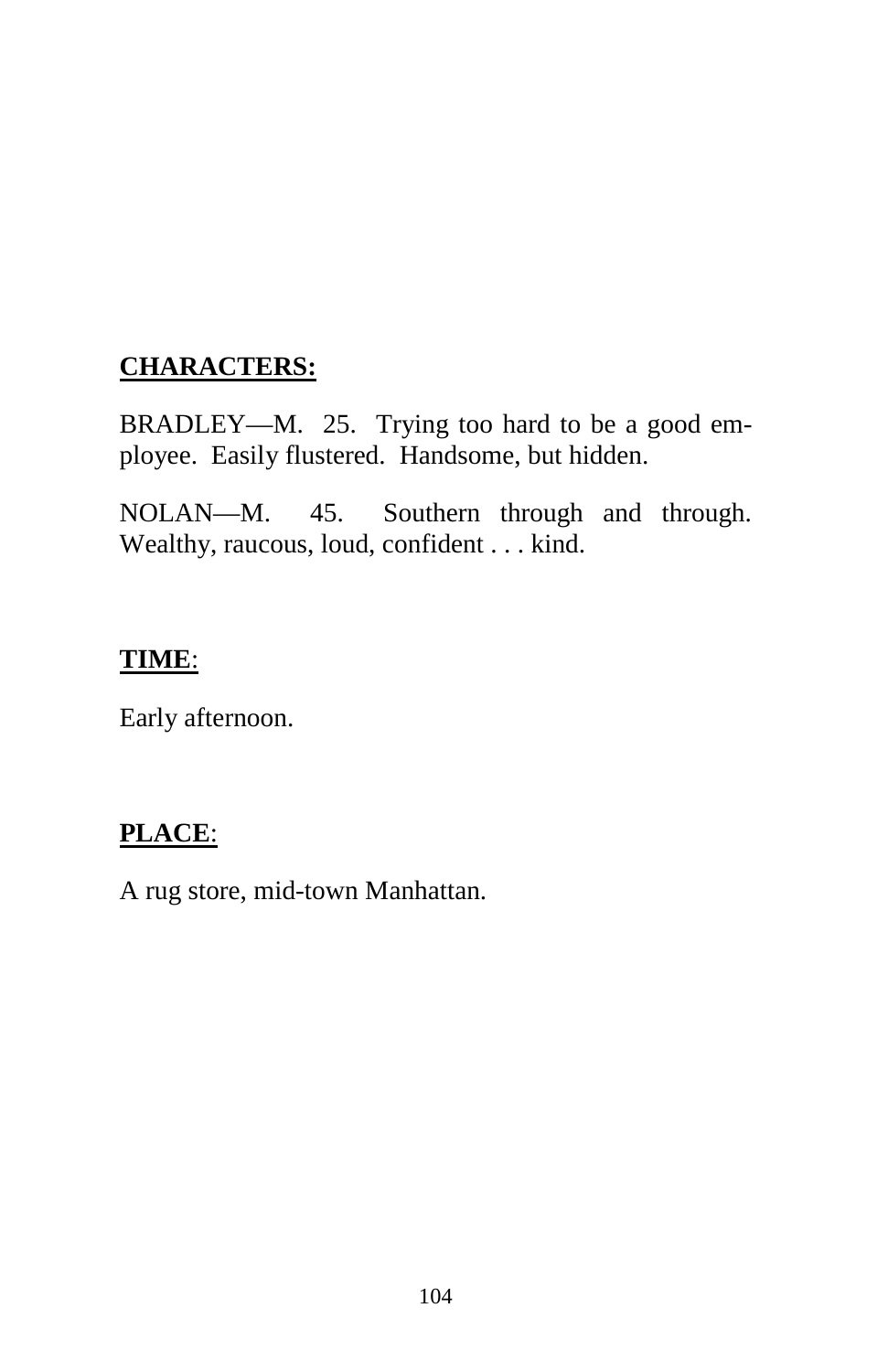**CHARACTERS:**

BRADLEY—M. 25. Trying too hard to be a good employee. Easily flustered. Handsome, but hidden.

NOLAN—M. 45. Southern through and through. Wealthy, raucous, loud, confident . . . kind.

**TIME**:

Early afternoon.

**PLACE**:

A rug store, mid-town Manhattan.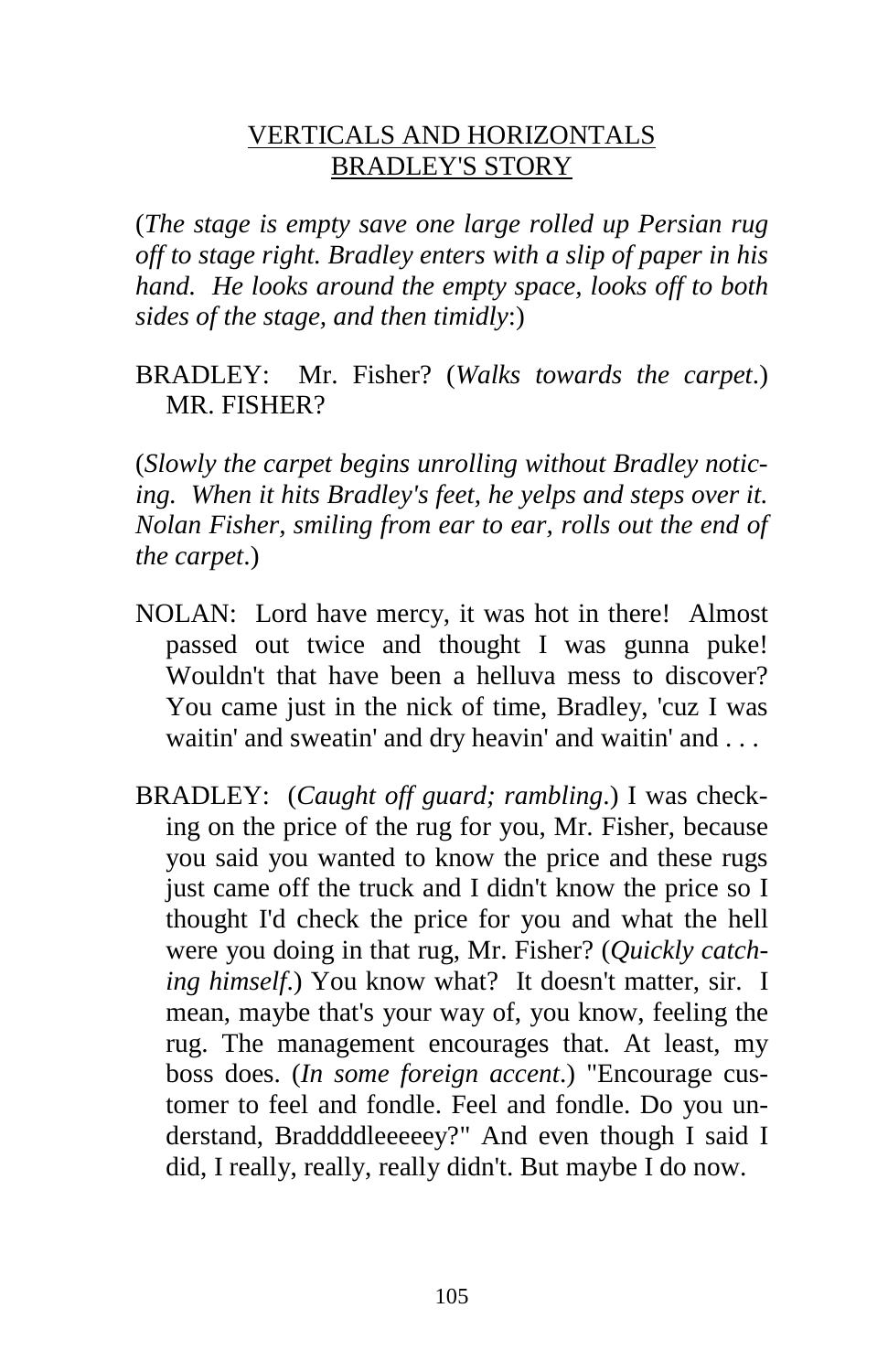## VERTICALS AND HORIZONTALS
## BRADLEY'S STORY

(*The stage is empty save one large rolled up Persian rug off to stage right. Bradley enters with a slip of paper in his hand. He looks around the empty space, looks off to both sides of the stage, and then timidly*:)

BRADLEY: Mr. Fisher? (*Walks towards the carpet*.) MR. FISHER?

(*Slowly the carpet begins unrolling without Bradley noticing. When it hits Bradley's feet, he yelps and steps over it. Nolan Fisher, smiling from ear to ear, rolls out the end of the carpet*.)

NOLAN: Lord have mercy, it was hot in there! Almost passed out twice and thought I was gunna puke! Wouldn't that have been a helluva mess to discover? You came just in the nick of time, Bradley, 'cuz I was waitin' and sweatin' and dry heavin' and waitin' and . . .

BRADLEY: (*Caught off guard; rambling*.) I was checking on the price of the rug for you, Mr. Fisher, because you said you wanted to know the price and these rugs just came off the truck and I didn't know the price so I thought I'd check the price for you and what the hell were you doing in that rug, Mr. Fisher? (*Quickly catching himself*.) You know what? It doesn't matter, sir. I mean, maybe that's your way of, you know, feeling the rug. The management encourages that. At least, my boss does. (*In some foreign accent*.) "Encourage customer to feel and fondle. Feel and fondle. Do you understand, Braddddleeeeey?" And even though I said I did, I really, really, really didn't. But maybe I do now.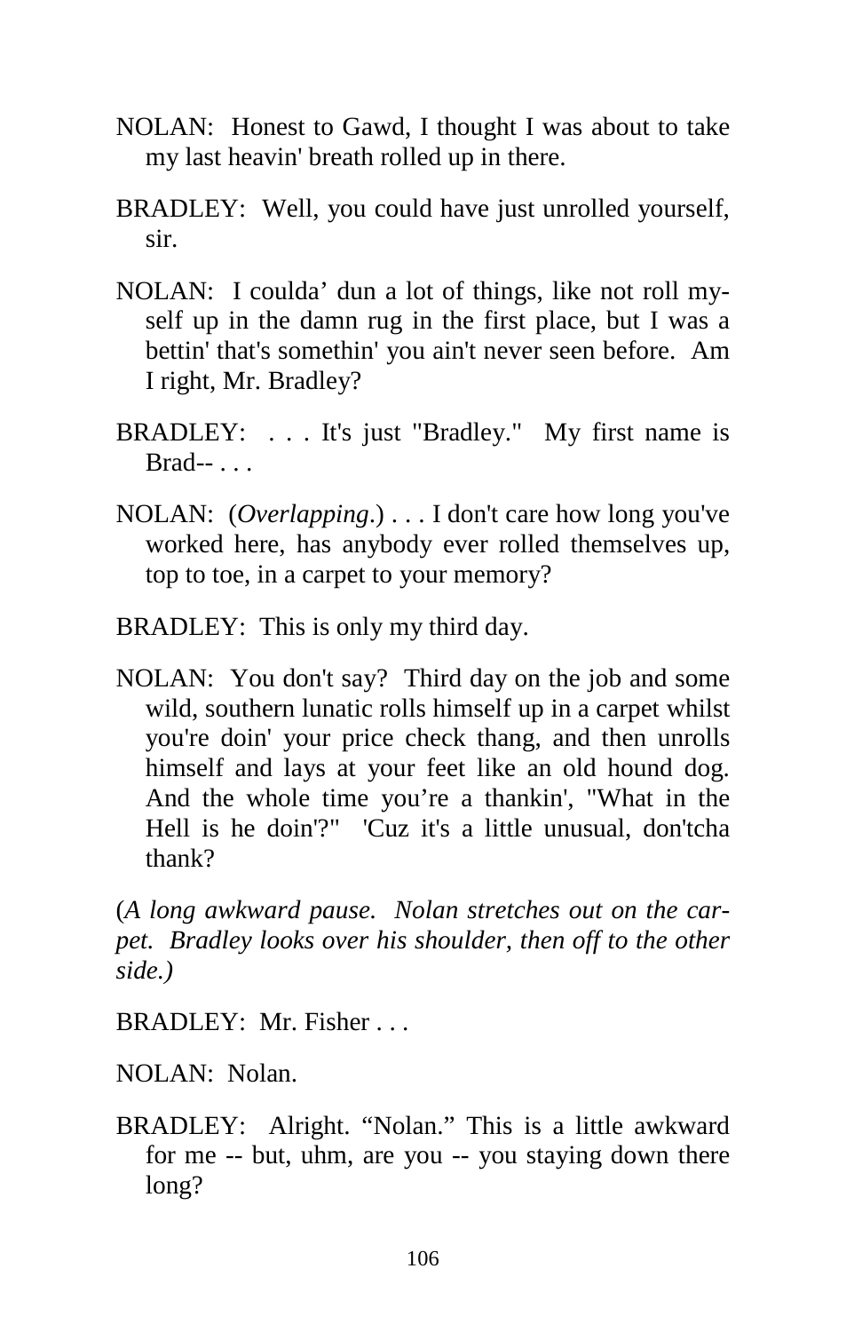NOLAN: Honest to Gawd, I thought I was about to take my last heavin' breath rolled up in there.

BRADLEY: Well, you could have just unrolled yourself, sir.

NOLAN: I coulda' dun a lot of things, like not roll myself up in the damn rug in the first place, but I was a bettin' that's somethin' you ain't never seen before. Am I right, Mr. Bradley?

BRADLEY: . . . It's just "Bradley." My first name is Brad-- . . .

NOLAN: (*Overlapping*.) . . . I don't care how long you've worked here, has anybody ever rolled themselves up, top to toe, in a carpet to your memory?

BRADLEY: This is only my third day.

NOLAN: You don't say? Third day on the job and some wild, southern lunatic rolls himself up in a carpet whilst you're doin' your price check thang, and then unrolls himself and lays at your feet like an old hound dog. And the whole time you're a thankin', "What in the Hell is he doin'?" 'Cuz it's a little unusual, don'tcha thank?

(*A long awkward pause. Nolan stretches out on the carpet. Bradley looks over his shoulder, then off to the other side.)*

BRADLEY: Mr. Fisher . . .

NOLAN: Nolan.

BRADLEY: Alright. "Nolan." This is a little awkward for me -- but, uhm, are you -- you staying down there long?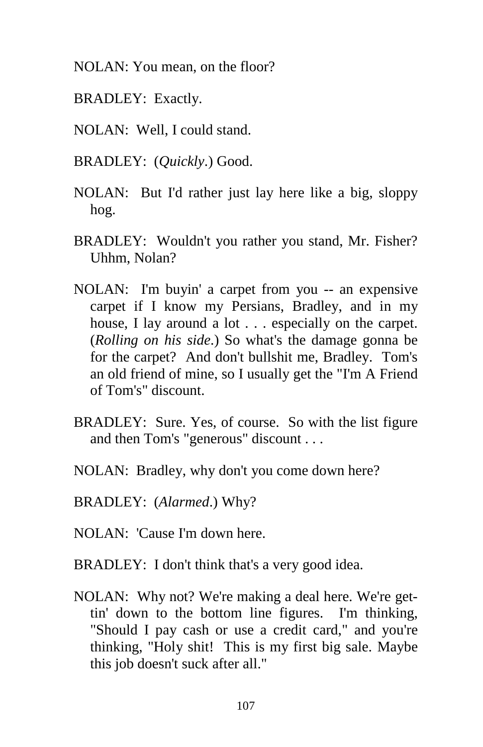NOLAN: You mean, on the floor?

BRADLEY: Exactly.

NOLAN: Well, I could stand.

BRADLEY: (*Quickly*.) Good.

NOLAN: But I'd rather just lay here like a big, sloppy hog.

BRADLEY: Wouldn't you rather you stand, Mr. Fisher? Uhhm, Nolan?

NOLAN: I'm buyin' a carpet from you -- an expensive carpet if I know my Persians, Bradley, and in my house, I lay around a lot . . . especially on the carpet. (*Rolling on his side.*) So what's the damage gonna be for the carpet? And don't bullshit me, Bradley. Tom's an old friend of mine, so I usually get the "I'm A Friend of Tom's" discount.

BRADLEY: Sure. Yes, of course. So with the list figure and then Tom's "generous" discount . . .

NOLAN: Bradley, why don't you come down here?

BRADLEY: (*Alarmed*.) Why?

NOLAN: 'Cause I'm down here.

BRADLEY: I don't think that's a very good idea.

NOLAN: Why not? We're making a deal here. We're gettin' down to the bottom line figures. I'm thinking, "Should I pay cash or use a credit card," and you're thinking, "Holy shit! This is my first big sale. Maybe this job doesn't suck after all."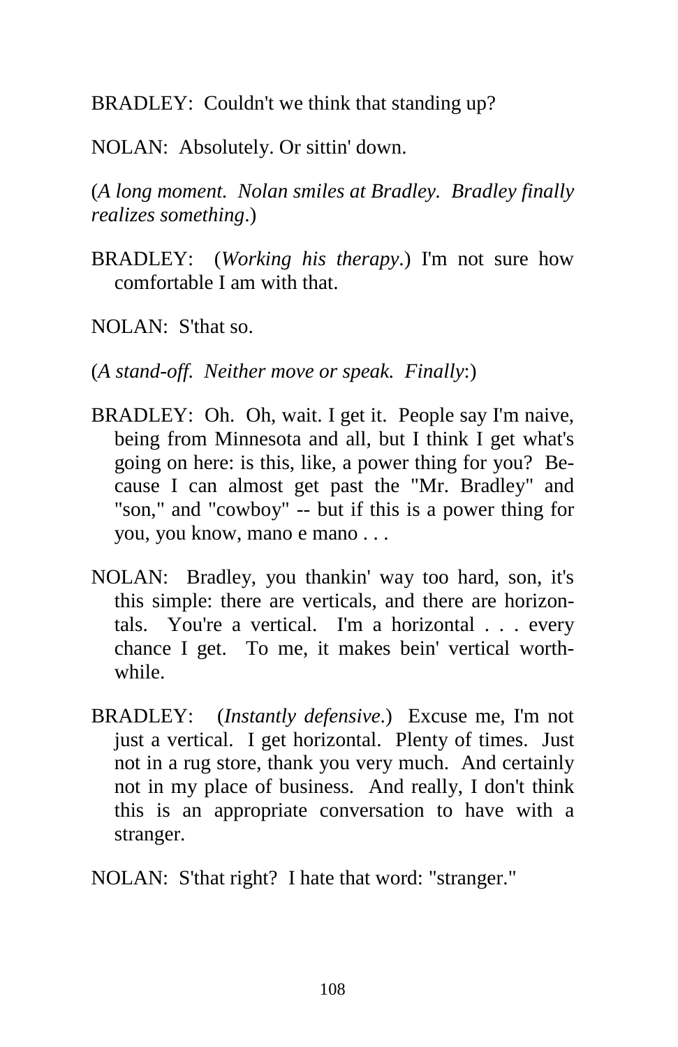BRADLEY: Couldn't we think that standing up?

NOLAN: Absolutely. Or sittin' down.

(*A long moment. Nolan smiles at Bradley. Bradley finally realizes something*.)

BRADLEY: (*Working his therapy*.) I'm not sure how comfortable I am with that.

NOLAN: S'that so.

(*A stand-off. Neither move or speak. Finally*:)

BRADLEY: Oh. Oh, wait. I get it. People say I'm naive, being from Minnesota and all, but I think I get what's going on here: is this, like, a power thing for you? Because I can almost get past the "Mr. Bradley" and "son," and "cowboy" -- but if this is a power thing for you, you know, mano e mano . . .

NOLAN: Bradley, you thankin' way too hard, son, it's this simple: there are verticals, and there are horizontals. You're a vertical. I'm a horizontal . . . every chance I get. To me, it makes bein' vertical worthwhile.

BRADLEY: (*Instantly defensive*.) Excuse me, I'm not just a vertical. I get horizontal. Plenty of times. Just not in a rug store, thank you very much. And certainly not in my place of business. And really, I don't think this is an appropriate conversation to have with a stranger.

NOLAN: S'that right? I hate that word: "stranger."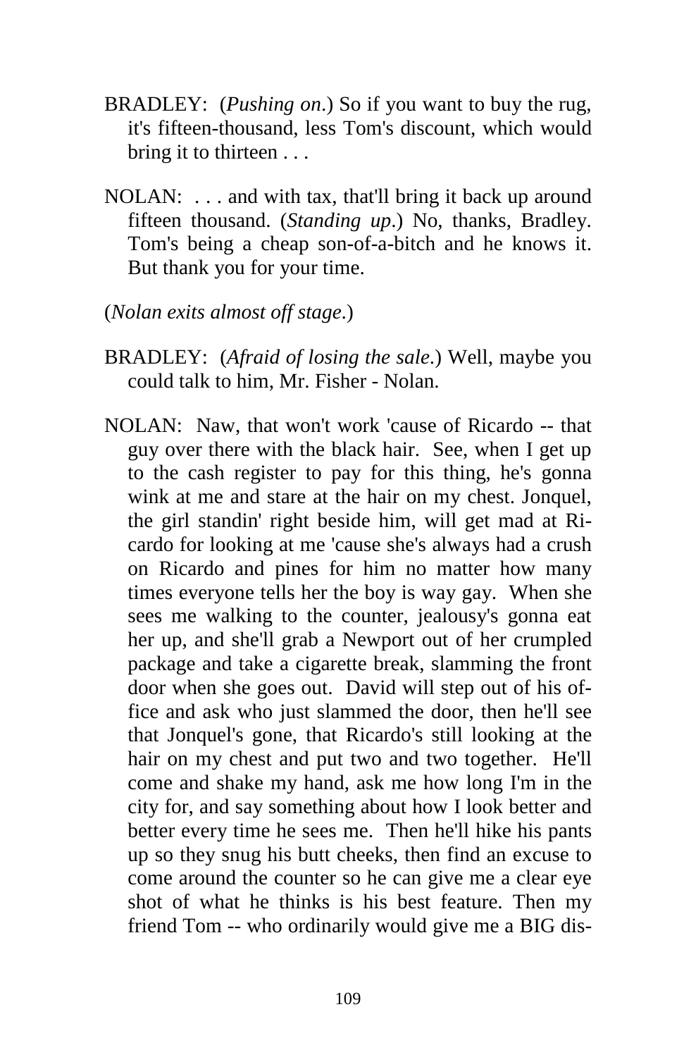BRADLEY: (*Pushing on*.) So if you want to buy the rug, it's fifteen-thousand, less Tom's discount, which would bring it to thirteen . . .

NOLAN: . . . and with tax, that'll bring it back up around fifteen thousand. (*Standing up*.) No, thanks, Bradley. Tom's being a cheap son-of-a-bitch and he knows it. But thank you for your time.

(*Nolan exits almost off stage*.)

BRADLEY: (*Afraid of losing the sale*.) Well, maybe you could talk to him, Mr. Fisher - Nolan.

NOLAN: Naw, that won't work 'cause of Ricardo -- that guy over there with the black hair. See, when I get up to the cash register to pay for this thing, he's gonna wink at me and stare at the hair on my chest. Jonquel, the girl standin' right beside him, will get mad at Ricardo for looking at me 'cause she's always had a crush on Ricardo and pines for him no matter how many times everyone tells her the boy is way gay. When she sees me walking to the counter, jealousy's gonna eat her up, and she'll grab a Newport out of her crumpled package and take a cigarette break, slamming the front door when she goes out. David will step out of his office and ask who just slammed the door, then he'll see that Jonquel's gone, that Ricardo's still looking at the hair on my chest and put two and two together. He'll come and shake my hand, ask me how long I'm in the city for, and say something about how I look better and better every time he sees me. Then he'll hike his pants up so they snug his butt cheeks, then find an excuse to come around the counter so he can give me a clear eye shot of what he thinks is his best feature. Then my friend Tom -- who ordinarily would give me a BIG dis-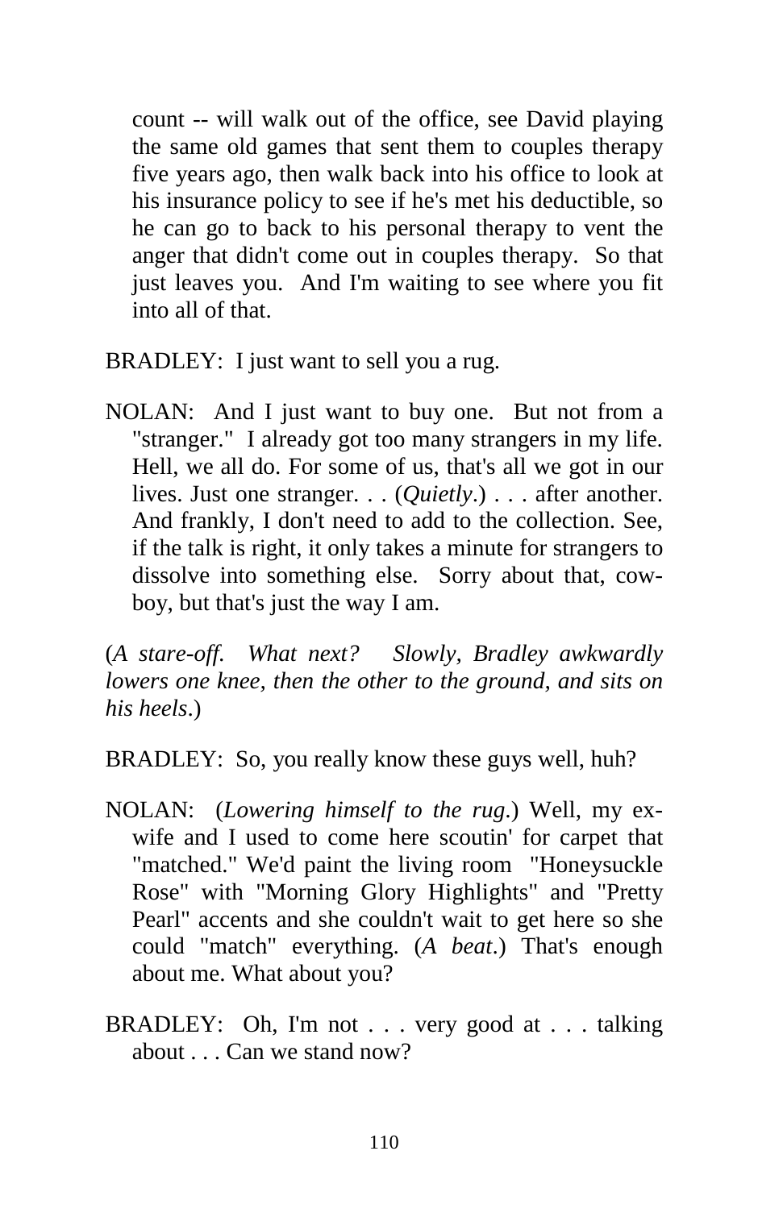count -- will walk out of the office, see David playing the same old games that sent them to couples therapy five years ago, then walk back into his office to look at his insurance policy to see if he's met his deductible, so he can go to back to his personal therapy to vent the anger that didn't come out in couples therapy. So that just leaves you. And I'm waiting to see where you fit into all of that.

BRADLEY: I just want to sell you a rug.

NOLAN: And I just want to buy one. But not from a "stranger." I already got too many strangers in my life. Hell, we all do. For some of us, that's all we got in our lives. Just one stranger. . . (*Quietly*.) . . . after another. And frankly, I don't need to add to the collection. See, if the talk is right, it only takes a minute for strangers to dissolve into something else. Sorry about that, cowboy, but that's just the way I am.

(*A stare-off. What next? Slowly, Bradley awkwardly lowers one knee, then the other to the ground, and sits on his heels*.)

BRADLEY: So, you really know these guys well, huh?

NOLAN: (*Lowering himself to the rug*.) Well, my ex-wife and I used to come here scoutin' for carpet that "matched." We'd paint the living room "Honeysuckle Rose" with "Morning Glory Highlights" and "Pretty Pearl" accents and she couldn't wait to get here so she could "match" everything. (*A beat*.) That's enough about me. What about you?

BRADLEY: Oh, I'm not . . . very good at . . . talking about . . . Can we stand now?